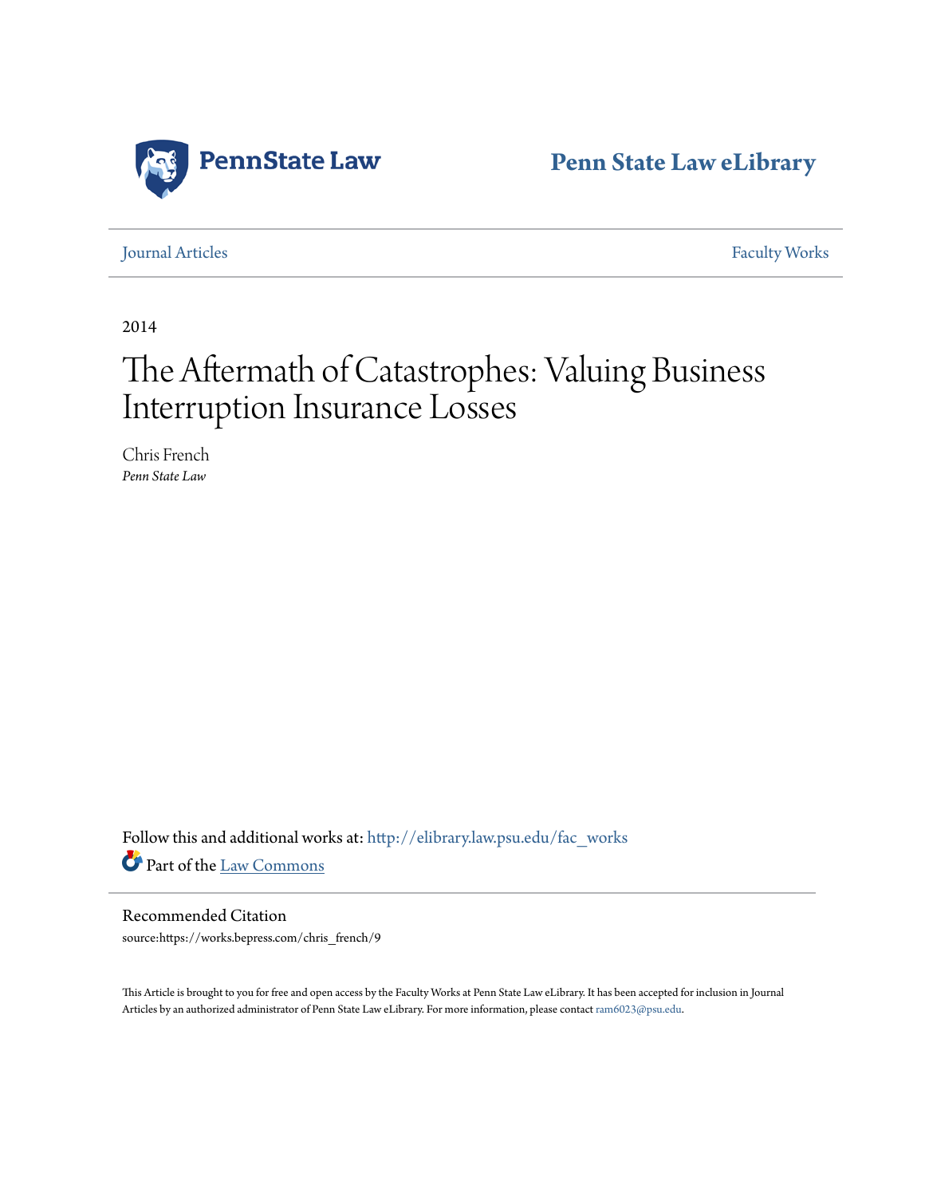PennState Law

Penn State Law eLibrary

Journal Articles | Faculty Works

2014

# The Aftermath of Catastrophes: Valuing Business Interruption Insurance Losses

Chris French
*Penn State Law*

Follow this and additional works at: http://elibrary.law.psu.edu/fac_works

Part of the Law Commons

Recommended Citation

source:https://works.bepress.com/chris_french/9

This Article is brought to you for free and open access by the Faculty Works at Penn State Law eLibrary. It has been accepted for inclusion in Journal Articles by an authorized administrator of Penn State Law eLibrary. For more information, please contact ram6023@psu.edu.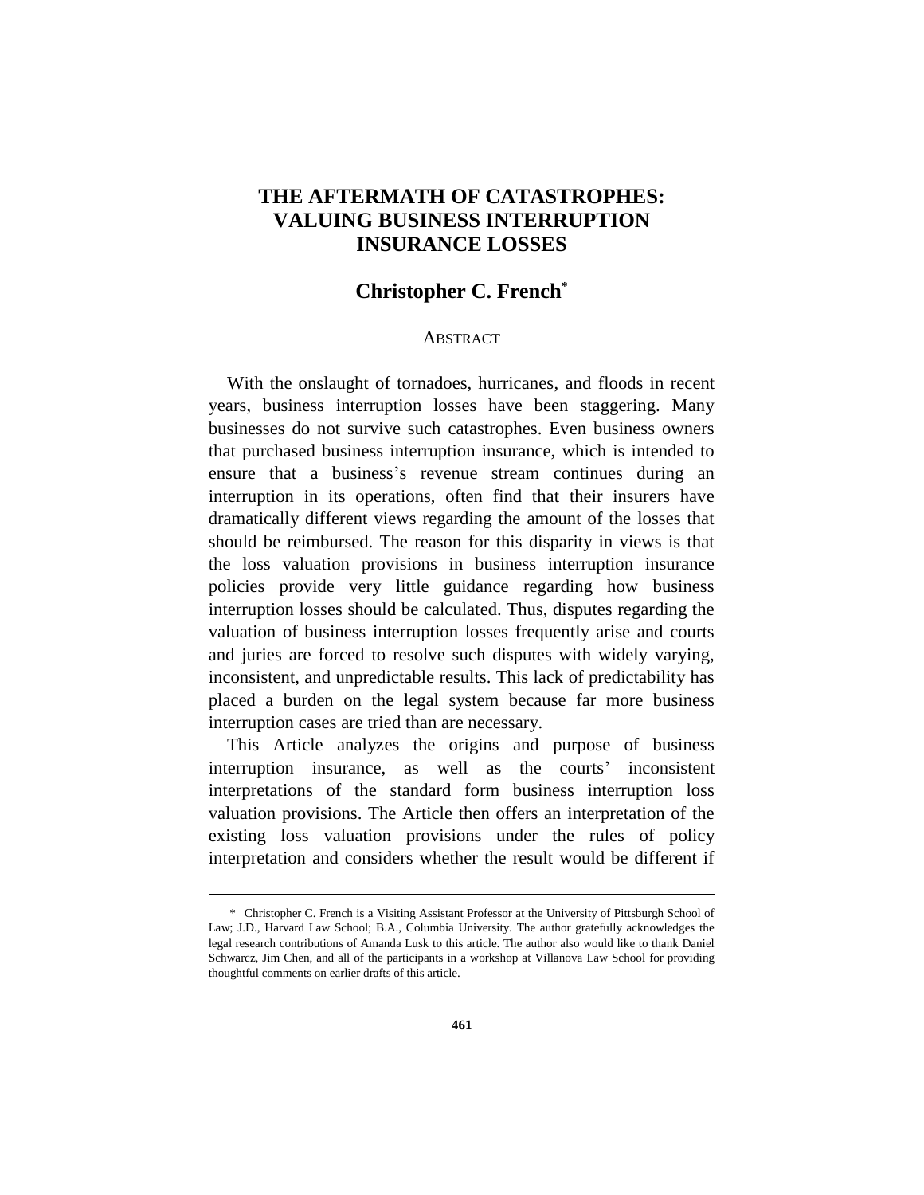# THE AFTERMATH OF CATASTROPHES: VALUING BUSINESS INTERRUPTION INSURANCE LOSSES

## Christopher C. French*

ABSTRACT

With the onslaught of tornadoes, hurricanes, and floods in recent years, business interruption losses have been staggering. Many businesses do not survive such catastrophes. Even business owners that purchased business interruption insurance, which is intended to ensure that a business's revenue stream continues during an interruption in its operations, often find that their insurers have dramatically different views regarding the amount of the losses that should be reimbursed. The reason for this disparity in views is that the loss valuation provisions in business interruption insurance policies provide very little guidance regarding how business interruption losses should be calculated. Thus, disputes regarding the valuation of business interruption losses frequently arise and courts and juries are forced to resolve such disputes with widely varying, inconsistent, and unpredictable results. This lack of predictability has placed a burden on the legal system because far more business interruption cases are tried than are necessary.

This Article analyzes the origins and purpose of business interruption insurance, as well as the courts' inconsistent interpretations of the standard form business interruption loss valuation provisions. The Article then offers an interpretation of the existing loss valuation provisions under the rules of policy interpretation and considers whether the result would be different if

---

\* Christopher C. French is a Visiting Assistant Professor at the University of Pittsburgh School of Law; J.D., Harvard Law School; B.A., Columbia University. The author gratefully acknowledges the legal research contributions of Amanda Lusk to this article. The author also would like to thank Daniel Schwarcz, Jim Chen, and all of the participants in a workshop at Villanova Law School for providing thoughtful comments on earlier drafts of this article.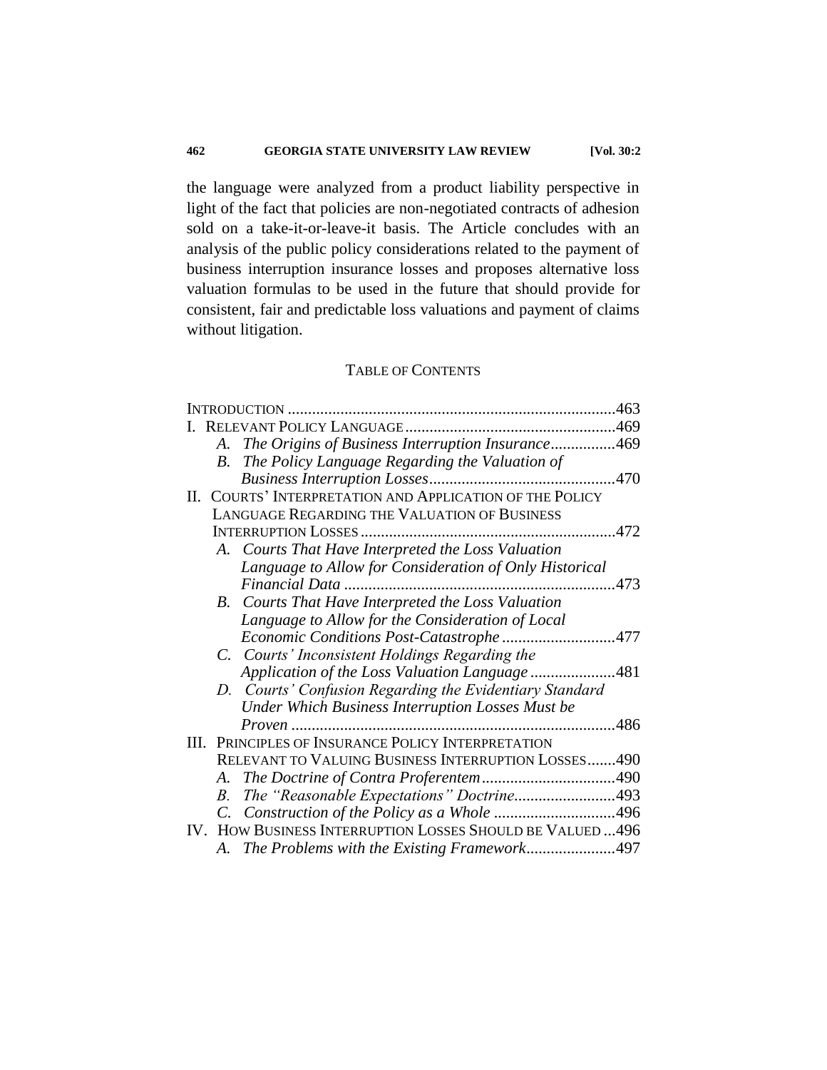the language were analyzed from a product liability perspective in light of the fact that policies are non-negotiated contracts of adhesion sold on a take-it-or-leave-it basis. The Article concludes with an analysis of the public policy considerations related to the payment of business interruption insurance losses and proposes alternative loss valuation formulas to be used in the future that should provide for consistent, fair and predictable loss valuations and payment of claims without litigation.

## TABLE OF CONTENTS

INTRODUCTION ....................................................................................463

I. RELEVANT POLICY LANGUAGE ....................................................469

- A. *The Origins of Business Interruption Insurance* ................469
- B. *The Policy Language Regarding the Valuation of Business Interruption Losses* ..............................................470

II. COURTS' INTERPRETATION AND APPLICATION OF THE POLICY LANGUAGE REGARDING THE VALUATION OF BUSINESS INTERRUPTION LOSSES ..............................................................472

- A. *Courts That Have Interpreted the Loss Valuation Language to Allow for Consideration of Only Historical Financial Data* ...................................................................473
- B. *Courts That Have Interpreted the Loss Valuation Language to Allow for the Consideration of Local Economic Conditions Post-Catastrophe* ............................477
- C. *Courts' Inconsistent Holdings Regarding the Application of the Loss Valuation Language* .....................481
- D. *Courts' Confusion Regarding the Evidentiary Standard Under Which Business Interruption Losses Must be Proven* ................................................................................486

III. PRINCIPLES OF INSURANCE POLICY INTERPRETATION RELEVANT TO VALUING BUSINESS INTERRUPTION LOSSES .......490

- A. *The Doctrine of Contra Proferentem* .................................490
- B. *The "Reasonable Expectations" Doctrine*.........................493
- C. *Construction of the Policy as a Whole* .............................496

IV. HOW BUSINESS INTERRUPTION LOSSES SHOULD BE VALUED ...496

- A. *The Problems with the Existing Framework*......................497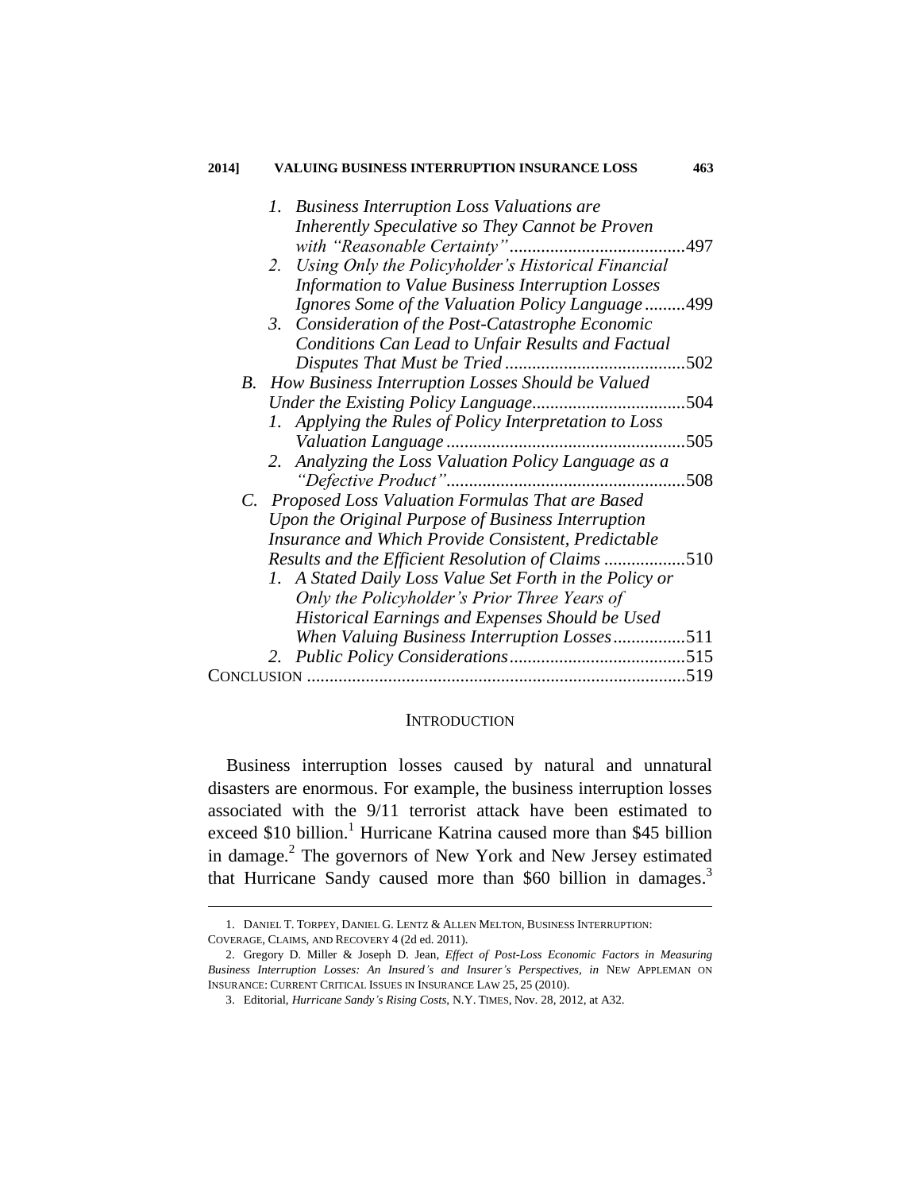1. *Business Interruption Loss Valuations are Inherently Speculative so They Cannot be Proven with "Reasonable Certainty"* ....................................... 497
2. *Using Only the Policyholder's Historical Financial Information to Value Business Interruption Losses Ignores Some of the Valuation Policy Language* ......... 499
3. *Consideration of the Post-Catastrophe Economic Conditions Can Lead to Unfair Results and Factual Disputes That Must be Tried* ........................................ 502

B. *How Business Interruption Losses Should be Valued Under the Existing Policy Language* .................................. 504

1. *Applying the Rules of Policy Interpretation to Loss Valuation Language* ..................................................... 505
2. *Analyzing the Loss Valuation Policy Language as a "Defective Product"* ..................................................... 508

C. *Proposed Loss Valuation Formulas That are Based Upon the Original Purpose of Business Interruption Insurance and Which Provide Consistent, Predictable Results and the Efficient Resolution of Claims* .................. 510

1. *A Stated Daily Loss Value Set Forth in the Policy or Only the Policyholder's Prior Three Years of Historical Earnings and Expenses Should be Used When Valuing Business Interruption Losses* ................ 511
2. *Public Policy Considerations* ....................................... 515

CONCLUSION ................................................................................... 519

## INTRODUCTION

Business interruption losses caused by natural and unnatural disasters are enormous. For example, the business interruption losses associated with the 9/11 terrorist attack have been estimated to exceed \$10 billion.[1] Hurricane Katrina caused more than \$45 billion in damage.[2] The governors of New York and New Jersey estimated that Hurricane Sandy caused more than \$60 billion in damages.[3]

---

1. DANIEL T. TORPEY, DANIEL G. LENTZ & ALLEN MELTON, BUSINESS INTERRUPTION: COVERAGE, CLAIMS, AND RECOVERY 4 (2d ed. 2011).

2. Gregory D. Miller & Joseph D. Jean, *Effect of Post-Loss Economic Factors in Measuring Business Interruption Losses: An Insured's and Insurer's Perspectives*, *in* NEW APPLEMAN ON INSURANCE: CURRENT CRITICAL ISSUES IN INSURANCE LAW 25, 25 (2010).

3. Editorial, *Hurricane Sandy's Rising Costs*, N.Y. TIMES, Nov. 28, 2012, at A32.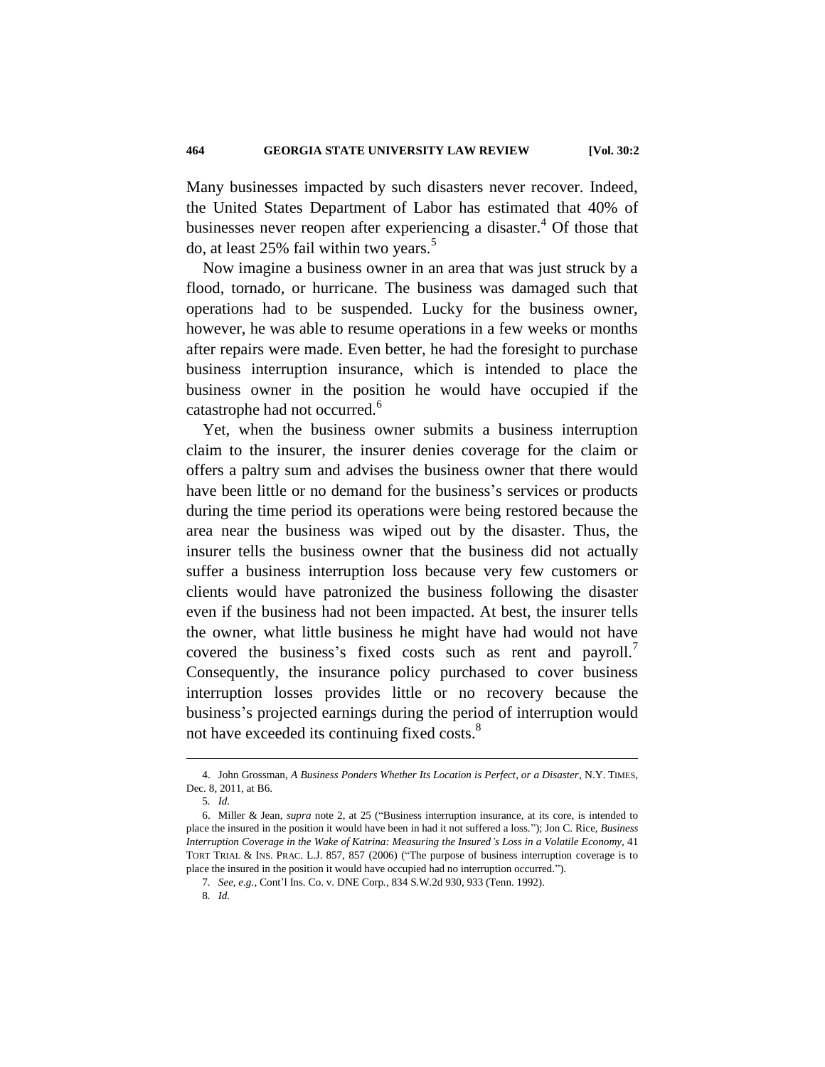Many businesses impacted by such disasters never recover. Indeed, the United States Department of Labor has estimated that 40% of businesses never reopen after experiencing a disaster.[4] Of those that do, at least 25% fail within two years.[5]

Now imagine a business owner in an area that was just struck by a flood, tornado, or hurricane. The business was damaged such that operations had to be suspended. Lucky for the business owner, however, he was able to resume operations in a few weeks or months after repairs were made. Even better, he had the foresight to purchase business interruption insurance, which is intended to place the business owner in the position he would have occupied if the catastrophe had not occurred.[6]

Yet, when the business owner submits a business interruption claim to the insurer, the insurer denies coverage for the claim or offers a paltry sum and advises the business owner that there would have been little or no demand for the business's services or products during the time period its operations were being restored because the area near the business was wiped out by the disaster. Thus, the insurer tells the business owner that the business did not actually suffer a business interruption loss because very few customers or clients would have patronized the business following the disaster even if the business had not been impacted. At best, the insurer tells the owner, what little business he might have had would not have covered the business's fixed costs such as rent and payroll.[7] Consequently, the insurance policy purchased to cover business interruption losses provides little or no recovery because the business's projected earnings during the period of interruption would not have exceeded its continuing fixed costs.[8]

---

4. John Grossman, *A Business Ponders Whether Its Location is Perfect, or a Disaster*, N.Y. TIMES, Dec. 8, 2011, at B6.

5. *Id.*

6. Miller & Jean, *supra* note 2, at 25 ("Business interruption insurance, at its core, is intended to place the insured in the position it would have been in had it not suffered a loss."); Jon C. Rice, *Business Interruption Coverage in the Wake of Katrina: Measuring the Insured's Loss in a Volatile Economy*, 41 TORT TRIAL & INS. PRAC. L.J. 857, 857 (2006) ("The purpose of business interruption coverage is to place the insured in the position it would have occupied had no interruption occurred.").

7. *See, e.g.*, Cont'l Ins. Co. v. DNE Corp., 834 S.W.2d 930, 933 (Tenn. 1992).

8. *Id.*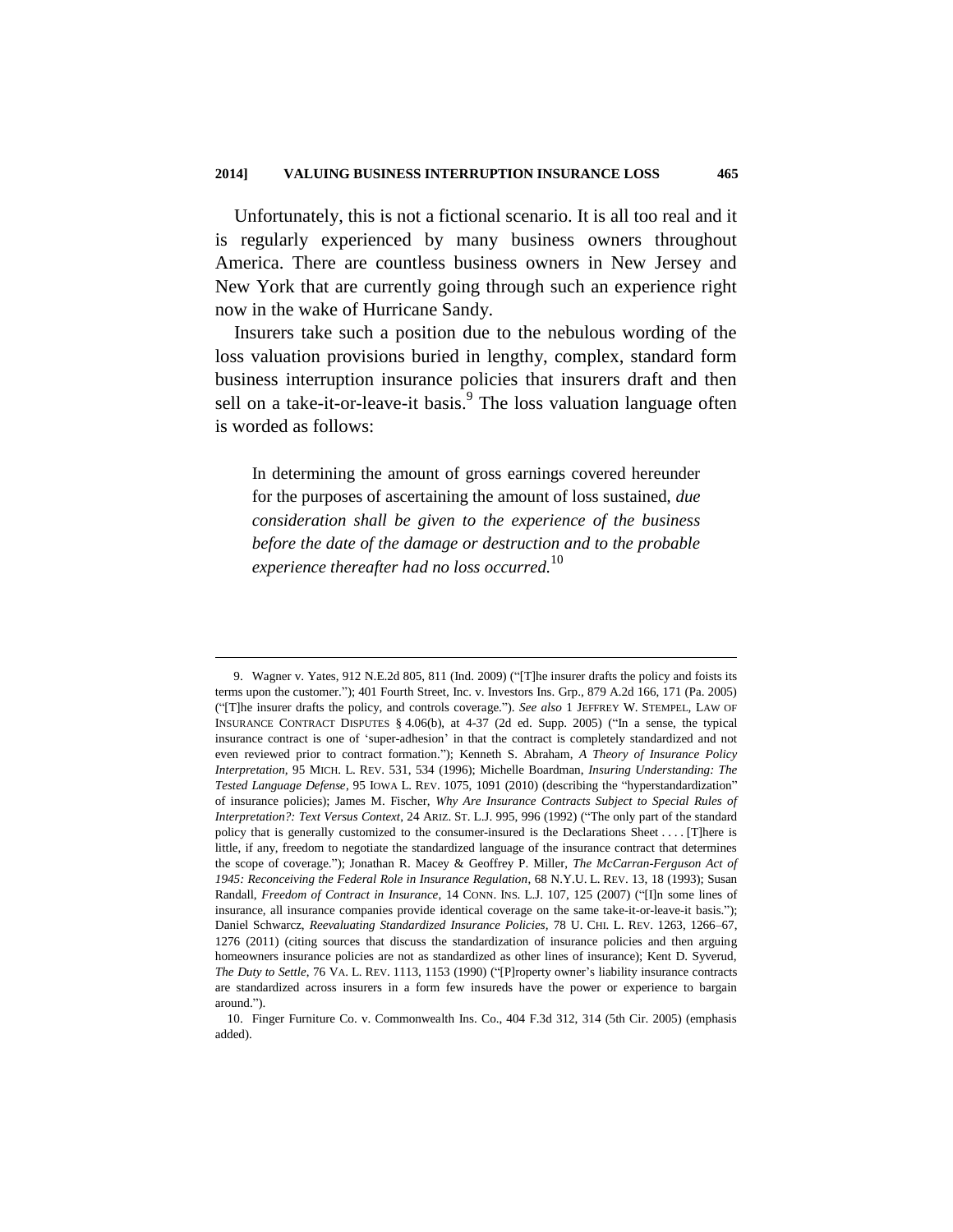Unfortunately, this is not a fictional scenario. It is all too real and it is regularly experienced by many business owners throughout America. There are countless business owners in New Jersey and New York that are currently going through such an experience right now in the wake of Hurricane Sandy.

Insurers take such a position due to the nebulous wording of the loss valuation provisions buried in lengthy, complex, standard form business interruption insurance policies that insurers draft and then sell on a take-it-or-leave-it basis.[9] The loss valuation language often is worded as follows:

> In determining the amount of gross earnings covered hereunder for the purposes of ascertaining the amount of loss sustained, *due consideration shall be given to the experience of the business before the date of the damage or destruction and to the probable experience thereafter had no loss occurred.*[10]

---

9. Wagner v. Yates, 912 N.E.2d 805, 811 (Ind. 2009) ("[T]he insurer drafts the policy and foists its terms upon the customer."); 401 Fourth Street, Inc. v. Investors Ins. Grp., 879 A.2d 166, 171 (Pa. 2005) ("[T]he insurer drafts the policy, and controls coverage."). *See also* 1 JEFFREY W. STEMPEL, LAW OF INSURANCE CONTRACT DISPUTES § 4.06(b), at 4-37 (2d ed. Supp. 2005) ("In a sense, the typical insurance contract is one of 'super-adhesion' in that the contract is completely standardized and not even reviewed prior to contract formation."); Kenneth S. Abraham, *A Theory of Insurance Policy Interpretation*, 95 MICH. L. REV. 531, 534 (1996); Michelle Boardman, *Insuring Understanding: The Tested Language Defense*, 95 IOWA L. REV. 1075, 1091 (2010) (describing the "hyperstandardization" of insurance policies); James M. Fischer, *Why Are Insurance Contracts Subject to Special Rules of Interpretation?: Text Versus Context*, 24 ARIZ. ST. L.J. 995, 996 (1992) ("The only part of the standard policy that is generally customized to the consumer-insured is the Declarations Sheet . . . . [T]here is little, if any, freedom to negotiate the standardized language of the insurance contract that determines the scope of coverage."); Jonathan R. Macey & Geoffrey P. Miller, *The McCarran-Ferguson Act of 1945: Reconceiving the Federal Role in Insurance Regulation*, 68 N.Y.U. L. REV. 13, 18 (1993); Susan Randall, *Freedom of Contract in Insurance*, 14 CONN. INS. L.J. 107, 125 (2007) ("[I]n some lines of insurance, all insurance companies provide identical coverage on the same take-it-or-leave-it basis."); Daniel Schwarcz, *Reevaluating Standardized Insurance Policies*, 78 U. CHI. L. REV. 1263, 1266–67, 1276 (2011) (citing sources that discuss the standardization of insurance policies and then arguing homeowners insurance policies are not as standardized as other lines of insurance); Kent D. Syverud, *The Duty to Settle*, 76 VA. L. REV. 1113, 1153 (1990) ("[P]roperty owner's liability insurance contracts are standardized across insurers in a form few insureds have the power or experience to bargain around.").

10. Finger Furniture Co. v. Commonwealth Ins. Co., 404 F.3d 312, 314 (5th Cir. 2005) (emphasis added).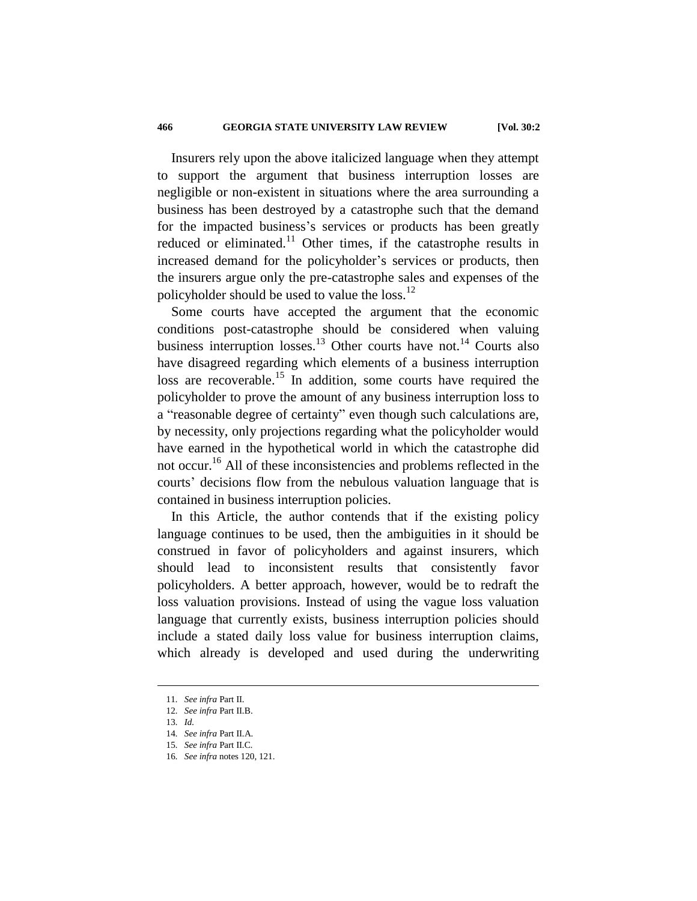Insurers rely upon the above italicized language when they attempt to support the argument that business interruption losses are negligible or non-existent in situations where the area surrounding a business has been destroyed by a catastrophe such that the demand for the impacted business's services or products has been greatly reduced or eliminated.[11] Other times, if the catastrophe results in increased demand for the policyholder's services or products, then the insurers argue only the pre-catastrophe sales and expenses of the policyholder should be used to value the loss.[12]

Some courts have accepted the argument that the economic conditions post-catastrophe should be considered when valuing business interruption losses.[13] Other courts have not.[14] Courts also have disagreed regarding which elements of a business interruption loss are recoverable.[15] In addition, some courts have required the policyholder to prove the amount of any business interruption loss to a "reasonable degree of certainty" even though such calculations are, by necessity, only projections regarding what the policyholder would have earned in the hypothetical world in which the catastrophe did not occur.[16] All of these inconsistencies and problems reflected in the courts' decisions flow from the nebulous valuation language that is contained in business interruption policies.

In this Article, the author contends that if the existing policy language continues to be used, then the ambiguities in it should be construed in favor of policyholders and against insurers, which should lead to inconsistent results that consistently favor policyholders. A better approach, however, would be to redraft the loss valuation provisions. Instead of using the vague loss valuation language that currently exists, business interruption policies should include a stated daily loss value for business interruption claims, which already is developed and used during the underwriting

---

11. *See infra* Part II.
12. *See infra* Part II.B.
13. *Id.*
14. *See infra* Part II.A.
15. *See infra* Part II.C.
16. *See infra* notes 120, 121.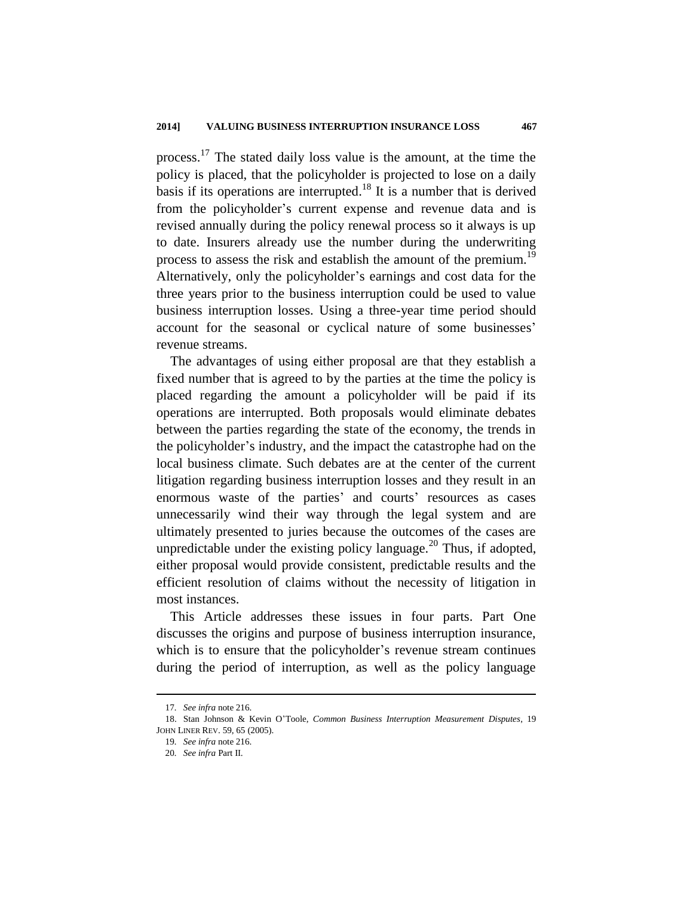process.[17] The stated daily loss value is the amount, at the time the policy is placed, that the policyholder is projected to lose on a daily basis if its operations are interrupted.[18] It is a number that is derived from the policyholder's current expense and revenue data and is revised annually during the policy renewal process so it always is up to date. Insurers already use the number during the underwriting process to assess the risk and establish the amount of the premium.[19] Alternatively, only the policyholder's earnings and cost data for the three years prior to the business interruption could be used to value business interruption losses. Using a three-year time period should account for the seasonal or cyclical nature of some businesses' revenue streams.

The advantages of using either proposal are that they establish a fixed number that is agreed to by the parties at the time the policy is placed regarding the amount a policyholder will be paid if its operations are interrupted. Both proposals would eliminate debates between the parties regarding the state of the economy, the trends in the policyholder's industry, and the impact the catastrophe had on the local business climate. Such debates are at the center of the current litigation regarding business interruption losses and they result in an enormous waste of the parties' and courts' resources as cases unnecessarily wind their way through the legal system and are ultimately presented to juries because the outcomes of the cases are unpredictable under the existing policy language.[20] Thus, if adopted, either proposal would provide consistent, predictable results and the efficient resolution of claims without the necessity of litigation in most instances.

This Article addresses these issues in four parts. Part One discusses the origins and purpose of business interruption insurance, which is to ensure that the policyholder's revenue stream continues during the period of interruption, as well as the policy language

---

17. *See infra* note 216.

18. Stan Johnson & Kevin O'Toole, *Common Business Interruption Measurement Disputes*, 19 JOHN LINER REV. 59, 65 (2005).

19. *See infra* note 216.

20. *See infra* Part II.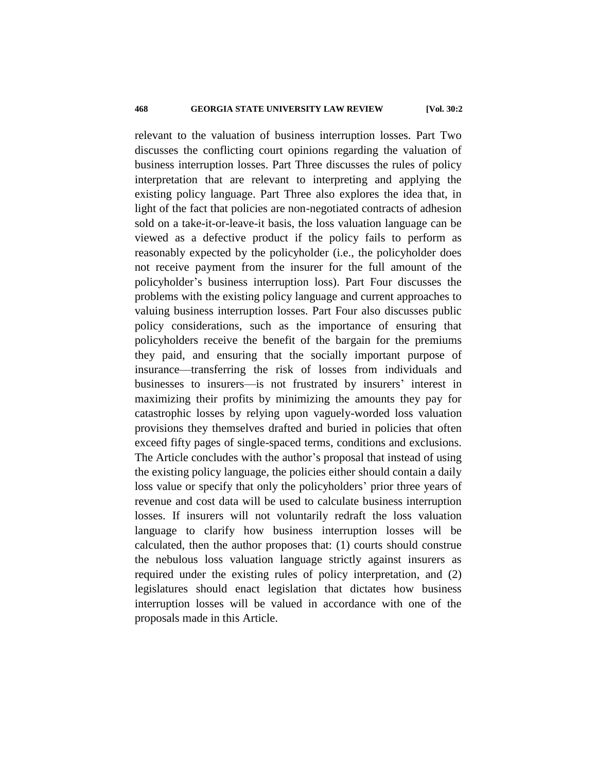relevant to the valuation of business interruption losses. Part Two discusses the conflicting court opinions regarding the valuation of business interruption losses. Part Three discusses the rules of policy interpretation that are relevant to interpreting and applying the existing policy language. Part Three also explores the idea that, in light of the fact that policies are non-negotiated contracts of adhesion sold on a take-it-or-leave-it basis, the loss valuation language can be viewed as a defective product if the policy fails to perform as reasonably expected by the policyholder (i.e., the policyholder does not receive payment from the insurer for the full amount of the policyholder's business interruption loss). Part Four discusses the problems with the existing policy language and current approaches to valuing business interruption losses. Part Four also discusses public policy considerations, such as the importance of ensuring that policyholders receive the benefit of the bargain for the premiums they paid, and ensuring that the socially important purpose of insurance—transferring the risk of losses from individuals and businesses to insurers—is not frustrated by insurers' interest in maximizing their profits by minimizing the amounts they pay for catastrophic losses by relying upon vaguely-worded loss valuation provisions they themselves drafted and buried in policies that often exceed fifty pages of single-spaced terms, conditions and exclusions. The Article concludes with the author's proposal that instead of using the existing policy language, the policies either should contain a daily loss value or specify that only the policyholders' prior three years of revenue and cost data will be used to calculate business interruption losses. If insurers will not voluntarily redraft the loss valuation language to clarify how business interruption losses will be calculated, then the author proposes that: (1) courts should construe the nebulous loss valuation language strictly against insurers as required under the existing rules of policy interpretation, and (2) legislatures should enact legislation that dictates how business interruption losses will be valued in accordance with one of the proposals made in this Article.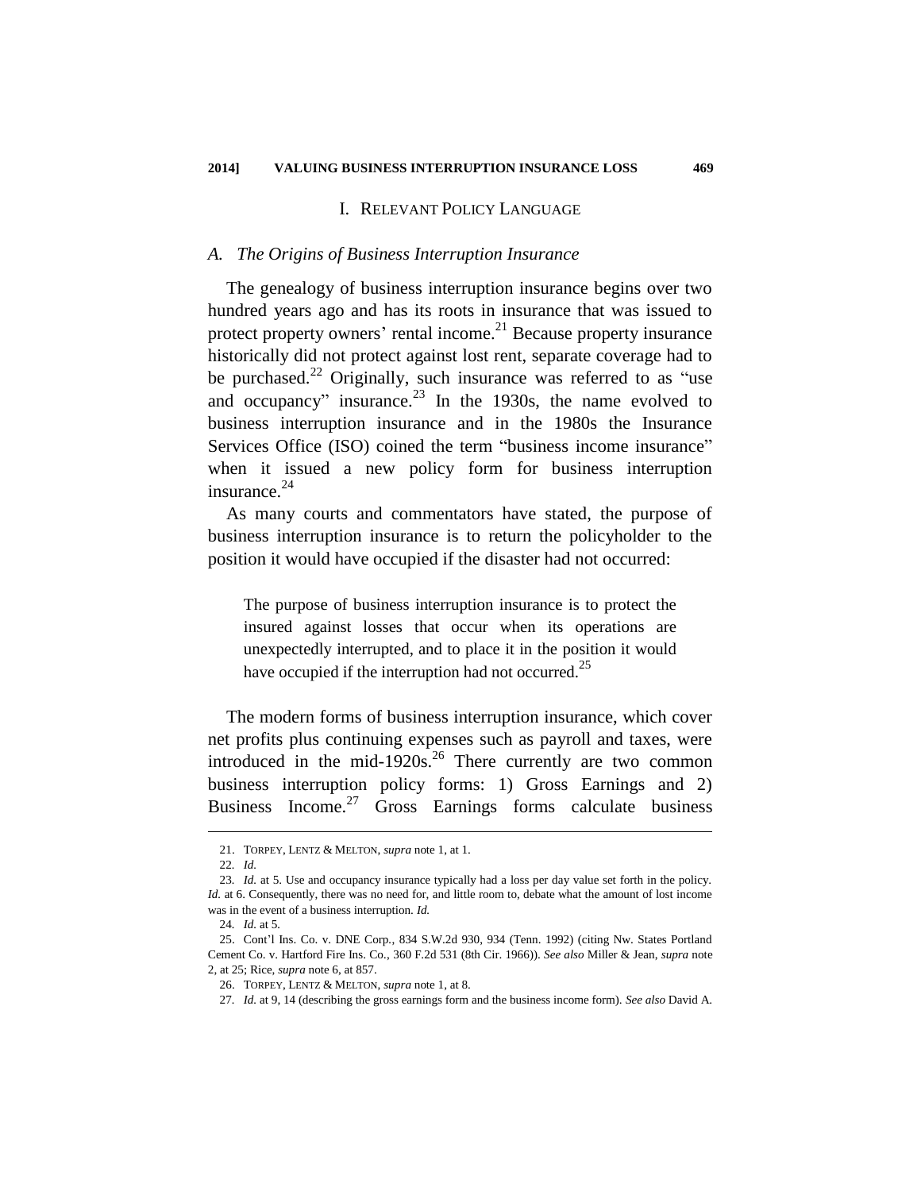## I. RELEVANT POLICY LANGUAGE

### A. *The Origins of Business Interruption Insurance*

The genealogy of business interruption insurance begins over two hundred years ago and has its roots in insurance that was issued to protect property owners' rental income.[21] Because property insurance historically did not protect against lost rent, separate coverage had to be purchased.[22] Originally, such insurance was referred to as "use and occupancy" insurance.[23] In the 1930s, the name evolved to business interruption insurance and in the 1980s the Insurance Services Office (ISO) coined the term "business income insurance" when it issued a new policy form for business interruption insurance.[24]

As many courts and commentators have stated, the purpose of business interruption insurance is to return the policyholder to the position it would have occupied if the disaster had not occurred:

> The purpose of business interruption insurance is to protect the insured against losses that occur when its operations are unexpectedly interrupted, and to place it in the position it would have occupied if the interruption had not occurred.[25]

The modern forms of business interruption insurance, which cover net profits plus continuing expenses such as payroll and taxes, were introduced in the mid-1920s.[26] There currently are two common business interruption policy forms: 1) Gross Earnings and 2) Business Income.[27] Gross Earnings forms calculate business

---

21. TORPEY, LENTZ & MELTON, *supra* note 1, at 1.

22. *Id.*

23. *Id.* at 5. Use and occupancy insurance typically had a loss per day value set forth in the policy. *Id.* at 6. Consequently, there was no need for, and little room to, debate what the amount of lost income was in the event of a business interruption. *Id.*

24. *Id.* at 5.

25. Cont'l Ins. Co. v. DNE Corp., 834 S.W.2d 930, 934 (Tenn. 1992) (citing Nw. States Portland Cement Co. v. Hartford Fire Ins. Co., 360 F.2d 531 (8th Cir. 1966)). *See also* Miller & Jean, *supra* note 2, at 25; Rice, *supra* note 6, at 857.

26. TORPEY, LENTZ & MELTON, *supra* note 1, at 8.

27. *Id.* at 9, 14 (describing the gross earnings form and the business income form). *See also* David A.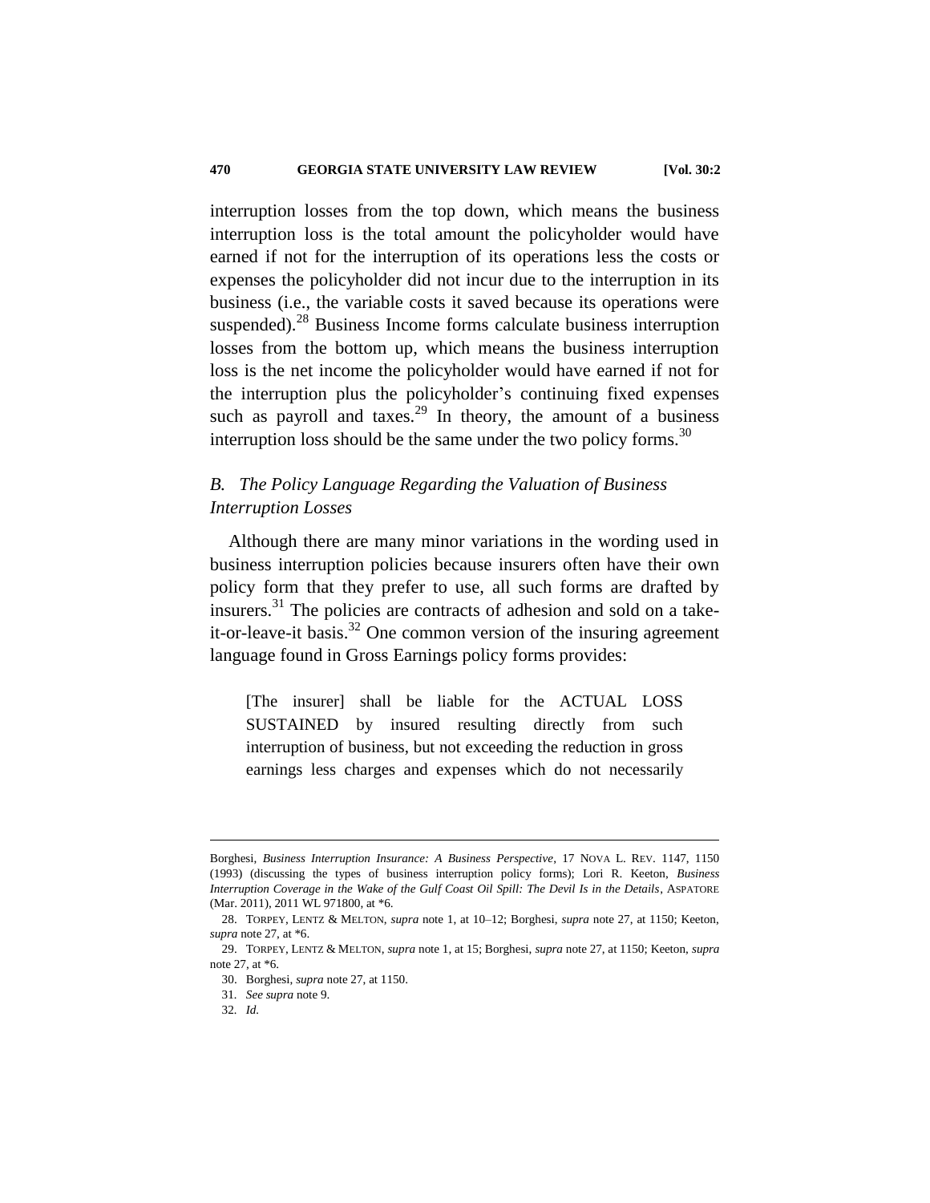interruption losses from the top down, which means the business interruption loss is the total amount the policyholder would have earned if not for the interruption of its operations less the costs or expenses the policyholder did not incur due to the interruption in its business (i.e., the variable costs it saved because its operations were suspended).[28] Business Income forms calculate business interruption losses from the bottom up, which means the business interruption loss is the net income the policyholder would have earned if not for the interruption plus the policyholder's continuing fixed expenses such as payroll and taxes.[29] In theory, the amount of a business interruption loss should be the same under the two policy forms.[30]

### *B. The Policy Language Regarding the Valuation of Business Interruption Losses*

Although there are many minor variations in the wording used in business interruption policies because insurers often have their own policy form that they prefer to use, all such forms are drafted by insurers.[31] The policies are contracts of adhesion and sold on a take-it-or-leave-it basis.[32] One common version of the insuring agreement language found in Gross Earnings policy forms provides:

> [The insurer] shall be liable for the ACTUAL LOSS SUSTAINED by insured resulting directly from such interruption of business, but not exceeding the reduction in gross earnings less charges and expenses which do not necessarily

---

Borghesi, *Business Interruption Insurance: A Business Perspective*, 17 NOVA L. REV. 1147, 1150 (1993) (discussing the types of business interruption policy forms); Lori R. Keeton, *Business Interruption Coverage in the Wake of the Gulf Coast Oil Spill: The Devil Is in the Details*, ASPATORE (Mar. 2011), 2011 WL 971800, at *6.

28. TORPEY, LENTZ & MELTON, *supra* note 1, at 10–12; Borghesi, *supra* note 27, at 1150; Keeton, *supra* note 27, at *6.

29. TORPEY, LENTZ & MELTON, *supra* note 1, at 15; Borghesi, *supra* note 27, at 1150; Keeton, *supra* note 27, at *6.

30. Borghesi, *supra* note 27, at 1150.

31. *See supra* note 9.

32. *Id.*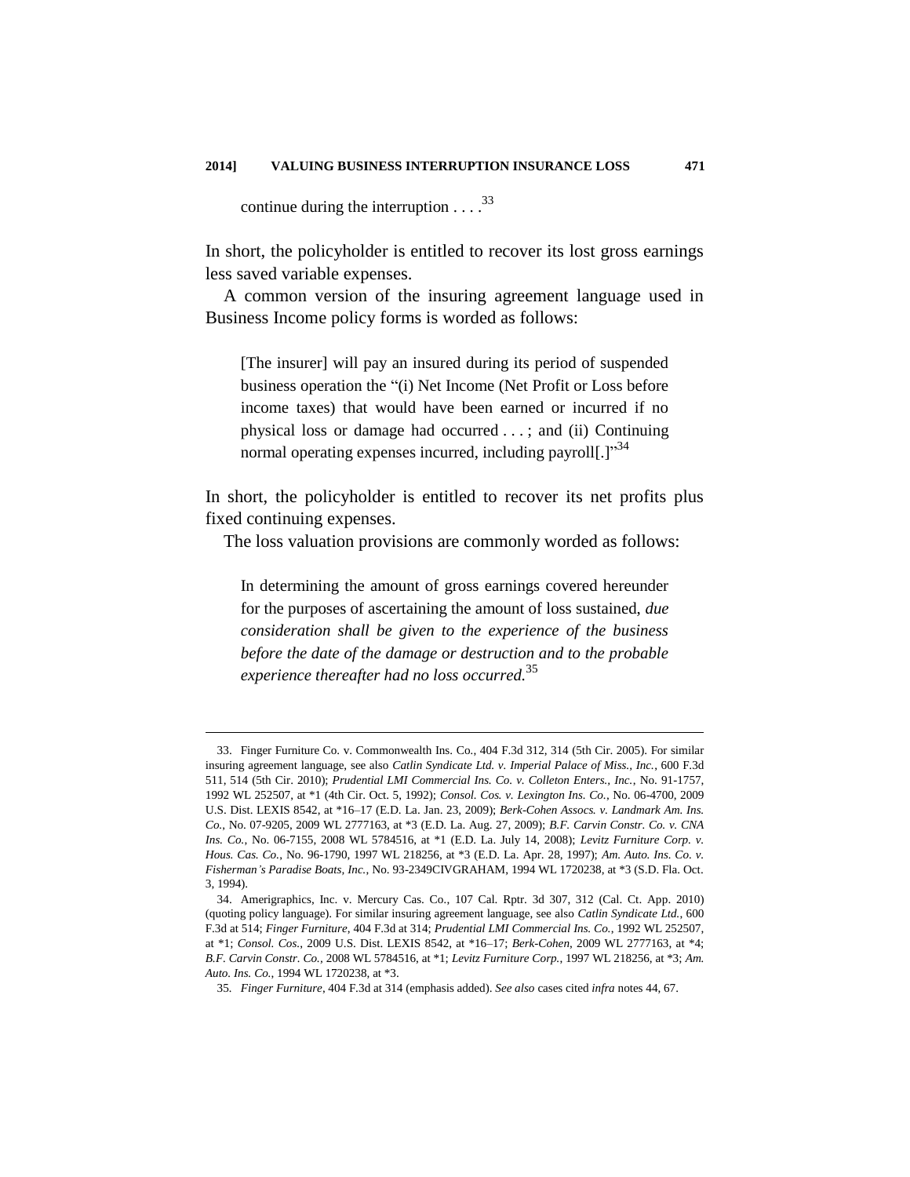continue during the interruption . . . .[33]

In short, the policyholder is entitled to recover its lost gross earnings less saved variable expenses.

A common version of the insuring agreement language used in Business Income policy forms is worded as follows:

> [The insurer] will pay an insured during its period of suspended business operation the "(i) Net Income (Net Profit or Loss before income taxes) that would have been earned or incurred if no physical loss or damage had occurred . . . ; and (ii) Continuing normal operating expenses incurred, including payroll[.]"[34]

In short, the policyholder is entitled to recover its net profits plus fixed continuing expenses.

The loss valuation provisions are commonly worded as follows:

> In determining the amount of gross earnings covered hereunder for the purposes of ascertaining the amount of loss sustained, *due consideration shall be given to the experience of the business before the date of the damage or destruction and to the probable experience thereafter had no loss occurred.*[35]

---

33. Finger Furniture Co. v. Commonwealth Ins. Co., 404 F.3d 312, 314 (5th Cir. 2005). For similar insuring agreement language, see also *Catlin Syndicate Ltd. v. Imperial Palace of Miss., Inc.*, 600 F.3d 511, 514 (5th Cir. 2010); *Prudential LMI Commercial Ins. Co. v. Colleton Enters., Inc.*, No. 91-1757, 1992 WL 252507, at *1 (4th Cir. Oct. 5, 1992); *Consol. Cos. v. Lexington Ins. Co.*, No. 06-4700, 2009 U.S. Dist. LEXIS 8542, at *16–17 (E.D. La. Jan. 23, 2009); *Berk-Cohen Assocs. v. Landmark Am. Ins. Co.*, No. 07-9205, 2009 WL 2777163, at *3 (E.D. La. Aug. 27, 2009); *B.F. Carvin Constr. Co. v. CNA Ins. Co.*, No. 06-7155, 2008 WL 5784516, at *1 (E.D. La. July 14, 2008); *Levitz Furniture Corp. v. Hous. Cas. Co.*, No. 96-1790, 1997 WL 218256, at *3 (E.D. La. Apr. 28, 1997); *Am. Auto. Ins. Co. v. Fisherman's Paradise Boats, Inc.*, No. 93-2349CIVGRAHAM, 1994 WL 1720238, at *3 (S.D. Fla. Oct. 3, 1994).

34. Amerigraphics, Inc. v. Mercury Cas. Co., 107 Cal. Rptr. 3d 307, 312 (Cal. Ct. App. 2010) (quoting policy language). For similar insuring agreement language, see also *Catlin Syndicate Ltd.*, 600 F.3d at 514; *Finger Furniture*, 404 F.3d at 314; *Prudential LMI Commercial Ins. Co.*, 1992 WL 252507, at *1; *Consol. Cos.*, 2009 U.S. Dist. LEXIS 8542, at *16–17; *Berk-Cohen*, 2009 WL 2777163, at *4; *B.F. Carvin Constr. Co.*, 2008 WL 5784516, at *1; *Levitz Furniture Corp.*, 1997 WL 218256, at *3; *Am. Auto. Ins. Co.*, 1994 WL 1720238, at *3.

35. *Finger Furniture*, 404 F.3d at 314 (emphasis added). *See also* cases cited *infra* notes 44, 67.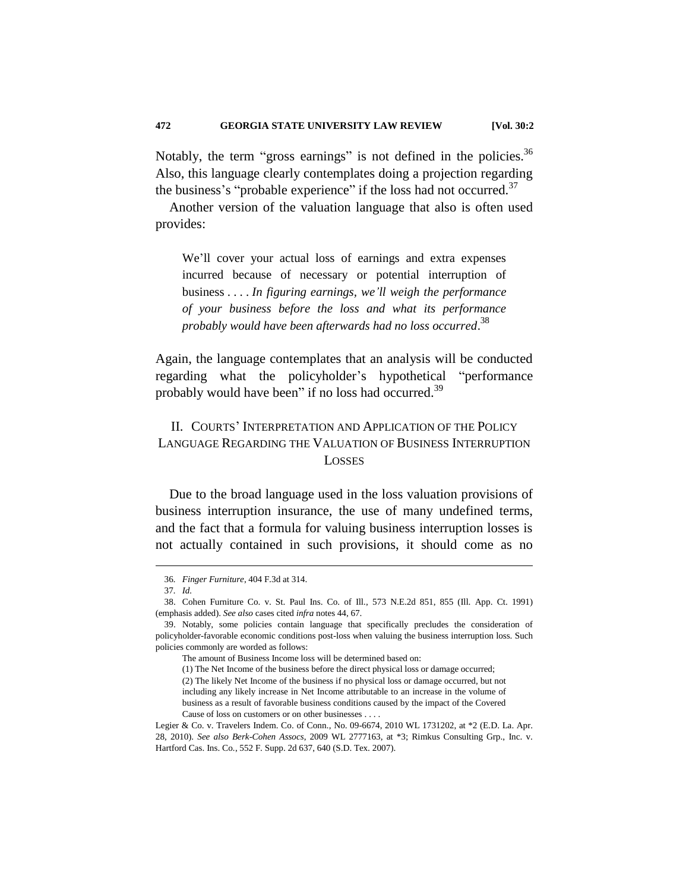Notably, the term "gross earnings" is not defined in the policies.[36] Also, this language clearly contemplates doing a projection regarding the business's "probable experience" if the loss had not occurred.[37]

Another version of the valuation language that also is often used provides:

> We'll cover your actual loss of earnings and extra expenses incurred because of necessary or potential interruption of business . . . . *In figuring earnings, we'll weigh the performance of your business before the loss and what its performance probably would have been afterwards had no loss occurred*.[38]

Again, the language contemplates that an analysis will be conducted regarding what the policyholder's hypothetical "performance probably would have been" if no loss had occurred.[39]

## II. Courts' Interpretation and Application of the Policy Language Regarding the Valuation of Business Interruption Losses

Due to the broad language used in the loss valuation provisions of business interruption insurance, the use of many undefined terms, and the fact that a formula for valuing business interruption losses is not actually contained in such provisions, it should come as no

---

36. *Finger Furniture*, 404 F.3d at 314.

37. *Id.*

38. Cohen Furniture Co. v. St. Paul Ins. Co. of Ill., 573 N.E.2d 851, 855 (Ill. App. Ct. 1991) (emphasis added). *See also* cases cited *infra* notes 44, 67.

39. Notably, some policies contain language that specifically precludes the consideration of policyholder-favorable economic conditions post-loss when valuing the business interruption loss. Such policies commonly are worded as follows:

> The amount of Business Income loss will be determined based on:
>
> (1) The Net Income of the business before the direct physical loss or damage occurred;
>
> (2) The likely Net Income of the business if no physical loss or damage occurred, but not including any likely increase in Net Income attributable to an increase in the volume of business as a result of favorable business conditions caused by the impact of the Covered Cause of loss on customers or on other businesses . . . .

Legier & Co. v. Travelers Indem. Co. of Conn., No. 09-6674, 2010 WL 1731202, at *2 (E.D. La. Apr. 28, 2010). *See also Berk-Cohen Assocs*, 2009 WL 2777163, at *3; Rimkus Consulting Grp., Inc. v. Hartford Cas. Ins. Co., 552 F. Supp. 2d 637, 640 (S.D. Tex. 2007).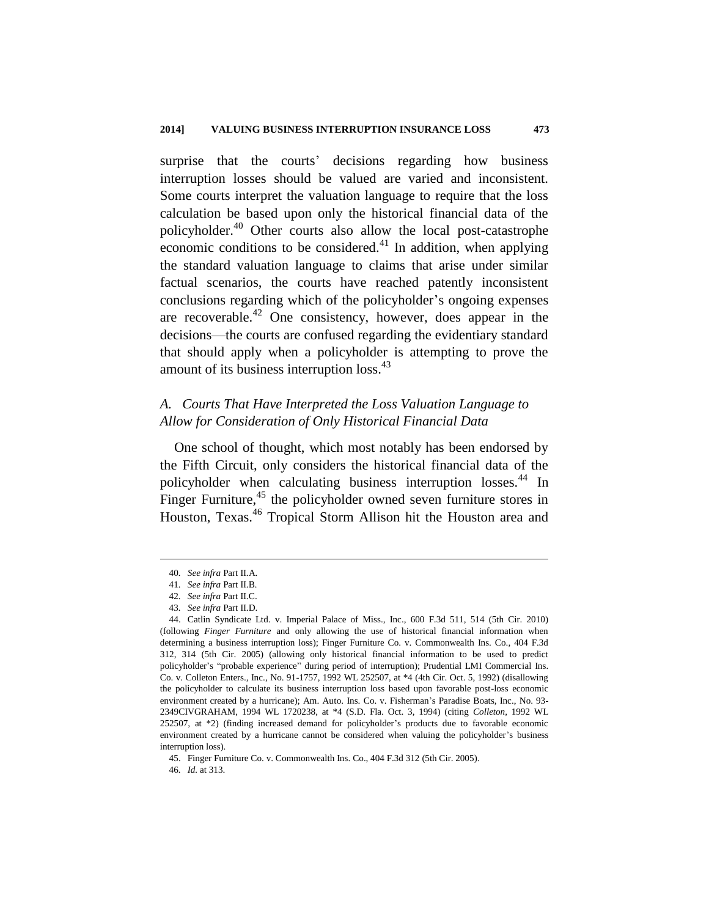surprise that the courts' decisions regarding how business interruption losses should be valued are varied and inconsistent. Some courts interpret the valuation language to require that the loss calculation be based upon only the historical financial data of the policyholder.[40] Other courts also allow the local post-catastrophe economic conditions to be considered.[41] In addition, when applying the standard valuation language to claims that arise under similar factual scenarios, the courts have reached patently inconsistent conclusions regarding which of the policyholder's ongoing expenses are recoverable.[42] One consistency, however, does appear in the decisions—the courts are confused regarding the evidentiary standard that should apply when a policyholder is attempting to prove the amount of its business interruption loss.[43]

### *A. Courts That Have Interpreted the Loss Valuation Language to Allow for Consideration of Only Historical Financial Data*

One school of thought, which most notably has been endorsed by the Fifth Circuit, only considers the historical financial data of the policyholder when calculating business interruption losses.[44] In Finger Furniture,[45] the policyholder owned seven furniture stores in Houston, Texas.[46] Tropical Storm Allison hit the Houston area and

---

40. *See infra* Part II.A.

41. *See infra* Part II.B.

42. *See infra* Part II.C.

43. *See infra* Part II.D.

44. Catlin Syndicate Ltd. v. Imperial Palace of Miss., Inc., 600 F.3d 511, 514 (5th Cir. 2010) (following *Finger Furniture* and only allowing the use of historical financial information when determining a business interruption loss); Finger Furniture Co. v. Commonwealth Ins. Co., 404 F.3d 312, 314 (5th Cir. 2005) (allowing only historical financial information to be used to predict policyholder's "probable experience" during period of interruption); Prudential LMI Commercial Ins. Co. v. Colleton Enters., Inc., No. 91-1757, 1992 WL 252507, at *4 (4th Cir. Oct. 5, 1992) (disallowing the policyholder to calculate its business interruption loss based upon favorable post-loss economic environment created by a hurricane); Am. Auto. Ins. Co. v. Fisherman's Paradise Boats, Inc., No. 93-2349CIVGRAHAM, 1994 WL 1720238, at *4 (S.D. Fla. Oct. 3, 1994) (citing *Colleton*, 1992 WL 252507, at *2) (finding increased demand for policyholder's products due to favorable economic environment created by a hurricane cannot be considered when valuing the policyholder's business interruption loss).

45. Finger Furniture Co. v. Commonwealth Ins. Co., 404 F.3d 312 (5th Cir. 2005).

46. *Id.* at 313.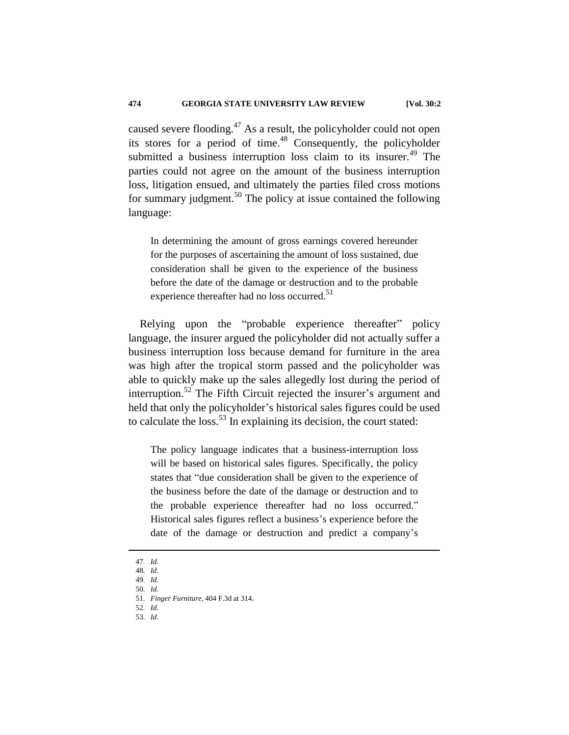caused severe flooding.[47] As a result, the policyholder could not open its stores for a period of time.[48] Consequently, the policyholder submitted a business interruption loss claim to its insurer.[49] The parties could not agree on the amount of the business interruption loss, litigation ensued, and ultimately the parties filed cross motions for summary judgment.[50] The policy at issue contained the following language:

> In determining the amount of gross earnings covered hereunder for the purposes of ascertaining the amount of loss sustained, due consideration shall be given to the experience of the business before the date of the damage or destruction and to the probable experience thereafter had no loss occurred.[51]

Relying upon the "probable experience thereafter" policy language, the insurer argued the policyholder did not actually suffer a business interruption loss because demand for furniture in the area was high after the tropical storm passed and the policyholder was able to quickly make up the sales allegedly lost during the period of interruption.[52] The Fifth Circuit rejected the insurer's argument and held that only the policyholder's historical sales figures could be used to calculate the loss.[53] In explaining its decision, the court stated:

> The policy language indicates that a business-interruption loss will be based on historical sales figures. Specifically, the policy states that "due consideration shall be given to the experience of the business before the date of the damage or destruction and to the probable experience thereafter had no loss occurred." Historical sales figures reflect a business's experience before the date of the damage or destruction and predict a company's

47. *Id.*
48. *Id.*
49. *Id.*
50. *Id.*
51. *Finger Furniture*, 404 F.3d at 314.
52. *Id.*
53. *Id.*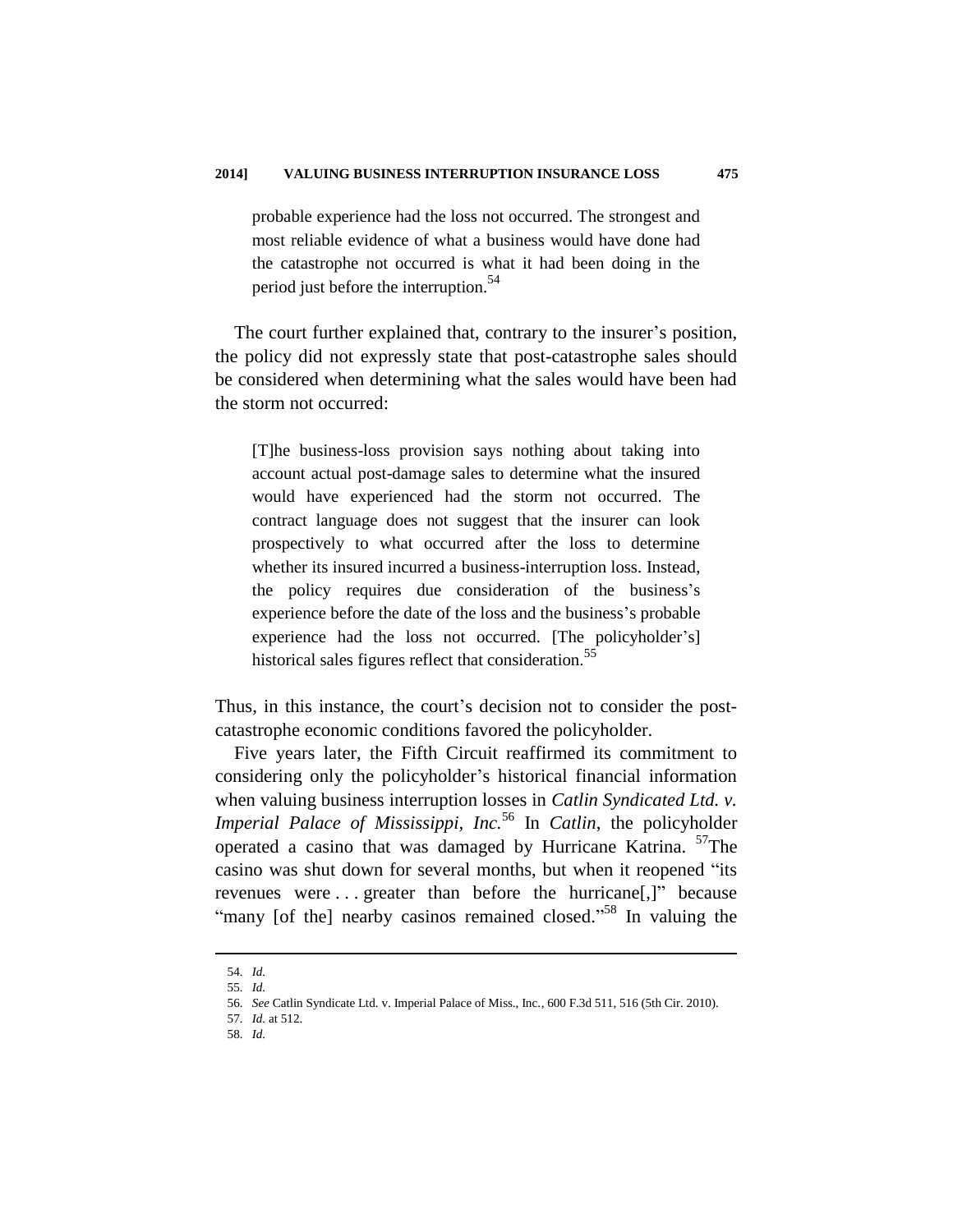> probable experience had the loss not occurred. The strongest and most reliable evidence of what a business would have done had the catastrophe not occurred is what it had been doing in the period just before the interruption.[54]

The court further explained that, contrary to the insurer's position, the policy did not expressly state that post-catastrophe sales should be considered when determining what the sales would have been had the storm not occurred:

> [T]he business-loss provision says nothing about taking into account actual post-damage sales to determine what the insured would have experienced had the storm not occurred. The contract language does not suggest that the insurer can look prospectively to what occurred after the loss to determine whether its insured incurred a business-interruption loss. Instead, the policy requires due consideration of the business's experience before the date of the loss and the business's probable experience had the loss not occurred. [The policyholder's] historical sales figures reflect that consideration.[55]

Thus, in this instance, the court's decision not to consider the post-catastrophe economic conditions favored the policyholder.

Five years later, the Fifth Circuit reaffirmed its commitment to considering only the policyholder's historical financial information when valuing business interruption losses in *Catlin Syndicated Ltd. v. Imperial Palace of Mississippi, Inc.*[56] In *Catlin*, the policyholder operated a casino that was damaged by Hurricane Katrina. [57]The casino was shut down for several months, but when it reopened "its revenues were . . . greater than before the hurricane[,]" because "many [of the] nearby casinos remained closed."[58] In valuing the

---

54. *Id.*
55. *Id.*
56. *See* Catlin Syndicate Ltd. v. Imperial Palace of Miss., Inc., 600 F.3d 511, 516 (5th Cir. 2010).
57. *Id.* at 512.
58. *Id.*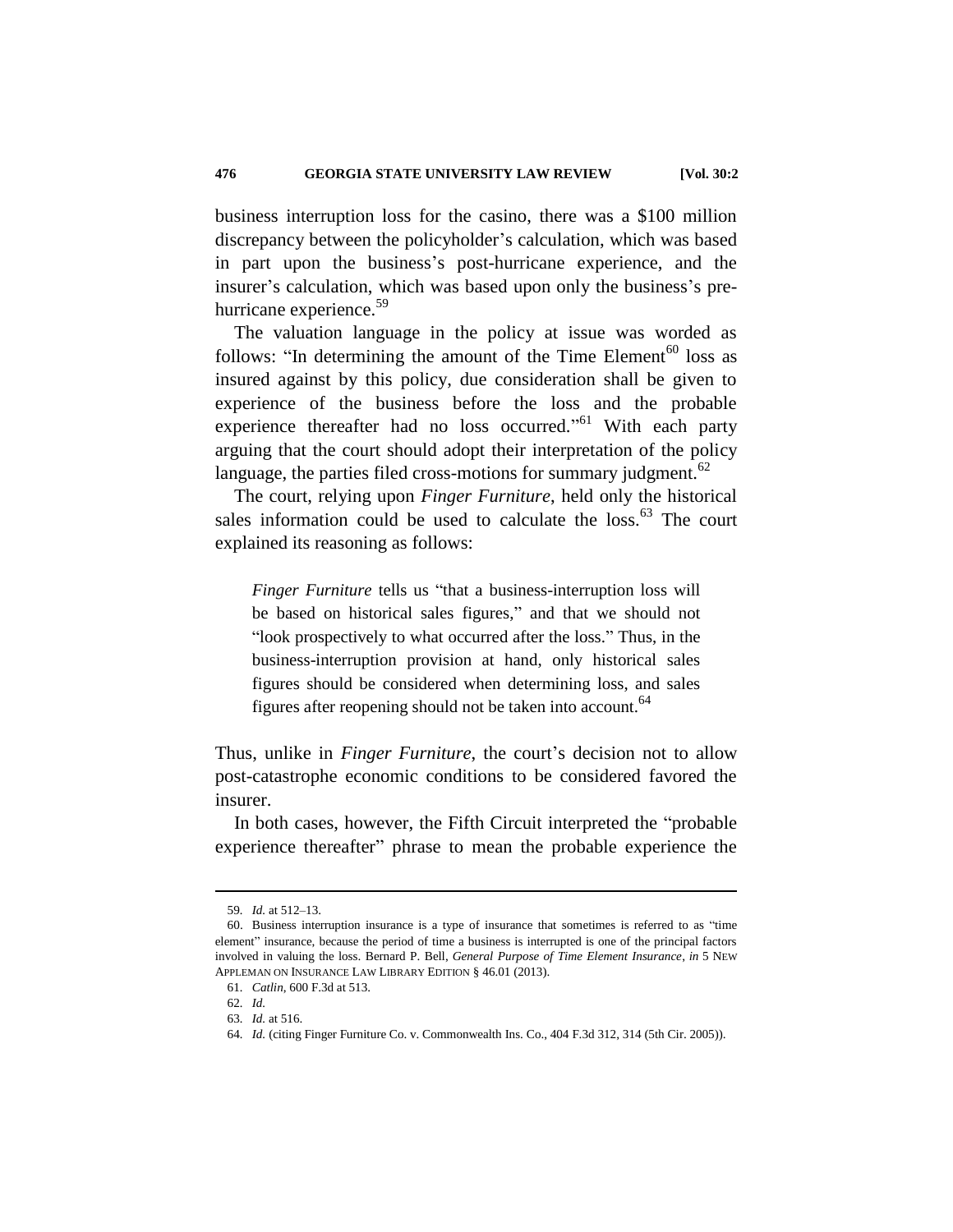business interruption loss for the casino, there was a $100 million discrepancy between the policyholder's calculation, which was based in part upon the business's post-hurricane experience, and the insurer's calculation, which was based upon only the business's pre-hurricane experience.[59]

The valuation language in the policy at issue was worded as follows: "In determining the amount of the Time Element[60] loss as insured against by this policy, due consideration shall be given to experience of the business before the loss and the probable experience thereafter had no loss occurred."[61] With each party arguing that the court should adopt their interpretation of the policy language, the parties filed cross-motions for summary judgment.[62]

The court, relying upon *Finger Furniture*, held only the historical sales information could be used to calculate the loss.[63] The court explained its reasoning as follows:

> *Finger Furniture* tells us "that a business-interruption loss will be based on historical sales figures," and that we should not "look prospectively to what occurred after the loss." Thus, in the business-interruption provision at hand, only historical sales figures should be considered when determining loss, and sales figures after reopening should not be taken into account.[64]

Thus, unlike in *Finger Furniture*, the court's decision not to allow post-catastrophe economic conditions to be considered favored the insurer.

In both cases, however, the Fifth Circuit interpreted the "probable experience thereafter" phrase to mean the probable experience the

---

59. *Id.* at 512–13.

60. Business interruption insurance is a type of insurance that sometimes is referred to as "time element" insurance, because the period of time a business is interrupted is one of the principal factors involved in valuing the loss. Bernard P. Bell, *General Purpose of Time Element Insurance*, *in* 5 NEW APPLEMAN ON INSURANCE LAW LIBRARY EDITION § 46.01 (2013).

61. *Catlin*, 600 F.3d at 513.

62. *Id.*

63. *Id.* at 516.

64. *Id.* (citing Finger Furniture Co. v. Commonwealth Ins. Co., 404 F.3d 312, 314 (5th Cir. 2005)).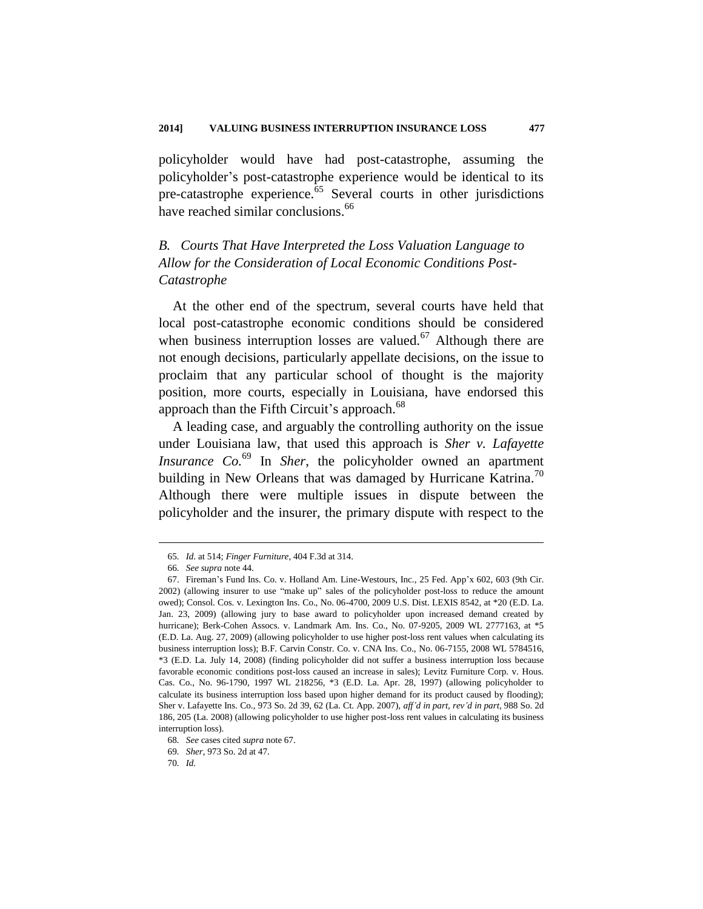policyholder would have had post-catastrophe, assuming the policyholder's post-catastrophe experience would be identical to its pre-catastrophe experience.[65] Several courts in other jurisdictions have reached similar conclusions.[66]

### *B. Courts That Have Interpreted the Loss Valuation Language to Allow for the Consideration of Local Economic Conditions Post-Catastrophe*

At the other end of the spectrum, several courts have held that local post-catastrophe economic conditions should be considered when business interruption losses are valued.[67] Although there are not enough decisions, particularly appellate decisions, on the issue to proclaim that any particular school of thought is the majority position, more courts, especially in Louisiana, have endorsed this approach than the Fifth Circuit's approach.[68]

A leading case, and arguably the controlling authority on the issue under Louisiana law, that used this approach is *Sher v. Lafayette Insurance Co.*[69] In *Sher*, the policyholder owned an apartment building in New Orleans that was damaged by Hurricane Katrina.[70] Although there were multiple issues in dispute between the policyholder and the insurer, the primary dispute with respect to the

---

65. *Id.* at 514; *Finger Furniture*, 404 F.3d at 314.

66. *See supra* note 44.

67. Fireman's Fund Ins. Co. v. Holland Am. Line-Westours, Inc., 25 Fed. App'x 602, 603 (9th Cir. 2002) (allowing insurer to use "make up" sales of the policyholder post-loss to reduce the amount owed); Consol. Cos. v. Lexington Ins. Co., No. 06-4700, 2009 U.S. Dist. LEXIS 8542, at *20 (E.D. La. Jan. 23, 2009) (allowing jury to base award to policyholder upon increased demand created by hurricane); Berk-Cohen Assocs. v. Landmark Am. Ins. Co., No. 07-9205, 2009 WL 2777163, at *5 (E.D. La. Aug. 27, 2009) (allowing policyholder to use higher post-loss rent values when calculating its business interruption loss); B.F. Carvin Constr. Co. v. CNA Ins. Co., No. 06-7155, 2008 WL 5784516, *3 (E.D. La. July 14, 2008) (finding policyholder did not suffer a business interruption loss because favorable economic conditions post-loss caused an increase in sales); Levitz Furniture Corp. v. Hous. Cas. Co., No. 96-1790, 1997 WL 218256, *3 (E.D. La. Apr. 28, 1997) (allowing policyholder to calculate its business interruption loss based upon higher demand for its product caused by flooding); Sher v. Lafayette Ins. Co., 973 So. 2d 39, 62 (La. Ct. App. 2007), *aff'd in part, rev'd in part*, 988 So. 2d 186, 205 (La. 2008) (allowing policyholder to use higher post-loss rent values in calculating its business interruption loss).

68. *See* cases cited *supra* note 67.

69. *Sher*, 973 So. 2d at 47.

70. *Id.*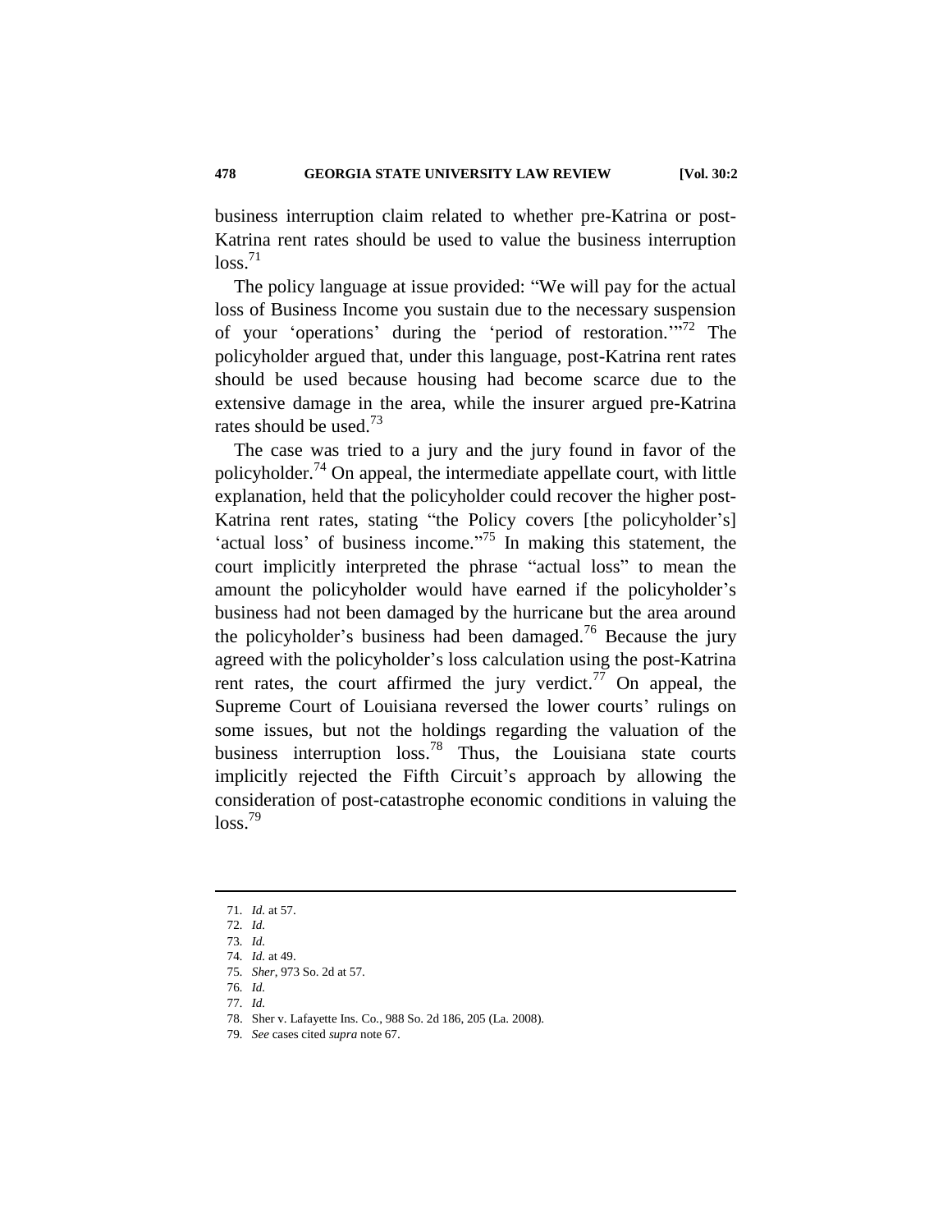business interruption claim related to whether pre-Katrina or post-Katrina rent rates should be used to value the business interruption loss.[71]

The policy language at issue provided: "We will pay for the actual loss of Business Income you sustain due to the necessary suspension of your 'operations' during the 'period of restoration.'"[72] The policyholder argued that, under this language, post-Katrina rent rates should be used because housing had become scarce due to the extensive damage in the area, while the insurer argued pre-Katrina rates should be used.[73]

The case was tried to a jury and the jury found in favor of the policyholder.[74] On appeal, the intermediate appellate court, with little explanation, held that the policyholder could recover the higher post-Katrina rent rates, stating "the Policy covers [the policyholder's] 'actual loss' of business income."[75] In making this statement, the court implicitly interpreted the phrase "actual loss" to mean the amount the policyholder would have earned if the policyholder's business had not been damaged by the hurricane but the area around the policyholder's business had been damaged.[76] Because the jury agreed with the policyholder's loss calculation using the post-Katrina rent rates, the court affirmed the jury verdict.[77] On appeal, the Supreme Court of Louisiana reversed the lower courts' rulings on some issues, but not the holdings regarding the valuation of the business interruption loss.[78] Thus, the Louisiana state courts implicitly rejected the Fifth Circuit's approach by allowing the consideration of post-catastrophe economic conditions in valuing the loss.[79]

---

71. *Id.* at 57.
72. *Id.*
73. *Id.*
74. *Id.* at 49.
75. *Sher*, 973 So. 2d at 57.
76. *Id.*
77. *Id.*
78. Sher v. Lafayette Ins. Co., 988 So. 2d 186, 205 (La. 2008).
79. *See* cases cited *supra* note 67.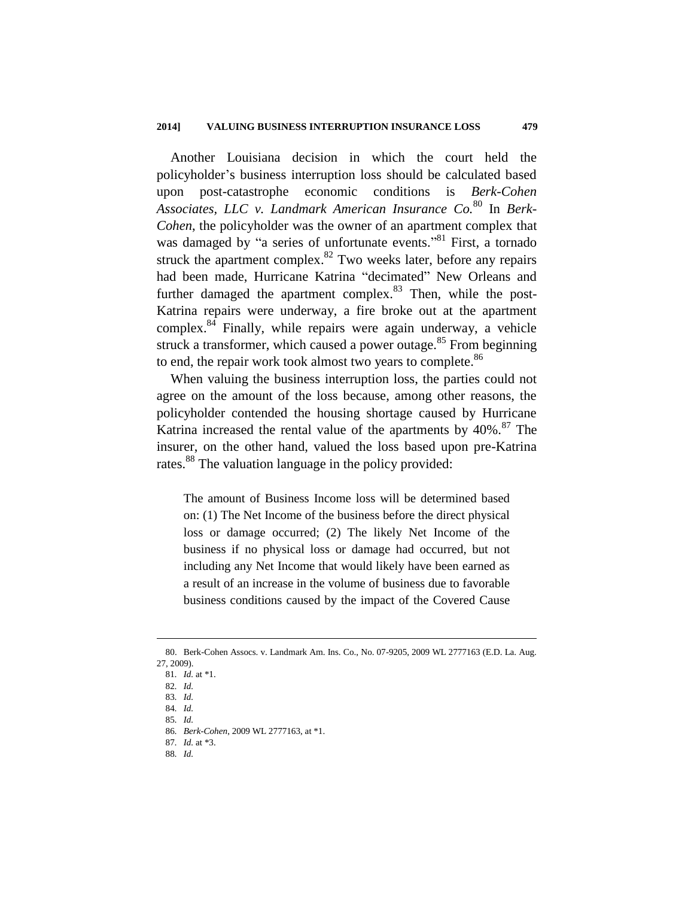Another Louisiana decision in which the court held the policyholder's business interruption loss should be calculated based upon post-catastrophe economic conditions is *Berk-Cohen Associates, LLC v. Landmark American Insurance Co.*[80] In *Berk-Cohen*, the policyholder was the owner of an apartment complex that was damaged by "a series of unfortunate events."[81] First, a tornado struck the apartment complex.[82] Two weeks later, before any repairs had been made, Hurricane Katrina "decimated" New Orleans and further damaged the apartment complex.[83] Then, while the post-Katrina repairs were underway, a fire broke out at the apartment complex.[84] Finally, while repairs were again underway, a vehicle struck a transformer, which caused a power outage.[85] From beginning to end, the repair work took almost two years to complete.[86]

When valuing the business interruption loss, the parties could not agree on the amount of the loss because, among other reasons, the policyholder contended the housing shortage caused by Hurricane Katrina increased the rental value of the apartments by 40%.[87] The insurer, on the other hand, valued the loss based upon pre-Katrina rates.[88] The valuation language in the policy provided:

> The amount of Business Income loss will be determined based on: (1) The Net Income of the business before the direct physical loss or damage occurred; (2) The likely Net Income of the business if no physical loss or damage had occurred, but not including any Net Income that would likely have been earned as a result of an increase in the volume of business due to favorable business conditions caused by the impact of the Covered Cause

---

80. Berk-Cohen Assocs. v. Landmark Am. Ins. Co., No. 07-9205, 2009 WL 2777163 (E.D. La. Aug. 27, 2009).

81. *Id.* at \*1.

82. *Id.*

83. *Id.*

84. *Id.*

85. *Id.*

86. *Berk-Cohen*, 2009 WL 2777163, at \*1.

87. *Id.* at \*3.

88. *Id.*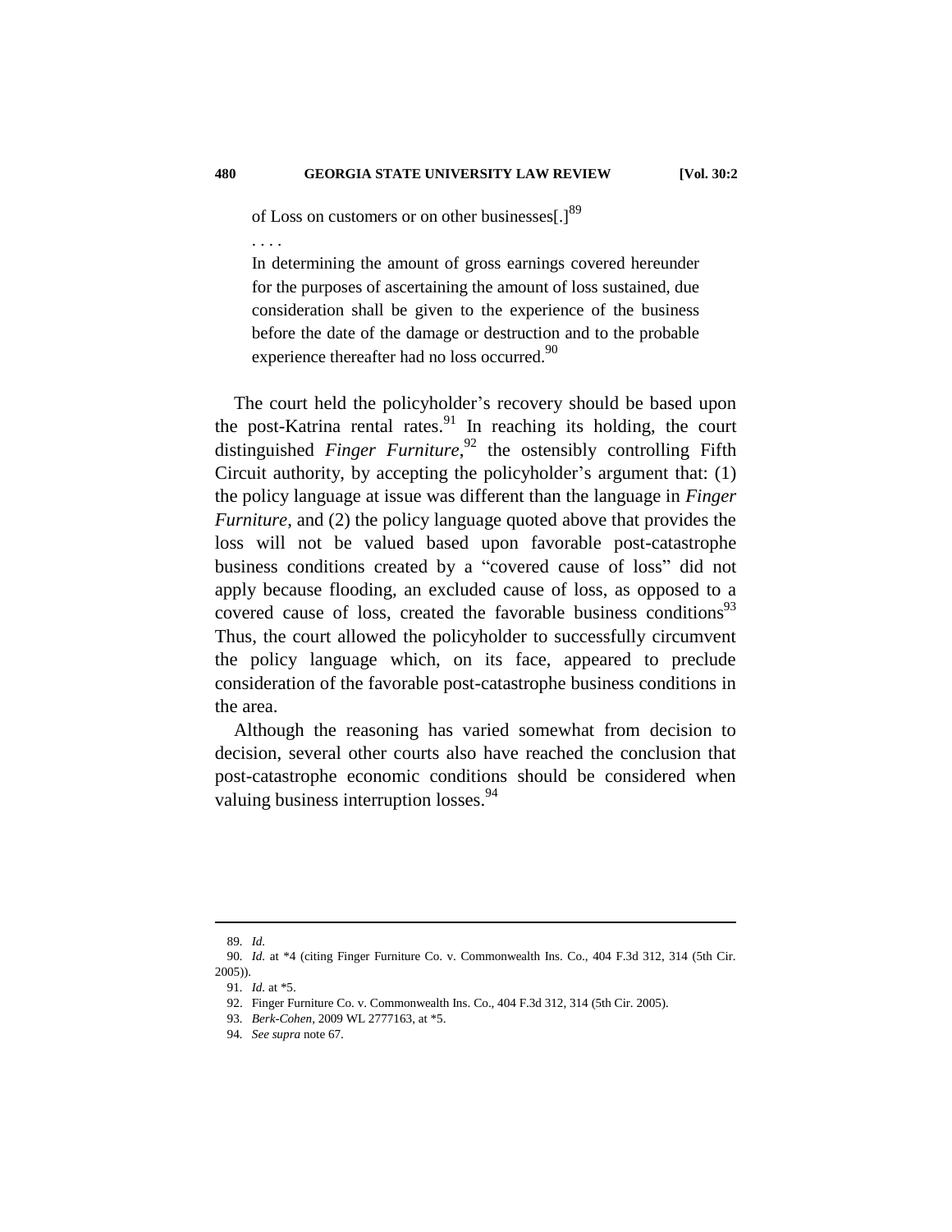> of Loss on customers or on other businesses[.][89]
>
> . . . .
>
> In determining the amount of gross earnings covered hereunder for the purposes of ascertaining the amount of loss sustained, due consideration shall be given to the experience of the business before the date of the damage or destruction and to the probable experience thereafter had no loss occurred.[90]

The court held the policyholder's recovery should be based upon the post-Katrina rental rates.[91] In reaching its holding, the court distinguished *Finger Furniture*,[92] the ostensibly controlling Fifth Circuit authority, by accepting the policyholder's argument that: (1) the policy language at issue was different than the language in *Finger Furniture*, and (2) the policy language quoted above that provides the loss will not be valued based upon favorable post-catastrophe business conditions created by a "covered cause of loss" did not apply because flooding, an excluded cause of loss, as opposed to a covered cause of loss, created the favorable business conditions[93] Thus, the court allowed the policyholder to successfully circumvent the policy language which, on its face, appeared to preclude consideration of the favorable post-catastrophe business conditions in the area.

Although the reasoning has varied somewhat from decision to decision, several other courts also have reached the conclusion that post-catastrophe economic conditions should be considered when valuing business interruption losses.[94]

---

89. *Id.*

90. *Id.* at *4 (citing Finger Furniture Co. v. Commonwealth Ins. Co., 404 F.3d 312, 314 (5th Cir. 2005)).

91. *Id.* at *5.

92. Finger Furniture Co. v. Commonwealth Ins. Co., 404 F.3d 312, 314 (5th Cir. 2005).

93. *Berk-Cohen*, 2009 WL 2777163, at *5.

94. *See supra* note 67.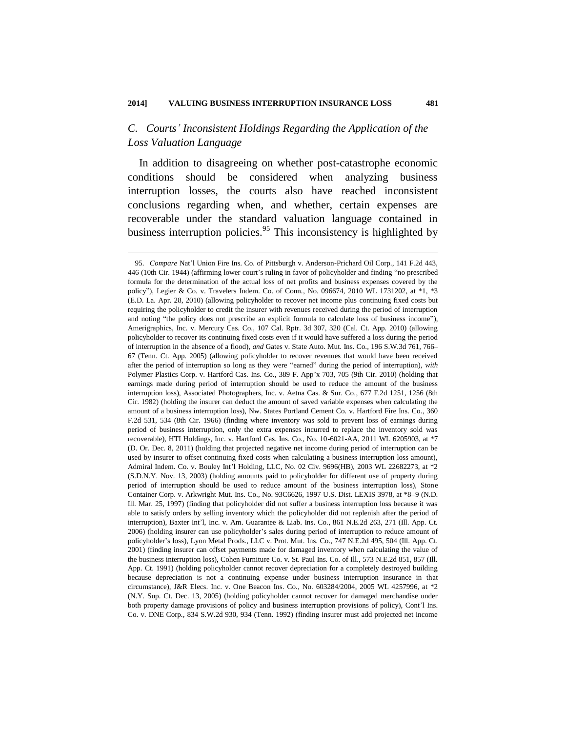### C. *Courts' Inconsistent Holdings Regarding the Application of the Loss Valuation Language*

In addition to disagreeing on whether post-catastrophe economic conditions should be considered when analyzing business interruption losses, the courts also have reached inconsistent conclusions regarding when, and whether, certain expenses are recoverable under the standard valuation language contained in business interruption policies.[95] This inconsistency is highlighted by

---

95. *Compare* Nat'l Union Fire Ins. Co. of Pittsburgh v. Anderson-Prichard Oil Corp., 141 F.2d 443, 446 (10th Cir. 1944) (affirming lower court's ruling in favor of policyholder and finding "no prescribed formula for the determination of the actual loss of net profits and business expenses covered by the policy"), Legier & Co. v. Travelers Indem. Co. of Conn., No. 096674, 2010 WL 1731202, at *1, *3 (E.D. La. Apr. 28, 2010) (allowing policyholder to recover net income plus continuing fixed costs but requiring the policyholder to credit the insurer with revenues received during the period of interruption and noting "the policy does not prescribe an explicit formula to calculate loss of business income"), Amerigraphics, Inc. v. Mercury Cas. Co., 107 Cal. Rptr. 3d 307, 320 (Cal. Ct. App. 2010) (allowing policyholder to recover its continuing fixed costs even if it would have suffered a loss during the period of interruption in the absence of a flood), *and* Gates v. State Auto. Mut. Ins. Co., 196 S.W.3d 761, 766–67 (Tenn. Ct. App. 2005) (allowing policyholder to recover revenues that would have been received after the period of interruption so long as they were "earned" during the period of interruption), *with* Polymer Plastics Corp. v. Hartford Cas. Ins. Co., 389 F. App'x 703, 705 (9th Cir. 2010) (holding that earnings made during period of interruption should be used to reduce the amount of the business interruption loss), Associated Photographers, Inc. v. Aetna Cas. & Sur. Co., 677 F.2d 1251, 1256 (8th Cir. 1982) (holding the insurer can deduct the amount of saved variable expenses when calculating the amount of a business interruption loss), Nw. States Portland Cement Co. v. Hartford Fire Ins. Co., 360 F.2d 531, 534 (8th Cir. 1966) (finding where inventory was sold to prevent loss of earnings during period of business interruption, only the extra expenses incurred to replace the inventory sold was recoverable), HTI Holdings, Inc. v. Hartford Cas. Ins. Co., No. 10-6021-AA, 2011 WL 6205903, at *7 (D. Or. Dec. 8, 2011) (holding that projected negative net income during period of interruption can be used by insurer to offset continuing fixed costs when calculating a business interruption loss amount), Admiral Indem. Co. v. Bouley Int'l Holding, LLC, No. 02 Civ. 9696(HB), 2003 WL 22682273, at *2 (S.D.N.Y. Nov. 13, 2003) (holding amounts paid to policyholder for different use of property during period of interruption should be used to reduce amount of the business interruption loss), Stone Container Corp. v. Arkwright Mut. Ins. Co., No. 93C6626, 1997 U.S. Dist. LEXIS 3978, at *8–9 (N.D. Ill. Mar. 25, 1997) (finding that policyholder did not suffer a business interruption loss because it was able to satisfy orders by selling inventory which the policyholder did not replenish after the period of interruption), Baxter Int'l, Inc. v. Am. Guarantee & Liab. Ins. Co., 861 N.E.2d 263, 271 (Ill. App. Ct. 2006) (holding insurer can use policyholder's sales during period of interruption to reduce amount of policyholder's loss), Lyon Metal Prods., LLC v. Prot. Mut. Ins. Co., 747 N.E.2d 495, 504 (Ill. App. Ct. 2001) (finding insurer can offset payments made for damaged inventory when calculating the value of the business interruption loss), Cohen Furniture Co. v. St. Paul Ins. Co. of Ill., 573 N.E.2d 851, 857 (Ill. App. Ct. 1991) (holding policyholder cannot recover depreciation for a completely destroyed building because depreciation is not a continuing expense under business interruption insurance in that circumstance), J&R Elecs. Inc. v. One Beacon Ins. Co., No. 603284/2004, 2005 WL 4257996, at *2 (N.Y. Sup. Ct. Dec. 13, 2005) (holding policyholder cannot recover for damaged merchandise under both property damage provisions of policy and business interruption provisions of policy), Cont'l Ins. Co. v. DNE Corp., 834 S.W.2d 930, 934 (Tenn. 1992) (finding insurer must add projected net income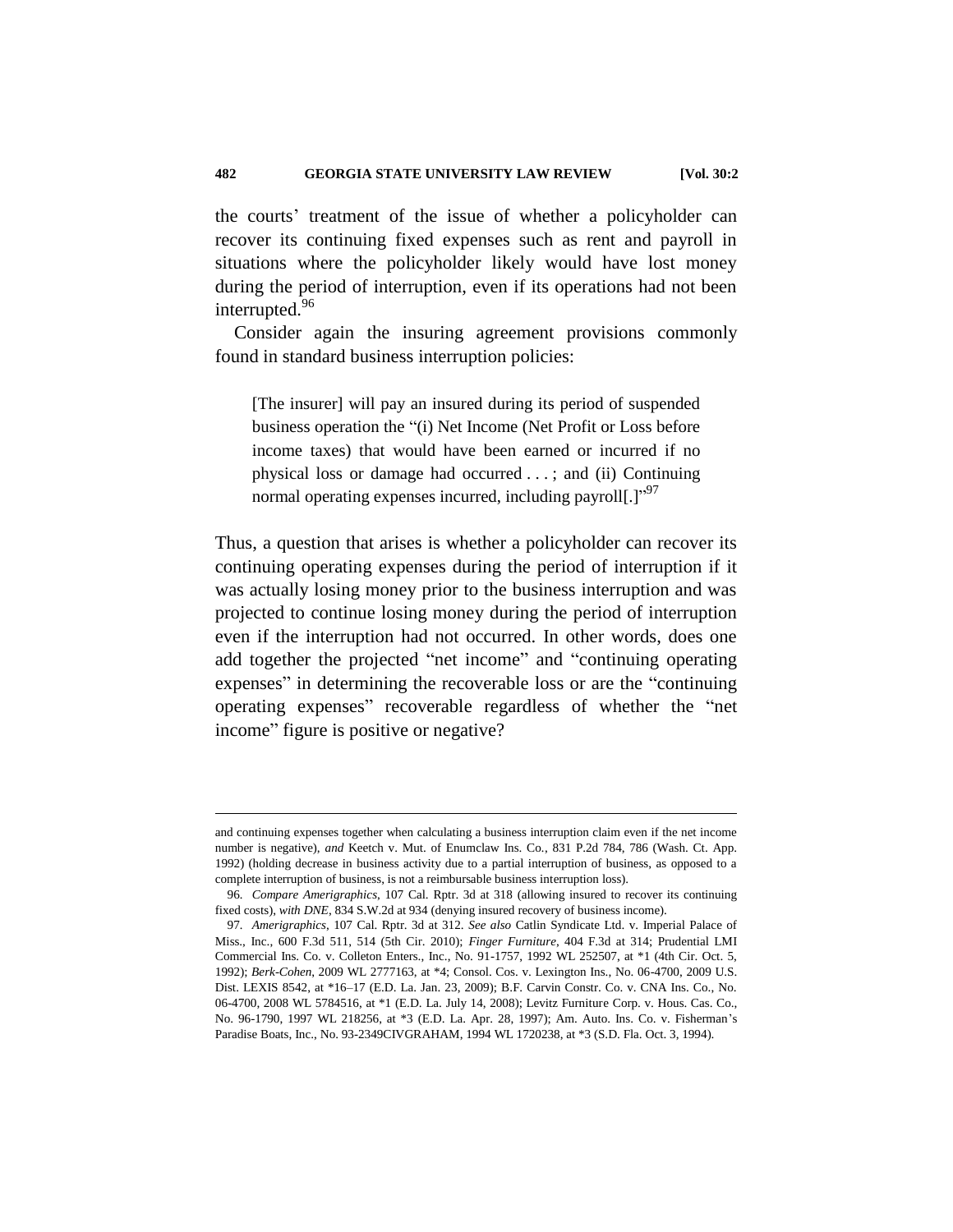the courts' treatment of the issue of whether a policyholder can recover its continuing fixed expenses such as rent and payroll in situations where the policyholder likely would have lost money during the period of interruption, even if its operations had not been interrupted.[96]

Consider again the insuring agreement provisions commonly found in standard business interruption policies:

> [The insurer] will pay an insured during its period of suspended business operation the "(i) Net Income (Net Profit or Loss before income taxes) that would have been earned or incurred if no physical loss or damage had occurred . . . ; and (ii) Continuing normal operating expenses incurred, including payroll[.]"[97]

Thus, a question that arises is whether a policyholder can recover its continuing operating expenses during the period of interruption if it was actually losing money prior to the business interruption and was projected to continue losing money during the period of interruption even if the interruption had not occurred. In other words, does one add together the projected "net income" and "continuing operating expenses" in determining the recoverable loss or are the "continuing operating expenses" recoverable regardless of whether the "net income" figure is positive or negative?

---

and continuing expenses together when calculating a business interruption claim even if the net income number is negative), *and* Keetch v. Mut. of Enumclaw Ins. Co., 831 P.2d 784, 786 (Wash. Ct. App. 1992) (holding decrease in business activity due to a partial interruption of business, as opposed to a complete interruption of business, is not a reimbursable business interruption loss).

96. *Compare Amerigraphics*, 107 Cal. Rptr. 3d at 318 (allowing insured to recover its continuing fixed costs), *with DNE*, 834 S.W.2d at 934 (denying insured recovery of business income).

97. *Amerigraphics*, 107 Cal. Rptr. 3d at 312. *See also* Catlin Syndicate Ltd. v. Imperial Palace of Miss., Inc., 600 F.3d 511, 514 (5th Cir. 2010); *Finger Furniture*, 404 F.3d at 314; Prudential LMI Commercial Ins. Co. v. Colleton Enters., Inc., No. 91-1757, 1992 WL 252507, at *1 (4th Cir. Oct. 5, 1992); *Berk-Cohen*, 2009 WL 2777163, at *4; Consol. Cos. v. Lexington Ins., No. 06-4700, 2009 U.S. Dist. LEXIS 8542, at *16–17 (E.D. La. Jan. 23, 2009); B.F. Carvin Constr. Co. v. CNA Ins. Co., No. 06-4700, 2008 WL 5784516, at *1 (E.D. La. July 14, 2008); Levitz Furniture Corp. v. Hous. Cas. Co., No. 96-1790, 1997 WL 218256, at *3 (E.D. La. Apr. 28, 1997); Am. Auto. Ins. Co. v. Fisherman's Paradise Boats, Inc., No. 93-2349CIVGRAHAM, 1994 WL 1720238, at *3 (S.D. Fla. Oct. 3, 1994).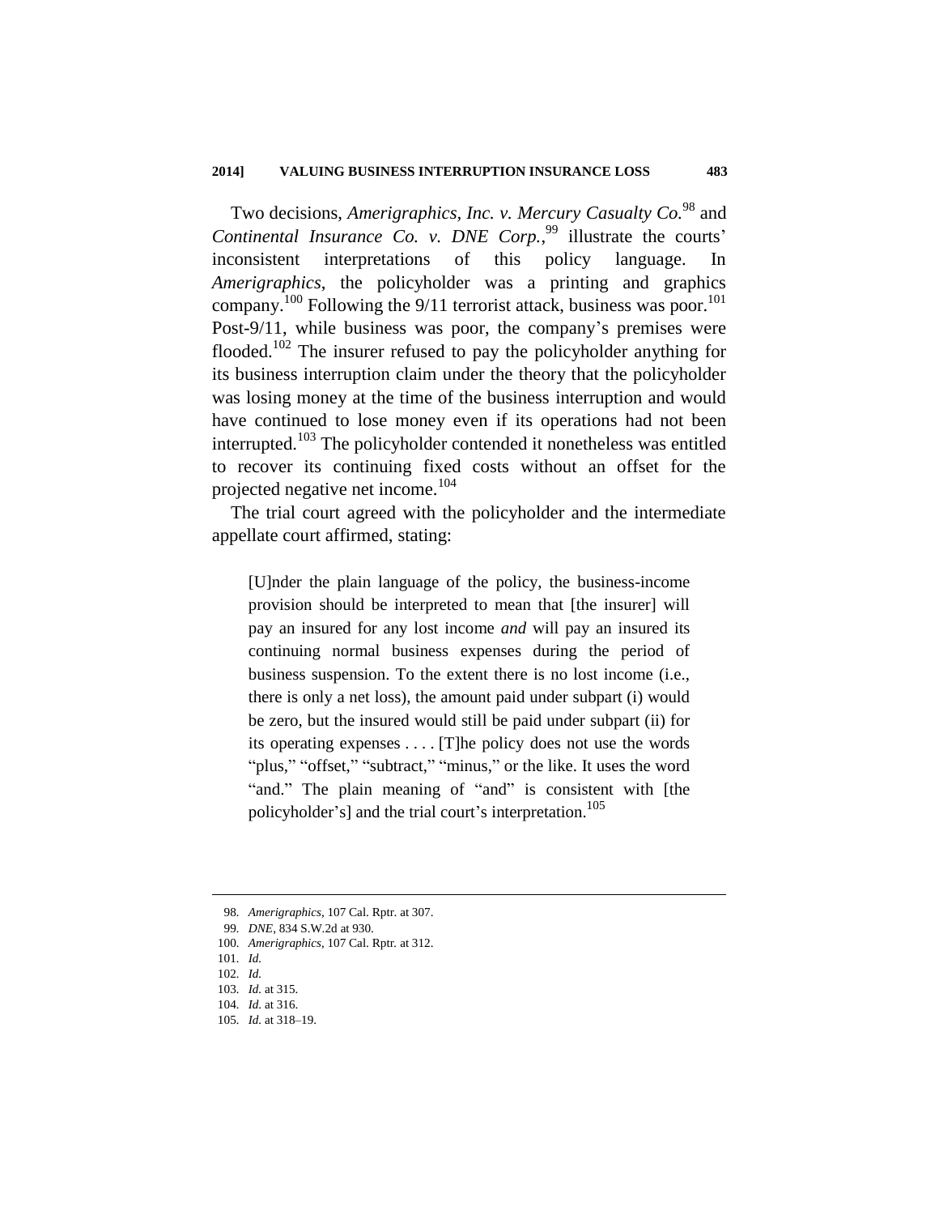Two decisions, *Amerigraphics, Inc. v. Mercury Casualty Co.*[98] and *Continental Insurance Co. v. DNE Corp.*,[99] illustrate the courts' inconsistent interpretations of this policy language. In *Amerigraphics*, the policyholder was a printing and graphics company.[100] Following the 9/11 terrorist attack, business was poor.[101] Post-9/11, while business was poor, the company's premises were flooded.[102] The insurer refused to pay the policyholder anything for its business interruption claim under the theory that the policyholder was losing money at the time of the business interruption and would have continued to lose money even if its operations had not been interrupted.[103] The policyholder contended it nonetheless was entitled to recover its continuing fixed costs without an offset for the projected negative net income.[104]

The trial court agreed with the policyholder and the intermediate appellate court affirmed, stating:

> [U]nder the plain language of the policy, the business-income provision should be interpreted to mean that [the insurer] will pay an insured for any lost income *and* will pay an insured its continuing normal business expenses during the period of business suspension. To the extent there is no lost income (i.e., there is only a net loss), the amount paid under subpart (i) would be zero, but the insured would still be paid under subpart (ii) for its operating expenses . . . . [T]he policy does not use the words "plus," "offset," "subtract," "minus," or the like. It uses the word "and." The plain meaning of "and" is consistent with [the policyholder's] and the trial court's interpretation.[105]

---

98. *Amerigraphics*, 107 Cal. Rptr. at 307.
99. *DNE*, 834 S.W.2d at 930.
100. *Amerigraphics*, 107 Cal. Rptr. at 312.
101. *Id.*
102. *Id.*
103. *Id.* at 315.
104. *Id.* at 316.
105. *Id.* at 318–19.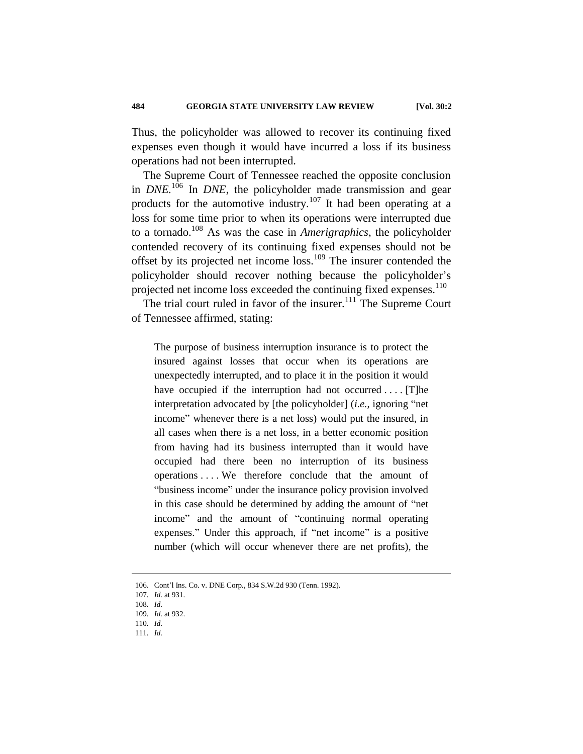Thus, the policyholder was allowed to recover its continuing fixed expenses even though it would have incurred a loss if its business operations had not been interrupted.

The Supreme Court of Tennessee reached the opposite conclusion in *DNE*.[106] In *DNE*, the policyholder made transmission and gear products for the automotive industry.[107] It had been operating at a loss for some time prior to when its operations were interrupted due to a tornado.[108] As was the case in *Amerigraphics*, the policyholder contended recovery of its continuing fixed expenses should not be offset by its projected net income loss.[109] The insurer contended the policyholder should recover nothing because the policyholder's projected net income loss exceeded the continuing fixed expenses.[110]

The trial court ruled in favor of the insurer.[111] The Supreme Court of Tennessee affirmed, stating:

> The purpose of business interruption insurance is to protect the insured against losses that occur when its operations are unexpectedly interrupted, and to place it in the position it would have occupied if the interruption had not occurred . . . . [T]he interpretation advocated by [the policyholder] (*i.e.*, ignoring "net income" whenever there is a net loss) would put the insured, in all cases when there is a net loss, in a better economic position from having had its business interrupted than it would have occupied had there been no interruption of its business operations . . . . We therefore conclude that the amount of "business income" under the insurance policy provision involved in this case should be determined by adding the amount of "net income" and the amount of "continuing normal operating expenses." Under this approach, if "net income" is a positive number (which will occur whenever there are net profits), the

---

106. Cont'l Ins. Co. v. DNE Corp., 834 S.W.2d 930 (Tenn. 1992).
107. *Id.* at 931.
108. *Id.*
109. *Id.* at 932.
110. *Id.*
111. *Id.*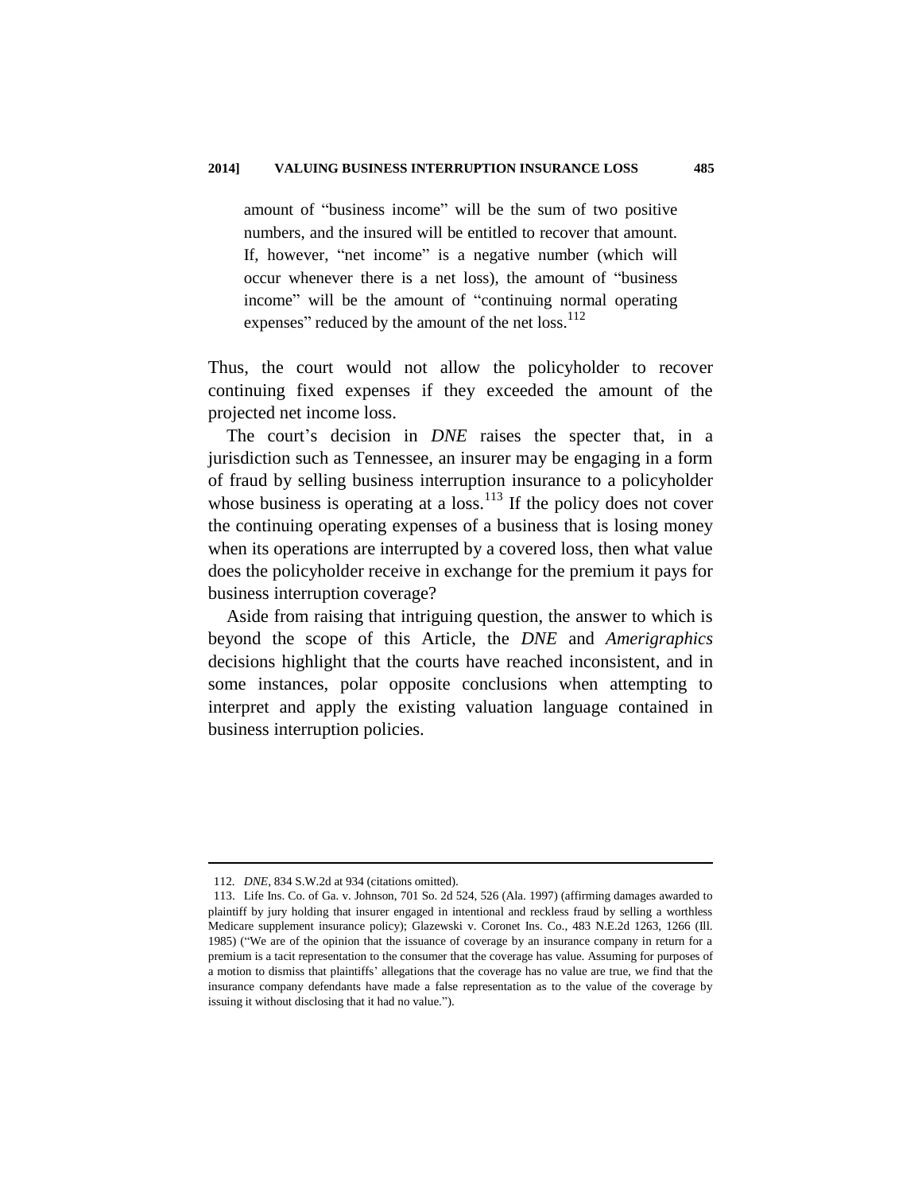> amount of "business income" will be the sum of two positive numbers, and the insured will be entitled to recover that amount. If, however, "net income" is a negative number (which will occur whenever there is a net loss), the amount of "business income" will be the amount of "continuing normal operating expenses" reduced by the amount of the net loss.[112]

Thus, the court would not allow the policyholder to recover continuing fixed expenses if they exceeded the amount of the projected net income loss.

The court's decision in *DNE* raises the specter that, in a jurisdiction such as Tennessee, an insurer may be engaging in a form of fraud by selling business interruption insurance to a policyholder whose business is operating at a loss.[113] If the policy does not cover the continuing operating expenses of a business that is losing money when its operations are interrupted by a covered loss, then what value does the policyholder receive in exchange for the premium it pays for business interruption coverage?

Aside from raising that intriguing question, the answer to which is beyond the scope of this Article, the *DNE* and *Amerigraphics* decisions highlight that the courts have reached inconsistent, and in some instances, polar opposite conclusions when attempting to interpret and apply the existing valuation language contained in business interruption policies.

---

112. *DNE*, 834 S.W.2d at 934 (citations omitted).

113. Life Ins. Co. of Ga. v. Johnson, 701 So. 2d 524, 526 (Ala. 1997) (affirming damages awarded to plaintiff by jury holding that insurer engaged in intentional and reckless fraud by selling a worthless Medicare supplement insurance policy); Glazewski v. Coronet Ins. Co., 483 N.E.2d 1263, 1266 (Ill. 1985) ("We are of the opinion that the issuance of coverage by an insurance company in return for a premium is a tacit representation to the consumer that the coverage has value. Assuming for purposes of a motion to dismiss that plaintiffs' allegations that the coverage has no value are true, we find that the insurance company defendants have made a false representation as to the value of the coverage by issuing it without disclosing that it had no value.").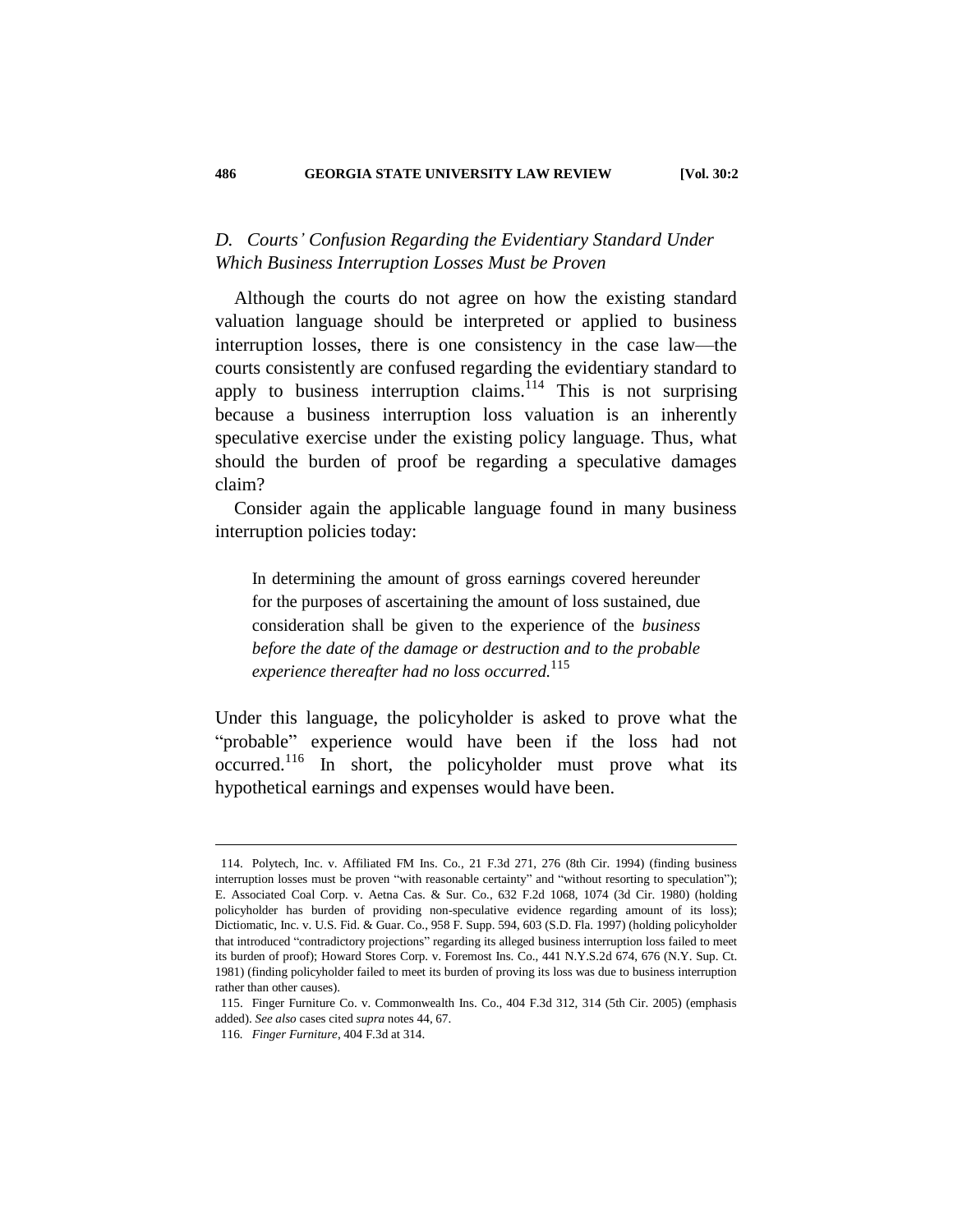### *D. Courts' Confusion Regarding the Evidentiary Standard Under Which Business Interruption Losses Must be Proven*

Although the courts do not agree on how the existing standard valuation language should be interpreted or applied to business interruption losses, there is one consistency in the case law—the courts consistently are confused regarding the evidentiary standard to apply to business interruption claims.[114] This is not surprising because a business interruption loss valuation is an inherently speculative exercise under the existing policy language. Thus, what should the burden of proof be regarding a speculative damages claim?

Consider again the applicable language found in many business interruption policies today:

> In determining the amount of gross earnings covered hereunder for the purposes of ascertaining the amount of loss sustained, due consideration shall be given to the experience of the *business before the date of the damage or destruction and to the probable experience thereafter had no loss occurred.*[115]

Under this language, the policyholder is asked to prove what the "probable" experience would have been if the loss had not occurred.[116] In short, the policyholder must prove what its hypothetical earnings and expenses would have been.

---

114. Polytech, Inc. v. Affiliated FM Ins. Co., 21 F.3d 271, 276 (8th Cir. 1994) (finding business interruption losses must be proven "with reasonable certainty" and "without resorting to speculation"); E. Associated Coal Corp. v. Aetna Cas. & Sur. Co., 632 F.2d 1068, 1074 (3d Cir. 1980) (holding policyholder has burden of providing non-speculative evidence regarding amount of its loss); Dictiomatic, Inc. v. U.S. Fid. & Guar. Co., 958 F. Supp. 594, 603 (S.D. Fla. 1997) (holding policyholder that introduced "contradictory projections" regarding its alleged business interruption loss failed to meet its burden of proof); Howard Stores Corp. v. Foremost Ins. Co., 441 N.Y.S.2d 674, 676 (N.Y. Sup. Ct. 1981) (finding policyholder failed to meet its burden of proving its loss was due to business interruption rather than other causes).

115. Finger Furniture Co. v. Commonwealth Ins. Co., 404 F.3d 312, 314 (5th Cir. 2005) (emphasis added). *See also* cases cited *supra* notes 44, 67.

116. *Finger Furniture*, 404 F.3d at 314.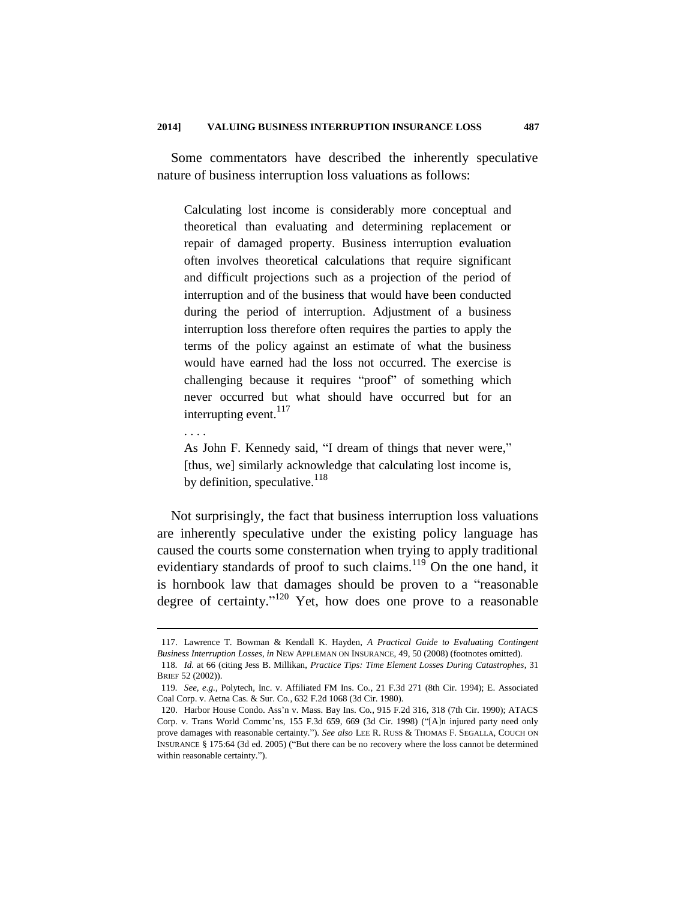Some commentators have described the inherently speculative nature of business interruption loss valuations as follows:

> Calculating lost income is considerably more conceptual and theoretical than evaluating and determining replacement or repair of damaged property. Business interruption evaluation often involves theoretical calculations that require significant and difficult projections such as a projection of the period of interruption and of the business that would have been conducted during the period of interruption. Adjustment of a business interruption loss therefore often requires the parties to apply the terms of the policy against an estimate of what the business would have earned had the loss not occurred. The exercise is challenging because it requires "proof" of something which never occurred but what should have occurred but for an interrupting event.[117]
>
> . . . .
>
> As John F. Kennedy said, "I dream of things that never were," [thus, we] similarly acknowledge that calculating lost income is, by definition, speculative.[118]

Not surprisingly, the fact that business interruption loss valuations are inherently speculative under the existing policy language has caused the courts some consternation when trying to apply traditional evidentiary standards of proof to such claims.[119] On the one hand, it is hornbook law that damages should be proven to a "reasonable degree of certainty."[120] Yet, how does one prove to a reasonable

---

117. Lawrence T. Bowman & Kendall K. Hayden, *A Practical Guide to Evaluating Contingent Business Interruption Losses*, *in* NEW APPLEMAN ON INSURANCE, 49, 50 (2008) (footnotes omitted).

118. *Id.* at 66 (citing Jess B. Millikan, *Practice Tips: Time Element Losses During Catastrophes*, 31 BRIEF 52 (2002)).

119. *See, e.g.*, Polytech, Inc. v. Affiliated FM Ins. Co., 21 F.3d 271 (8th Cir. 1994); E. Associated Coal Corp. v. Aetna Cas. & Sur. Co., 632 F.2d 1068 (3d Cir. 1980).

120. Harbor House Condo. Ass'n v. Mass. Bay Ins. Co., 915 F.2d 316, 318 (7th Cir. 1990); ATACS Corp. v. Trans World Commc'ns, 155 F.3d 659, 669 (3d Cir. 1998) ("[A]n injured party need only prove damages with reasonable certainty."). *See also* LEE R. RUSS & THOMAS F. SEGALLA, COUCH ON INSURANCE § 175:64 (3d ed. 2005) ("But there can be no recovery where the loss cannot be determined within reasonable certainty.").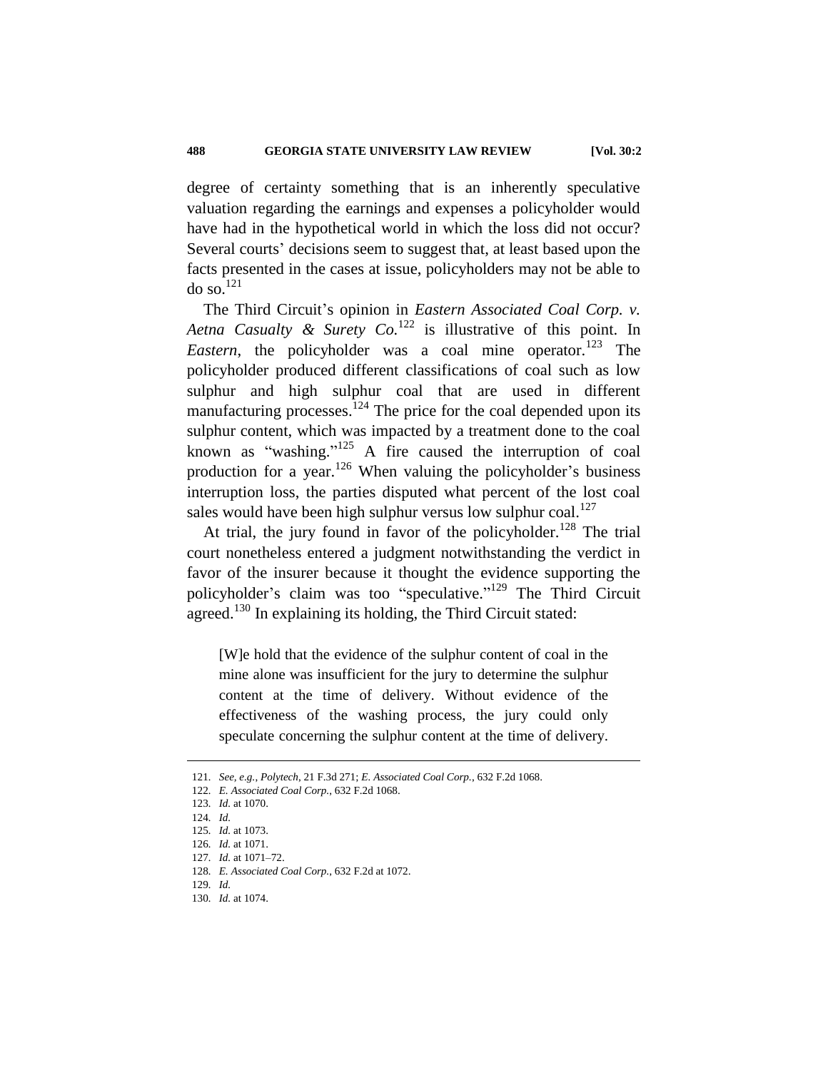degree of certainty something that is an inherently speculative valuation regarding the earnings and expenses a policyholder would have had in the hypothetical world in which the loss did not occur? Several courts' decisions seem to suggest that, at least based upon the facts presented in the cases at issue, policyholders may not be able to do so.[121]

The Third Circuit's opinion in *Eastern Associated Coal Corp. v. Aetna Casualty & Surety Co.*[122] is illustrative of this point. In *Eastern*, the policyholder was a coal mine operator.[123] The policyholder produced different classifications of coal such as low sulphur and high sulphur coal that are used in different manufacturing processes.[124] The price for the coal depended upon its sulphur content, which was impacted by a treatment done to the coal known as "washing."[125] A fire caused the interruption of coal production for a year.[126] When valuing the policyholder's business interruption loss, the parties disputed what percent of the lost coal sales would have been high sulphur versus low sulphur coal.[127]

At trial, the jury found in favor of the policyholder.[128] The trial court nonetheless entered a judgment notwithstanding the verdict in favor of the insurer because it thought the evidence supporting the policyholder's claim was too "speculative."[129] The Third Circuit agreed.[130] In explaining its holding, the Third Circuit stated:

> [W]e hold that the evidence of the sulphur content of coal in the mine alone was insufficient for the jury to determine the sulphur content at the time of delivery. Without evidence of the effectiveness of the washing process, the jury could only speculate concerning the sulphur content at the time of delivery.

---

121. *See, e.g.*, *Polytech*, 21 F.3d 271; *E. Associated Coal Corp.*, 632 F.2d 1068.
122. *E. Associated Coal Corp.*, 632 F.2d 1068.
123. *Id.* at 1070.
124. *Id.*
125. *Id.* at 1073.
126. *Id.* at 1071.
127. *Id.* at 1071–72.
128. *E. Associated Coal Corp.*, 632 F.2d at 1072.
129. *Id.*
130. *Id.* at 1074.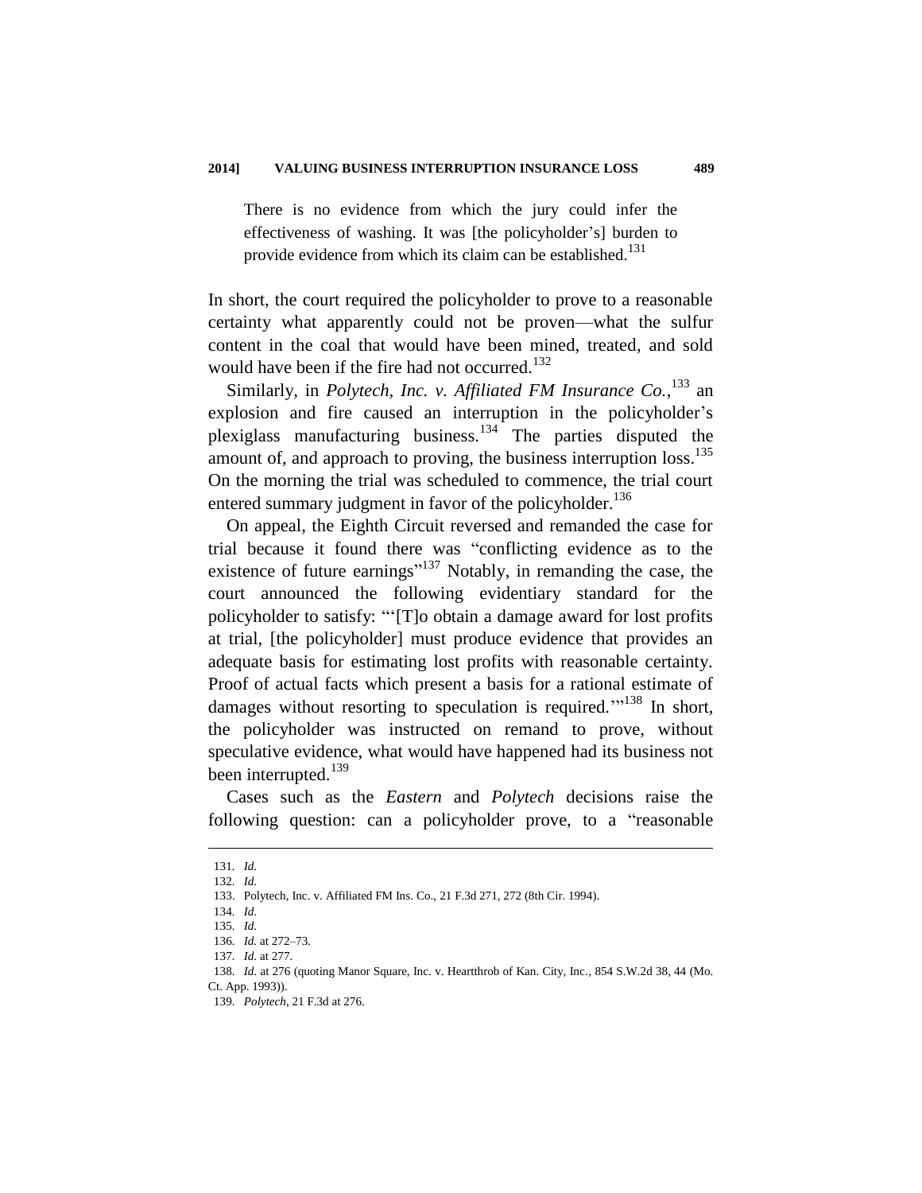> There is no evidence from which the jury could infer the effectiveness of washing. It was [the policyholder's] burden to provide evidence from which its claim can be established.[131]

In short, the court required the policyholder to prove to a reasonable certainty what apparently could not be proven—what the sulfur content in the coal that would have been mined, treated, and sold would have been if the fire had not occurred.[132]

Similarly, in *Polytech, Inc. v. Affiliated FM Insurance Co.*,[133] an explosion and fire caused an interruption in the policyholder's plexiglass manufacturing business.[134] The parties disputed the amount of, and approach to proving, the business interruption loss.[135] On the morning the trial was scheduled to commence, the trial court entered summary judgment in favor of the policyholder.[136]

On appeal, the Eighth Circuit reversed and remanded the case for trial because it found there was "conflicting evidence as to the existence of future earnings"[137] Notably, in remanding the case, the court announced the following evidentiary standard for the policyholder to satisfy: "'[T]o obtain a damage award for lost profits at trial, [the policyholder] must produce evidence that provides an adequate basis for estimating lost profits with reasonable certainty. Proof of actual facts which present a basis for a rational estimate of damages without resorting to speculation is required.'"[138] In short, the policyholder was instructed on remand to prove, without speculative evidence, what would have happened had its business not been interrupted.[139]

Cases such as the *Eastern* and *Polytech* decisions raise the following question: can a policyholder prove, to a "reasonable

---

131. *Id.*

132. *Id.*

133. Polytech, Inc. v. Affiliated FM Ins. Co., 21 F.3d 271, 272 (8th Cir. 1994).

134. *Id.*

135. *Id.*

136. *Id.* at 272–73.

137. *Id.* at 277.

138. *Id.* at 276 (quoting Manor Square, Inc. v. Heartthrob of Kan. City, Inc., 854 S.W.2d 38, 44 (Mo. Ct. App. 1993)).

139. *Polytech*, 21 F.3d at 276.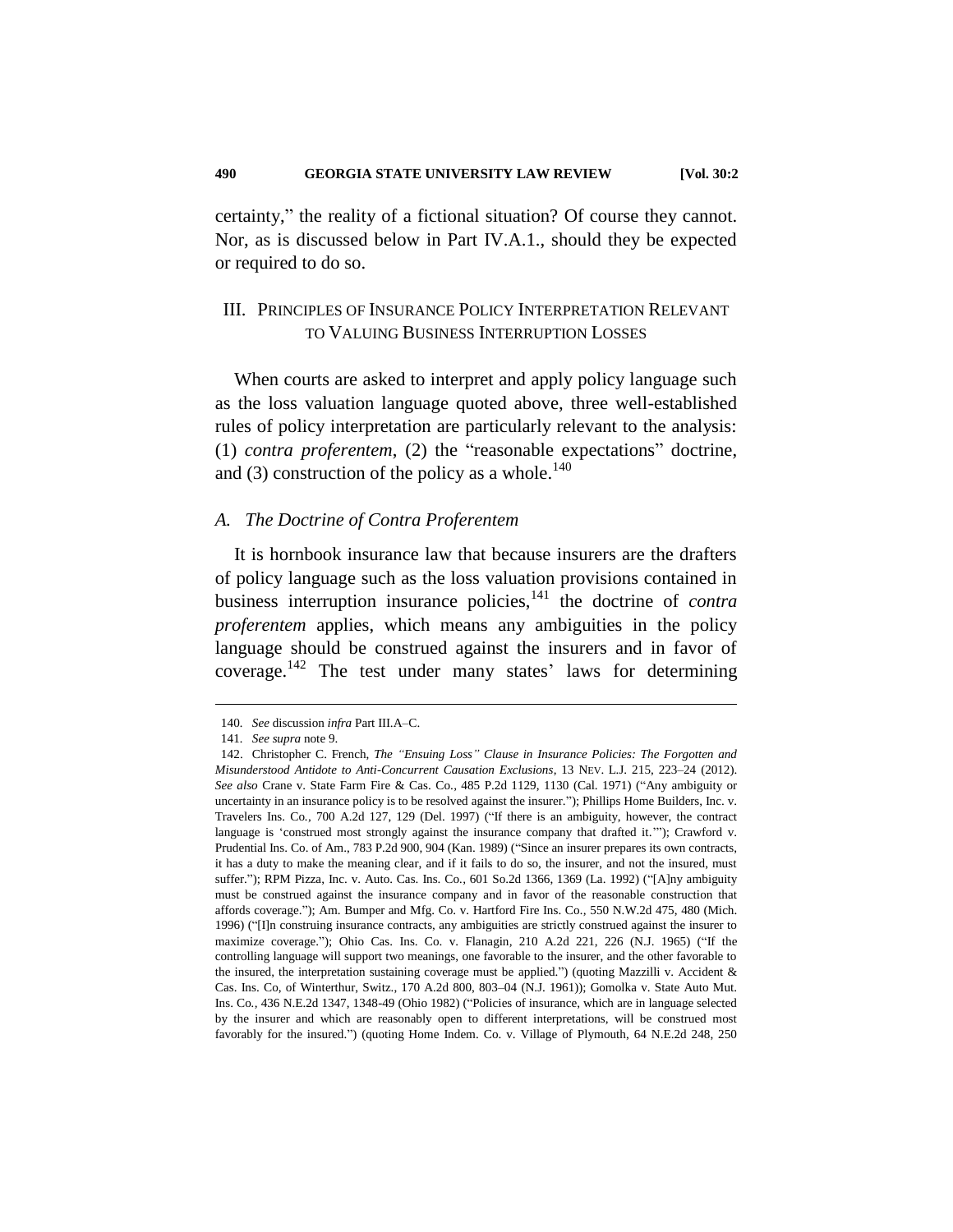certainty," the reality of a fictional situation? Of course they cannot. Nor, as is discussed below in Part IV.A.1., should they be expected or required to do so.

## III. Principles of Insurance Policy Interpretation Relevant to Valuing Business Interruption Losses

When courts are asked to interpret and apply policy language such as the loss valuation language quoted above, three well-established rules of policy interpretation are particularly relevant to the analysis: (1) *contra proferentem*, (2) the "reasonable expectations" doctrine, and (3) construction of the policy as a whole.[140]

### *A. The Doctrine of Contra Proferentem*

It is hornbook insurance law that because insurers are the drafters of policy language such as the loss valuation provisions contained in business interruption insurance policies,[141] the doctrine of *contra proferentem* applies, which means any ambiguities in the policy language should be construed against the insurers and in favor of coverage.[142] The test under many states' laws for determining

---

140. *See* discussion *infra* Part III.A–C.

141. *See supra* note 9.

142. Christopher C. French, *The "Ensuing Loss" Clause in Insurance Policies: The Forgotten and Misunderstood Antidote to Anti-Concurrent Causation Exclusions*, 13 Nev. L.J. 215, 223–24 (2012). *See also* Crane v. State Farm Fire & Cas. Co., 485 P.2d 1129, 1130 (Cal. 1971) ("Any ambiguity or uncertainty in an insurance policy is to be resolved against the insurer."); Phillips Home Builders, Inc. v. Travelers Ins. Co., 700 A.2d 127, 129 (Del. 1997) ("If there is an ambiguity, however, the contract language is 'construed most strongly against the insurance company that drafted it.'"); Crawford v. Prudential Ins. Co. of Am., 783 P.2d 900, 904 (Kan. 1989) ("Since an insurer prepares its own contracts, it has a duty to make the meaning clear, and if it fails to do so, the insurer, and not the insured, must suffer."); RPM Pizza, Inc. v. Auto. Cas. Ins. Co., 601 So.2d 1366, 1369 (La. 1992) ("[A]ny ambiguity must be construed against the insurance company and in favor of the reasonable construction that affords coverage."); Am. Bumper and Mfg. Co. v. Hartford Fire Ins. Co., 550 N.W.2d 475, 480 (Mich. 1996) ("[I]n construing insurance contracts, any ambiguities are strictly construed against the insurer to maximize coverage."); Ohio Cas. Ins. Co. v. Flanagin, 210 A.2d 221, 226 (N.J. 1965) ("If the controlling language will support two meanings, one favorable to the insurer, and the other favorable to the insured, the interpretation sustaining coverage must be applied.") (quoting Mazzilli v. Accident & Cas. Ins. Co, of Winterthur, Switz., 170 A.2d 800, 803–04 (N.J. 1961)); Gomolka v. State Auto Mut. Ins. Co., 436 N.E.2d 1347, 1348-49 (Ohio 1982) ("Policies of insurance, which are in language selected by the insurer and which are reasonably open to different interpretations, will be construed most favorably for the insured.") (quoting Home Indem. Co. v. Village of Plymouth, 64 N.E.2d 248, 250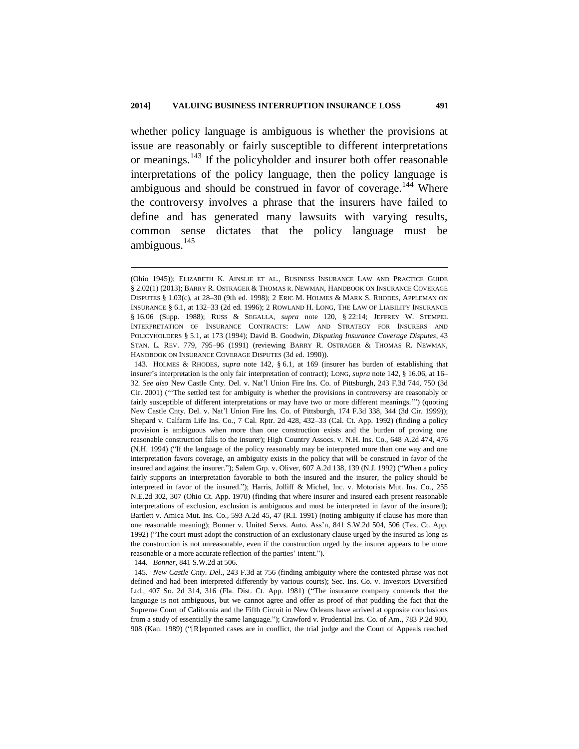whether policy language is ambiguous is whether the provisions at issue are reasonably or fairly susceptible to different interpretations or meanings.[143] If the policyholder and insurer both offer reasonable interpretations of the policy language, then the policy language is ambiguous and should be construed in favor of coverage.[144] Where the controversy involves a phrase that the insurers have failed to define and has generated many lawsuits with varying results, common sense dictates that the policy language must be ambiguous.[145]

---

(Ohio 1945)); ELIZABETH K. AINSLIE ET AL., BUSINESS INSURANCE LAW AND PRACTICE GUIDE § 2.02(1) (2013); BARRY R. OSTRAGER & THOMAS R. NEWMAN, HANDBOOK ON INSURANCE COVERAGE DISPUTES § 1.03(c), at 28–30 (9th ed. 1998); 2 ERIC M. HOLMES & MARK S. RHODES, APPLEMAN ON INSURANCE § 6.1, at 132–33 (2d ed. 1996); 2 ROWLAND H. LONG, THE LAW OF LIABILITY INSURANCE § 16.06 (Supp. 1988); RUSS & SEGALLA, *supra* note 120, § 22:14; JEFFREY W. STEMPEL INTERPRETATION OF INSURANCE CONTRACTS: LAW AND STRATEGY FOR INSURERS AND POLICYHOLDERS § 5.1, at 173 (1994); David B. Goodwin, *Disputing Insurance Coverage Disputes*, 43 STAN. L. REV. 779, 795–96 (1991) (reviewing BARRY R. OSTRAGER & THOMAS R. NEWMAN, HANDBOOK ON INSURANCE COVERAGE DISPUTES (3d ed. 1990)).

143. HOLMES & RHODES, *supra* note 142, § 6.1, at 169 (insurer has burden of establishing that insurer's interpretation is the only fair interpretation of contract); LONG, *supra* note 142, § 16.06, at 16–32. *See also* New Castle Cnty. Del. v. Nat'l Union Fire Ins. Co. of Pittsburgh, 243 F.3d 744, 750 (3d Cir. 2001) ("'The settled test for ambiguity is whether the provisions in controversy are reasonably or fairly susceptible of different interpretations or may have two or more different meanings.'") (quoting New Castle Cnty. Del. v. Nat'l Union Fire Ins. Co. of Pittsburgh, 174 F.3d 338, 344 (3d Cir. 1999)); Shepard v. Calfarm Life Ins. Co., 7 Cal. Rptr. 2d 428, 432–33 (Cal. Ct. App. 1992) (finding a policy provision is ambiguous when more than one construction exists and the burden of proving one reasonable construction falls to the insurer); High Country Assocs. v. N.H. Ins. Co., 648 A.2d 474, 476 (N.H. 1994) ("If the language of the policy reasonably may be interpreted more than one way and one interpretation favors coverage, an ambiguity exists in the policy that will be construed in favor of the insured and against the insurer."); Salem Grp. v. Oliver, 607 A.2d 138, 139 (N.J. 1992) ("When a policy fairly supports an interpretation favorable to both the insured and the insurer, the policy should be interpreted in favor of the insured."); Harris, Jolliff & Michel, Inc. v. Motorists Mut. Ins. Co., 255 N.E.2d 302, 307 (Ohio Ct. App. 1970) (finding that where insurer and insured each present reasonable interpretations of exclusion, exclusion is ambiguous and must be interpreted in favor of the insured); Bartlett v. Amica Mut. Ins. Co., 593 A.2d 45, 47 (R.I. 1991) (noting ambiguity if clause has more than one reasonable meaning); Bonner v. United Servs. Auto. Ass'n, 841 S.W.2d 504, 506 (Tex. Ct. App. 1992) ("The court must adopt the construction of an exclusionary clause urged by the insured as long as the construction is not unreasonable, even if the construction urged by the insurer appears to be more reasonable or a more accurate reflection of the parties' intent.").

144. *Bonner*, 841 S.W.2d at 506.

145. *New Castle Cnty. Del.*, 243 F.3d at 756 (finding ambiguity where the contested phrase was not defined and had been interpreted differently by various courts); Sec. Ins. Co. v. Investors Diversified Ltd., 407 So. 2d 314, 316 (Fla. Dist. Ct. App. 1981) ("The insurance company contends that the language is not ambiguous, but we cannot agree and offer as proof of *that* pudding the fact that the Supreme Court of California and the Fifth Circuit in New Orleans have arrived at opposite conclusions from a study of essentially the same language."); Crawford v. Prudential Ins. Co. of Am., 783 P.2d 900, 908 (Kan. 1989) ("[R]eported cases are in conflict, the trial judge and the Court of Appeals reached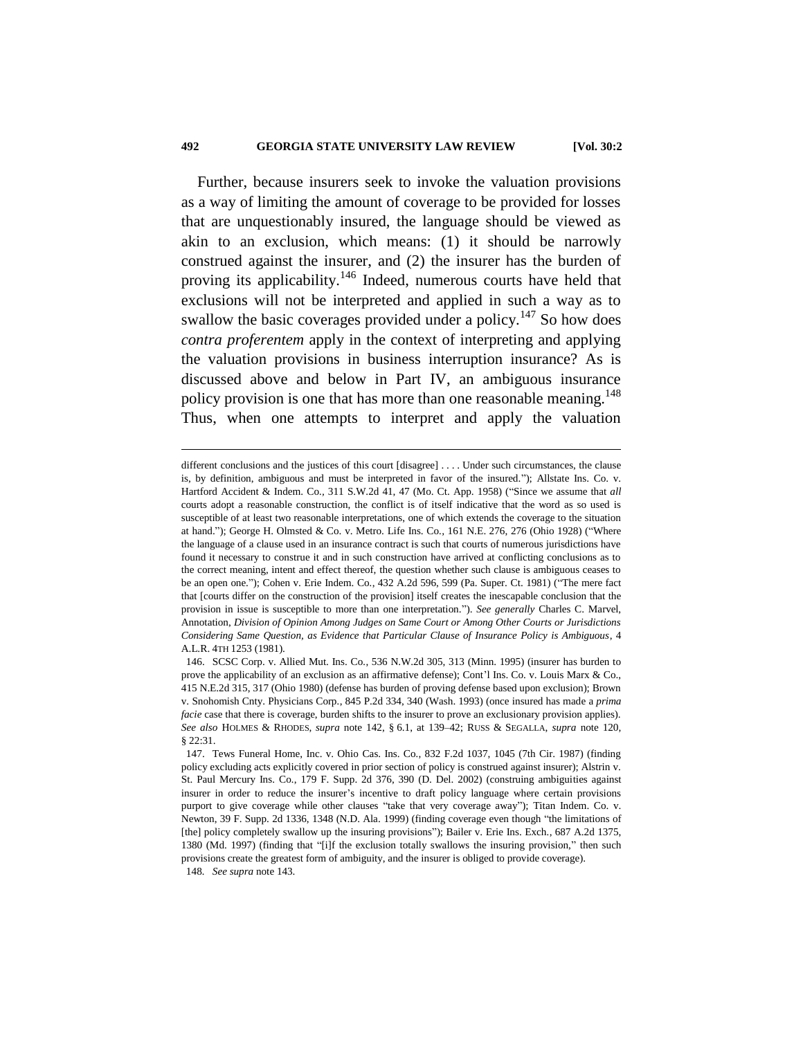Further, because insurers seek to invoke the valuation provisions as a way of limiting the amount of coverage to be provided for losses that are unquestionably insured, the language should be viewed as akin to an exclusion, which means: (1) it should be narrowly construed against the insurer, and (2) the insurer has the burden of proving its applicability.[146] Indeed, numerous courts have held that exclusions will not be interpreted and applied in such a way as to swallow the basic coverages provided under a policy.[147] So how does *contra proferentem* apply in the context of interpreting and applying the valuation provisions in business interruption insurance? As is discussed above and below in Part IV, an ambiguous insurance policy provision is one that has more than one reasonable meaning.[148] Thus, when one attempts to interpret and apply the valuation

---

different conclusions and the justices of this court [disagree] . . . . Under such circumstances, the clause is, by definition, ambiguous and must be interpreted in favor of the insured."); Allstate Ins. Co. v. Hartford Accident & Indem. Co., 311 S.W.2d 41, 47 (Mo. Ct. App. 1958) ("Since we assume that *all* courts adopt a reasonable construction, the conflict is of itself indicative that the word as so used is susceptible of at least two reasonable interpretations, one of which extends the coverage to the situation at hand."); George H. Olmsted & Co. v. Metro. Life Ins. Co., 161 N.E. 276, 276 (Ohio 1928) ("Where the language of a clause used in an insurance contract is such that courts of numerous jurisdictions have found it necessary to construe it and in such construction have arrived at conflicting conclusions as to the correct meaning, intent and effect thereof, the question whether such clause is ambiguous ceases to be an open one."); Cohen v. Erie Indem. Co., 432 A.2d 596, 599 (Pa. Super. Ct. 1981) ("The mere fact that [courts differ on the construction of the provision] itself creates the inescapable conclusion that the provision in issue is susceptible to more than one interpretation."). *See generally* Charles C. Marvel, Annotation, *Division of Opinion Among Judges on Same Court or Among Other Courts or Jurisdictions Considering Same Question, as Evidence that Particular Clause of Insurance Policy is Ambiguous*, 4 A.L.R. 4TH 1253 (1981).

146. SCSC Corp. v. Allied Mut. Ins. Co., 536 N.W.2d 305, 313 (Minn. 1995) (insurer has burden to prove the applicability of an exclusion as an affirmative defense); Cont'l Ins. Co. v. Louis Marx & Co., 415 N.E.2d 315, 317 (Ohio 1980) (defense has burden of proving defense based upon exclusion); Brown v. Snohomish Cnty. Physicians Corp., 845 P.2d 334, 340 (Wash. 1993) (once insured has made a *prima facie* case that there is coverage, burden shifts to the insurer to prove an exclusionary provision applies). *See also* HOLMES & RHODES, *supra* note 142, § 6.1, at 139–42; RUSS & SEGALLA, *supra* note 120, § 22:31.

147. Tews Funeral Home, Inc. v. Ohio Cas. Ins. Co., 832 F.2d 1037, 1045 (7th Cir. 1987) (finding policy excluding acts explicitly covered in prior section of policy is construed against insurer); Alstrin v. St. Paul Mercury Ins. Co., 179 F. Supp. 2d 376, 390 (D. Del. 2002) (construing ambiguities against insurer in order to reduce the insurer's incentive to draft policy language where certain provisions purport to give coverage while other clauses "take that very coverage away"); Titan Indem. Co. v. Newton, 39 F. Supp. 2d 1336, 1348 (N.D. Ala. 1999) (finding coverage even though "the limitations of [the] policy completely swallow up the insuring provisions"); Bailer v. Erie Ins. Exch., 687 A.2d 1375, 1380 (Md. 1997) (finding that "[i]f the exclusion totally swallows the insuring provision," then such provisions create the greatest form of ambiguity, and the insurer is obliged to provide coverage).

148. *See supra* note 143.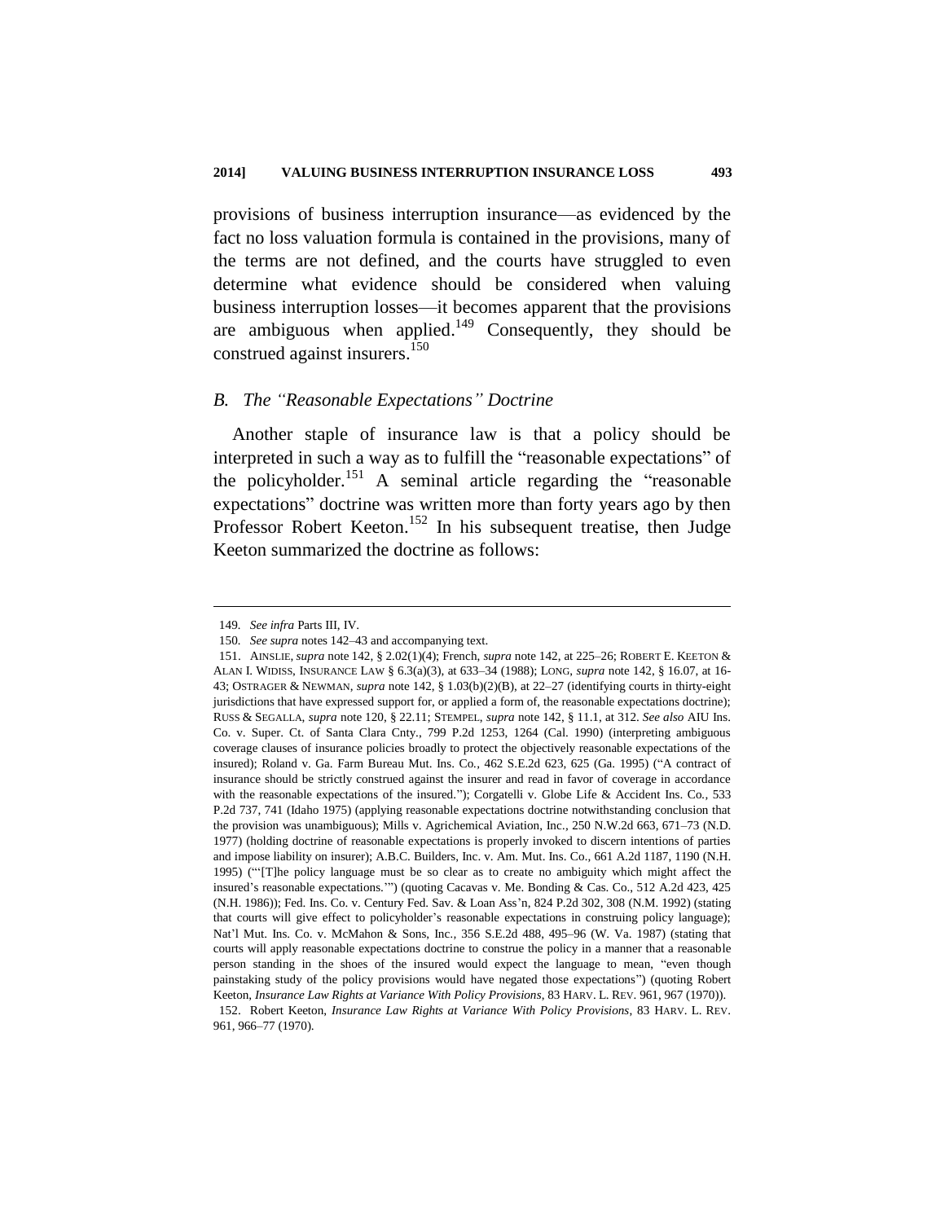provisions of business interruption insurance—as evidenced by the fact no loss valuation formula is contained in the provisions, many of the terms are not defined, and the courts have struggled to even determine what evidence should be considered when valuing business interruption losses—it becomes apparent that the provisions are ambiguous when applied.[149] Consequently, they should be construed against insurers.[150]

### *B. The "Reasonable Expectations" Doctrine*

Another staple of insurance law is that a policy should be interpreted in such a way as to fulfill the "reasonable expectations" of the policyholder.[151] A seminal article regarding the "reasonable expectations" doctrine was written more than forty years ago by then Professor Robert Keeton.[152] In his subsequent treatise, then Judge Keeton summarized the doctrine as follows:

---

149. *See infra* Parts III, IV.

150. *See supra* notes 142–43 and accompanying text.

151. AINSLIE, *supra* note 142, § 2.02(1)(4); French, *supra* note 142, at 225–26; ROBERT E. KEETON & ALAN I. WIDISS, INSURANCE LAW § 6.3(a)(3), at 633–34 (1988); LONG, *supra* note 142, § 16.07, at 16-43; OSTRAGER & NEWMAN, *supra* note 142, § 1.03(b)(2)(B), at 22–27 (identifying courts in thirty-eight jurisdictions that have expressed support for, or applied a form of, the reasonable expectations doctrine); RUSS & SEGALLA, *supra* note 120, § 22.11; STEMPEL, *supra* note 142, § 11.1, at 312. *See also* AIU Ins. Co. v. Super. Ct. of Santa Clara Cnty., 799 P.2d 1253, 1264 (Cal. 1990) (interpreting ambiguous coverage clauses of insurance policies broadly to protect the objectively reasonable expectations of the insured); Roland v. Ga. Farm Bureau Mut. Ins. Co., 462 S.E.2d 623, 625 (Ga. 1995) ("A contract of insurance should be strictly construed against the insurer and read in favor of coverage in accordance with the reasonable expectations of the insured."); Corgatelli v. Globe Life & Accident Ins. Co., 533 P.2d 737, 741 (Idaho 1975) (applying reasonable expectations doctrine notwithstanding conclusion that the provision was unambiguous); Mills v. Agrichemical Aviation, Inc., 250 N.W.2d 663, 671–73 (N.D. 1977) (holding doctrine of reasonable expectations is properly invoked to discern intentions of parties and impose liability on insurer); A.B.C. Builders, Inc. v. Am. Mut. Ins. Co., 661 A.2d 1187, 1190 (N.H. 1995) ("'[T]he policy language must be so clear as to create no ambiguity which might affect the insured's reasonable expectations.'") (quoting Cacavas v. Me. Bonding & Cas. Co., 512 A.2d 423, 425 (N.H. 1986)); Fed. Ins. Co. v. Century Fed. Sav. & Loan Ass'n, 824 P.2d 302, 308 (N.M. 1992) (stating that courts will give effect to policyholder's reasonable expectations in construing policy language); Nat'l Mut. Ins. Co. v. McMahon & Sons, Inc., 356 S.E.2d 488, 495–96 (W. Va. 1987) (stating that courts will apply reasonable expectations doctrine to construe the policy in a manner that a reasonable person standing in the shoes of the insured would expect the language to mean, "even though painstaking study of the policy provisions would have negated those expectations") (quoting Robert Keeton, *Insurance Law Rights at Variance With Policy Provisions*, 83 HARV. L. REV. 961, 967 (1970)).

152. Robert Keeton, *Insurance Law Rights at Variance With Policy Provisions*, 83 HARV. L. REV. 961, 966–77 (1970).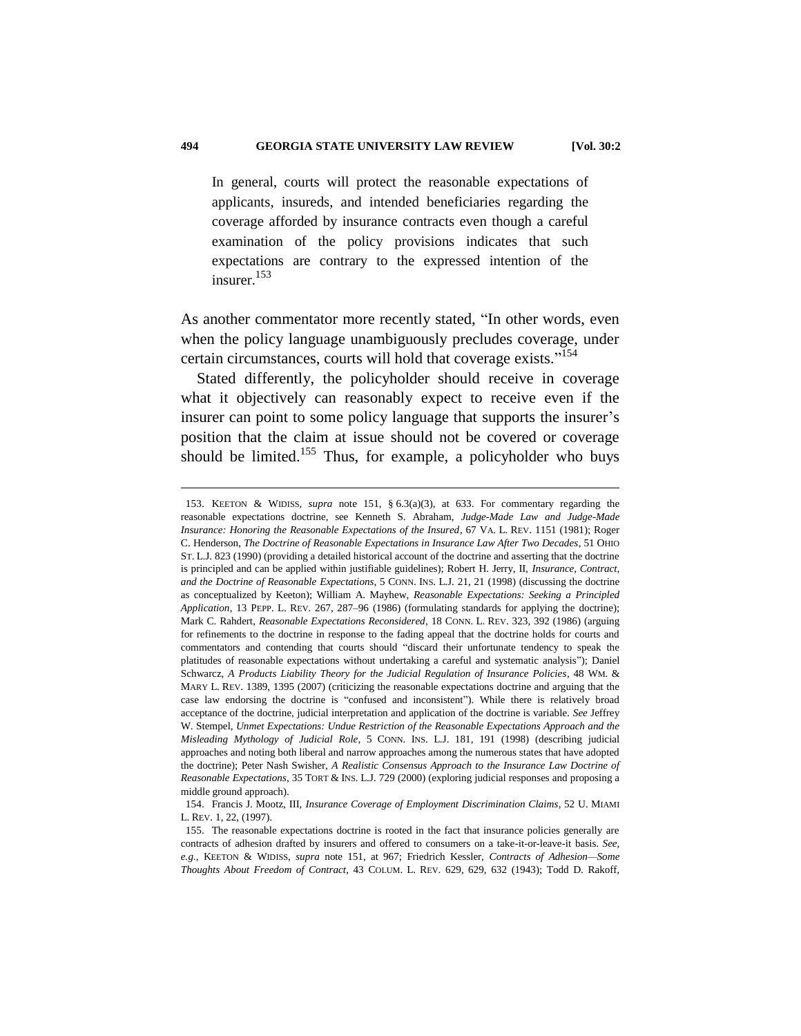> In general, courts will protect the reasonable expectations of applicants, insureds, and intended beneficiaries regarding the coverage afforded by insurance contracts even though a careful examination of the policy provisions indicates that such expectations are contrary to the expressed intention of the insurer.[153]

As another commentator more recently stated, "In other words, even when the policy language unambiguously precludes coverage, under certain circumstances, courts will hold that coverage exists."[154]

Stated differently, the policyholder should receive in coverage what it objectively can reasonably expect to receive even if the insurer can point to some policy language that supports the insurer's position that the claim at issue should not be covered or coverage should be limited.[155] Thus, for example, a policyholder who buys

---

153. KEETON & WIDISS, *supra* note 151, § 6.3(a)(3), at 633. For commentary regarding the reasonable expectations doctrine, see Kenneth S. Abraham, *Judge-Made Law and Judge-Made Insurance: Honoring the Reasonable Expectations of the Insured*, 67 VA. L. REV. 1151 (1981); Roger C. Henderson, *The Doctrine of Reasonable Expectations in Insurance Law After Two Decades*, 51 OHIO ST. L.J. 823 (1990) (providing a detailed historical account of the doctrine and asserting that the doctrine is principled and can be applied within justifiable guidelines); Robert H. Jerry, II, *Insurance, Contract, and the Doctrine of Reasonable Expectations*, 5 CONN. INS. L.J. 21, 21 (1998) (discussing the doctrine as conceptualized by Keeton); William A. Mayhew, *Reasonable Expectations: Seeking a Principled Application*, 13 PEPP. L. REV. 267, 287–96 (1986) (formulating standards for applying the doctrine); Mark C. Rahdert, *Reasonable Expectations Reconsidered*, 18 CONN. L. REV. 323, 392 (1986) (arguing for refinements to the doctrine in response to the fading appeal that the doctrine holds for courts and commentators and contending that courts should "discard their unfortunate tendency to speak the platitudes of reasonable expectations without undertaking a careful and systematic analysis"); Daniel Schwarcz, *A Products Liability Theory for the Judicial Regulation of Insurance Policies*, 48 WM. & MARY L. REV. 1389, 1395 (2007) (criticizing the reasonable expectations doctrine and arguing that the case law endorsing the doctrine is "confused and inconsistent"). While there is relatively broad acceptance of the doctrine, judicial interpretation and application of the doctrine is variable. *See* Jeffrey W. Stempel, *Unmet Expectations: Undue Restriction of the Reasonable Expectations Approach and the Misleading Mythology of Judicial Role*, 5 CONN. INS. L.J. 181, 191 (1998) (describing judicial approaches and noting both liberal and narrow approaches among the numerous states that have adopted the doctrine); Peter Nash Swisher, *A Realistic Consensus Approach to the Insurance Law Doctrine of Reasonable Expectations*, 35 TORT & INS. L.J. 729 (2000) (exploring judicial responses and proposing a middle ground approach).

154. Francis J. Mootz, III, *Insurance Coverage of Employment Discrimination Claims*, 52 U. MIAMI L. REV. 1, 22, (1997).

155. The reasonable expectations doctrine is rooted in the fact that insurance policies generally are contracts of adhesion drafted by insurers and offered to consumers on a take-it-or-leave-it basis. *See, e.g.*, KEETON & WIDISS, *supra* note 151, at 967; Friedrich Kessler, *Contracts of Adhesion—Some Thoughts About Freedom of Contract*, 43 COLUM. L. REV. 629, 629, 632 (1943); Todd D. Rakoff,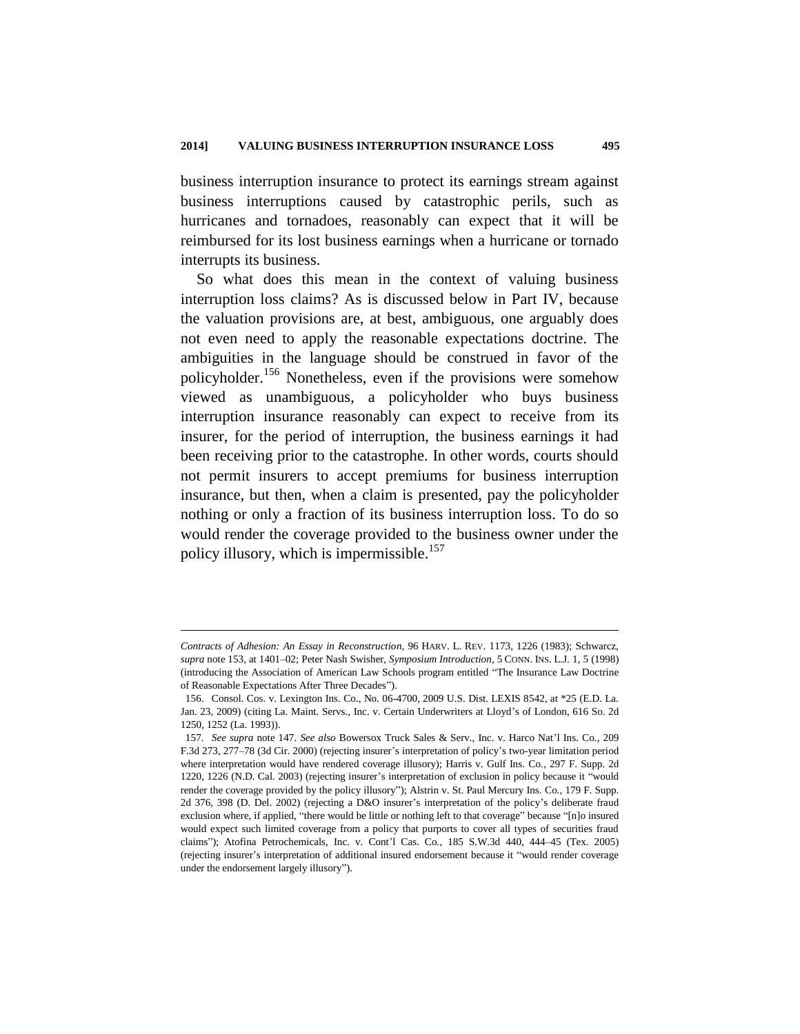business interruption insurance to protect its earnings stream against business interruptions caused by catastrophic perils, such as hurricanes and tornadoes, reasonably can expect that it will be reimbursed for its lost business earnings when a hurricane or tornado interrupts its business.

So what does this mean in the context of valuing business interruption loss claims? As is discussed below in Part IV, because the valuation provisions are, at best, ambiguous, one arguably does not even need to apply the reasonable expectations doctrine. The ambiguities in the language should be construed in favor of the policyholder.[156] Nonetheless, even if the provisions were somehow viewed as unambiguous, a policyholder who buys business interruption insurance reasonably can expect to receive from its insurer, for the period of interruption, the business earnings it had been receiving prior to the catastrophe. In other words, courts should not permit insurers to accept premiums for business interruption insurance, but then, when a claim is presented, pay the policyholder nothing or only a fraction of its business interruption loss. To do so would render the coverage provided to the business owner under the policy illusory, which is impermissible.[157]

---

*Contracts of Adhesion: An Essay in Reconstruction*, 96 HARV. L. REV. 1173, 1226 (1983); Schwarcz, *supra* note 153, at 1401–02; Peter Nash Swisher, *Symposium Introduction*, 5 CONN. INS. L.J. 1, 5 (1998) (introducing the Association of American Law Schools program entitled "The Insurance Law Doctrine of Reasonable Expectations After Three Decades").

156. Consol. Cos. v. Lexington Ins. Co., No. 06-4700, 2009 U.S. Dist. LEXIS 8542, at *25 (E.D. La. Jan. 23, 2009) (citing La. Maint. Servs., Inc. v. Certain Underwriters at Lloyd's of London, 616 So. 2d 1250, 1252 (La. 1993)).

157. *See supra* note 147. *See also* Bowersox Truck Sales & Serv., Inc. v. Harco Nat'l Ins. Co., 209 F.3d 273, 277–78 (3d Cir. 2000) (rejecting insurer's interpretation of policy's two-year limitation period where interpretation would have rendered coverage illusory); Harris v. Gulf Ins. Co., 297 F. Supp. 2d 1220, 1226 (N.D. Cal. 2003) (rejecting insurer's interpretation of exclusion in policy because it "would render the coverage provided by the policy illusory"); Alstrin v. St. Paul Mercury Ins. Co., 179 F. Supp. 2d 376, 398 (D. Del. 2002) (rejecting a D&O insurer's interpretation of the policy's deliberate fraud exclusion where, if applied, "there would be little or nothing left to that coverage" because "[n]o insured would expect such limited coverage from a policy that purports to cover all types of securities fraud claims"); Atofina Petrochemicals, Inc. v. Cont'l Cas. Co., 185 S.W.3d 440, 444–45 (Tex. 2005) (rejecting insurer's interpretation of additional insured endorsement because it "would render coverage under the endorsement largely illusory").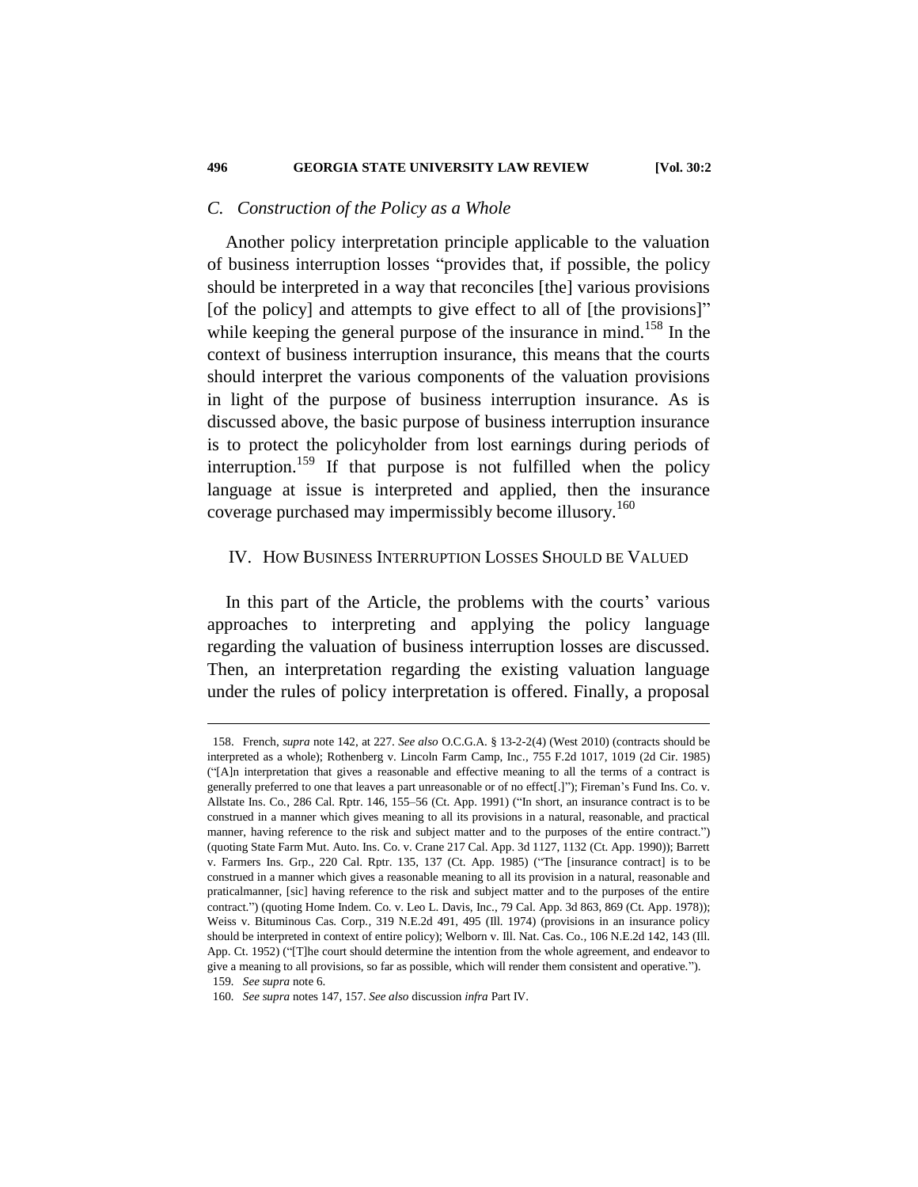### *C. Construction of the Policy as a Whole*

Another policy interpretation principle applicable to the valuation of business interruption losses "provides that, if possible, the policy should be interpreted in a way that reconciles [the] various provisions [of the policy] and attempts to give effect to all of [the provisions]" while keeping the general purpose of the insurance in mind.[158] In the context of business interruption insurance, this means that the courts should interpret the various components of the valuation provisions in light of the purpose of business interruption insurance. As is discussed above, the basic purpose of business interruption insurance is to protect the policyholder from lost earnings during periods of interruption.[159] If that purpose is not fulfilled when the policy language at issue is interpreted and applied, then the insurance coverage purchased may impermissibly become illusory.[160]

## IV. HOW BUSINESS INTERRUPTION LOSSES SHOULD BE VALUED

In this part of the Article, the problems with the courts' various approaches to interpreting and applying the policy language regarding the valuation of business interruption losses are discussed. Then, an interpretation regarding the existing valuation language under the rules of policy interpretation is offered. Finally, a proposal

---

158. French, *supra* note 142, at 227. *See also* O.C.G.A. § 13-2-2(4) (West 2010) (contracts should be interpreted as a whole); Rothenberg v. Lincoln Farm Camp, Inc., 755 F.2d 1017, 1019 (2d Cir. 1985) ("[A]n interpretation that gives a reasonable and effective meaning to all the terms of a contract is generally preferred to one that leaves a part unreasonable or of no effect[.]"); Fireman's Fund Ins. Co. v. Allstate Ins. Co., 286 Cal. Rptr. 146, 155–56 (Ct. App. 1991) ("In short, an insurance contract is to be construed in a manner which gives meaning to all its provisions in a natural, reasonable, and practical manner, having reference to the risk and subject matter and to the purposes of the entire contract.") (quoting State Farm Mut. Auto. Ins. Co. v. Crane 217 Cal. App. 3d 1127, 1132 (Ct. App. 1990)); Barrett v. Farmers Ins. Grp., 220 Cal. Rptr. 135, 137 (Ct. App. 1985) ("The [insurance contract] is to be construed in a manner which gives a reasonable meaning to all its provision in a natural, reasonable and praticalmanner, [sic] having reference to the risk and subject matter and to the purposes of the entire contract.") (quoting Home Indem. Co. v. Leo L. Davis, Inc., 79 Cal. App. 3d 863, 869 (Ct. App. 1978)); Weiss v. Bituminous Cas. Corp., 319 N.E.2d 491, 495 (Ill. 1974) (provisions in an insurance policy should be interpreted in context of entire policy); Welborn v. Ill. Nat. Cas. Co., 106 N.E.2d 142, 143 (Ill. App. Ct. 1952) ("[T]he court should determine the intention from the whole agreement, and endeavor to give a meaning to all provisions, so far as possible, which will render them consistent and operative.").

159. *See supra* note 6.

160. *See supra* notes 147, 157. *See also* discussion *infra* Part IV.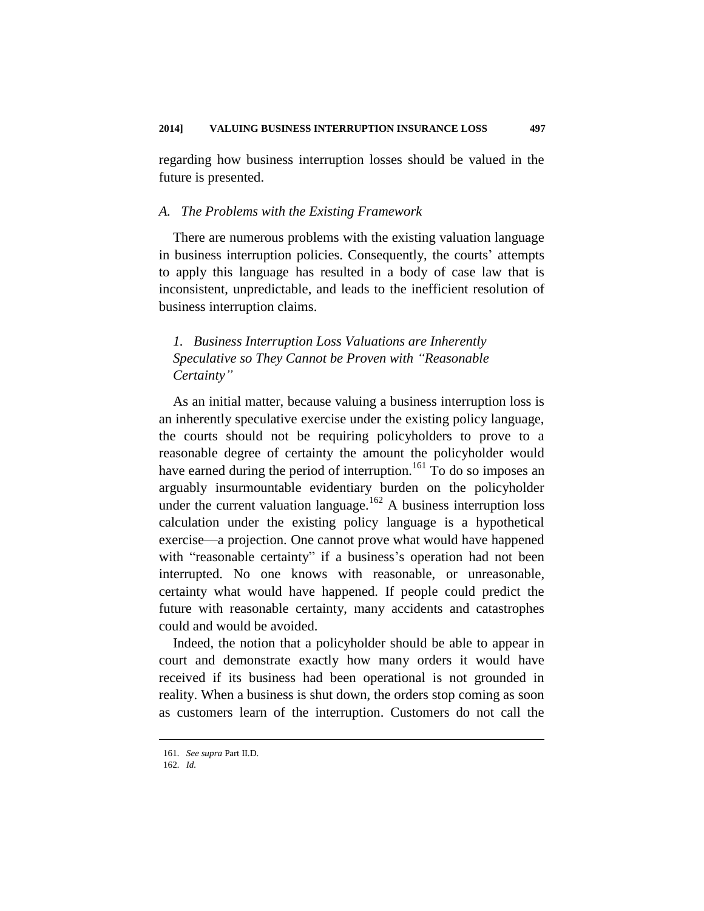regarding how business interruption losses should be valued in the future is presented.

### *A. The Problems with the Existing Framework*

There are numerous problems with the existing valuation language in business interruption policies. Consequently, the courts' attempts to apply this language has resulted in a body of case law that is inconsistent, unpredictable, and leads to the inefficient resolution of business interruption claims.

#### *1. Business Interruption Loss Valuations are Inherently Speculative so They Cannot be Proven with "Reasonable Certainty"*

As an initial matter, because valuing a business interruption loss is an inherently speculative exercise under the existing policy language, the courts should not be requiring policyholders to prove to a reasonable degree of certainty the amount the policyholder would have earned during the period of interruption.[161] To do so imposes an arguably insurmountable evidentiary burden on the policyholder under the current valuation language.[162] A business interruption loss calculation under the existing policy language is a hypothetical exercise—a projection. One cannot prove what would have happened with "reasonable certainty" if a business's operation had not been interrupted. No one knows with reasonable, or unreasonable, certainty what would have happened. If people could predict the future with reasonable certainty, many accidents and catastrophes could and would be avoided.

Indeed, the notion that a policyholder should be able to appear in court and demonstrate exactly how many orders it would have received if its business had been operational is not grounded in reality. When a business is shut down, the orders stop coming as soon as customers learn of the interruption. Customers do not call the

161. *See supra* Part II.D.

162. *Id.*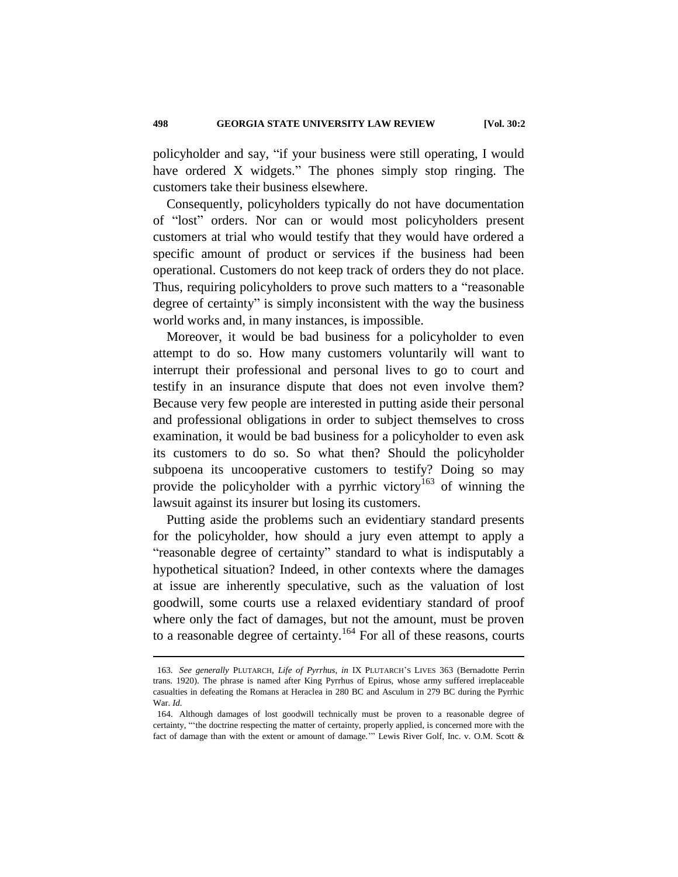policyholder and say, "if your business were still operating, I would have ordered X widgets." The phones simply stop ringing. The customers take their business elsewhere.

Consequently, policyholders typically do not have documentation of "lost" orders. Nor can or would most policyholders present customers at trial who would testify that they would have ordered a specific amount of product or services if the business had been operational. Customers do not keep track of orders they do not place. Thus, requiring policyholders to prove such matters to a "reasonable degree of certainty" is simply inconsistent with the way the business world works and, in many instances, is impossible.

Moreover, it would be bad business for a policyholder to even attempt to do so. How many customers voluntarily will want to interrupt their professional and personal lives to go to court and testify in an insurance dispute that does not even involve them? Because very few people are interested in putting aside their personal and professional obligations in order to subject themselves to cross examination, it would be bad business for a policyholder to even ask its customers to do so. So what then? Should the policyholder subpoena its uncooperative customers to testify? Doing so may provide the policyholder with a pyrrhic victory[163] of winning the lawsuit against its insurer but losing its customers.

Putting aside the problems such an evidentiary standard presents for the policyholder, how should a jury even attempt to apply a "reasonable degree of certainty" standard to what is indisputably a hypothetical situation? Indeed, in other contexts where the damages at issue are inherently speculative, such as the valuation of lost goodwill, some courts use a relaxed evidentiary standard of proof where only the fact of damages, but not the amount, must be proven to a reasonable degree of certainty.[164] For all of these reasons, courts

---

163. *See generally* PLUTARCH, *Life of Pyrrhus*, *in* IX PLUTARCH'S LIVES 363 (Bernadotte Perrin trans. 1920). The phrase is named after King Pyrrhus of Epirus, whose army suffered irreplaceable casualties in defeating the Romans at Heraclea in 280 BC and Asculum in 279 BC during the Pyrrhic War. *Id.*

164. Although damages of lost goodwill technically must be proven to a reasonable degree of certainty, "'the doctrine respecting the matter of certainty, properly applied, is concerned more with the fact of damage than with the extent or amount of damage.'" Lewis River Golf, Inc. v. O.M. Scott &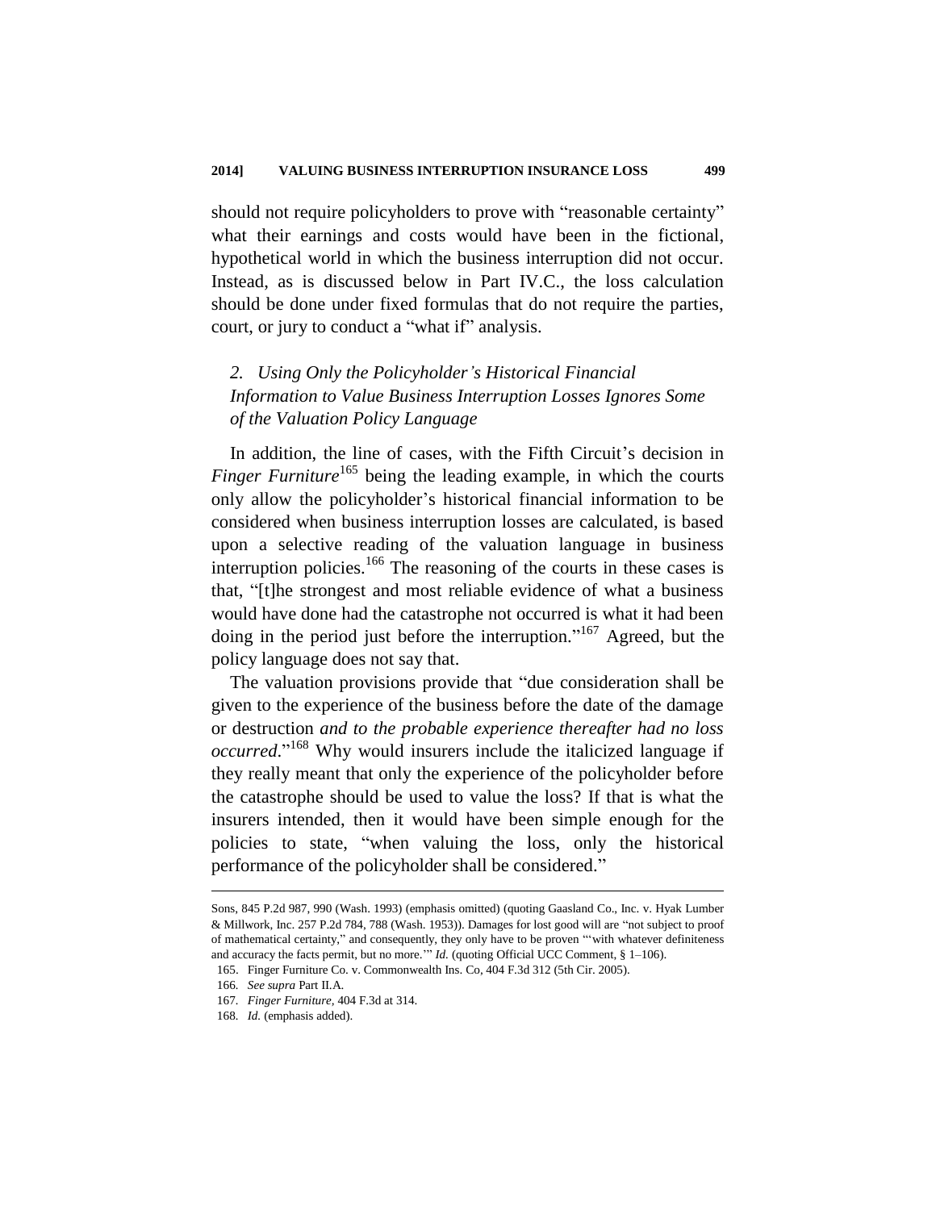should not require policyholders to prove with "reasonable certainty" what their earnings and costs would have been in the fictional, hypothetical world in which the business interruption did not occur. Instead, as is discussed below in Part IV.C., the loss calculation should be done under fixed formulas that do not require the parties, court, or jury to conduct a "what if" analysis.

### *2. Using Only the Policyholder's Historical Financial Information to Value Business Interruption Losses Ignores Some of the Valuation Policy Language*

In addition, the line of cases, with the Fifth Circuit's decision in *Finger Furniture*[165] being the leading example, in which the courts only allow the policyholder's historical financial information to be considered when business interruption losses are calculated, is based upon a selective reading of the valuation language in business interruption policies.[166] The reasoning of the courts in these cases is that, "[t]he strongest and most reliable evidence of what a business would have done had the catastrophe not occurred is what it had been doing in the period just before the interruption."[167] Agreed, but the policy language does not say that.

The valuation provisions provide that "due consideration shall be given to the experience of the business before the date of the damage or destruction *and to the probable experience thereafter had no loss occurred*."[168] Why would insurers include the italicized language if they really meant that only the experience of the policyholder before the catastrophe should be used to value the loss? If that is what the insurers intended, then it would have been simple enough for the policies to state, "when valuing the loss, only the historical performance of the policyholder shall be considered."

---

Sons, 845 P.2d 987, 990 (Wash. 1993) (emphasis omitted) (quoting Gaasland Co., Inc. v. Hyak Lumber & Millwork, Inc. 257 P.2d 784, 788 (Wash. 1953)). Damages for lost good will are "not subject to proof of mathematical certainty," and consequently, they only have to be proven "'with whatever definiteness and accuracy the facts permit, but no more.'" *Id.* (quoting Official UCC Comment, § 1–106).

165. Finger Furniture Co. v. Commonwealth Ins. Co, 404 F.3d 312 (5th Cir. 2005).

166. *See supra* Part II.A.

167. *Finger Furniture*, 404 F.3d at 314.

168. *Id.* (emphasis added).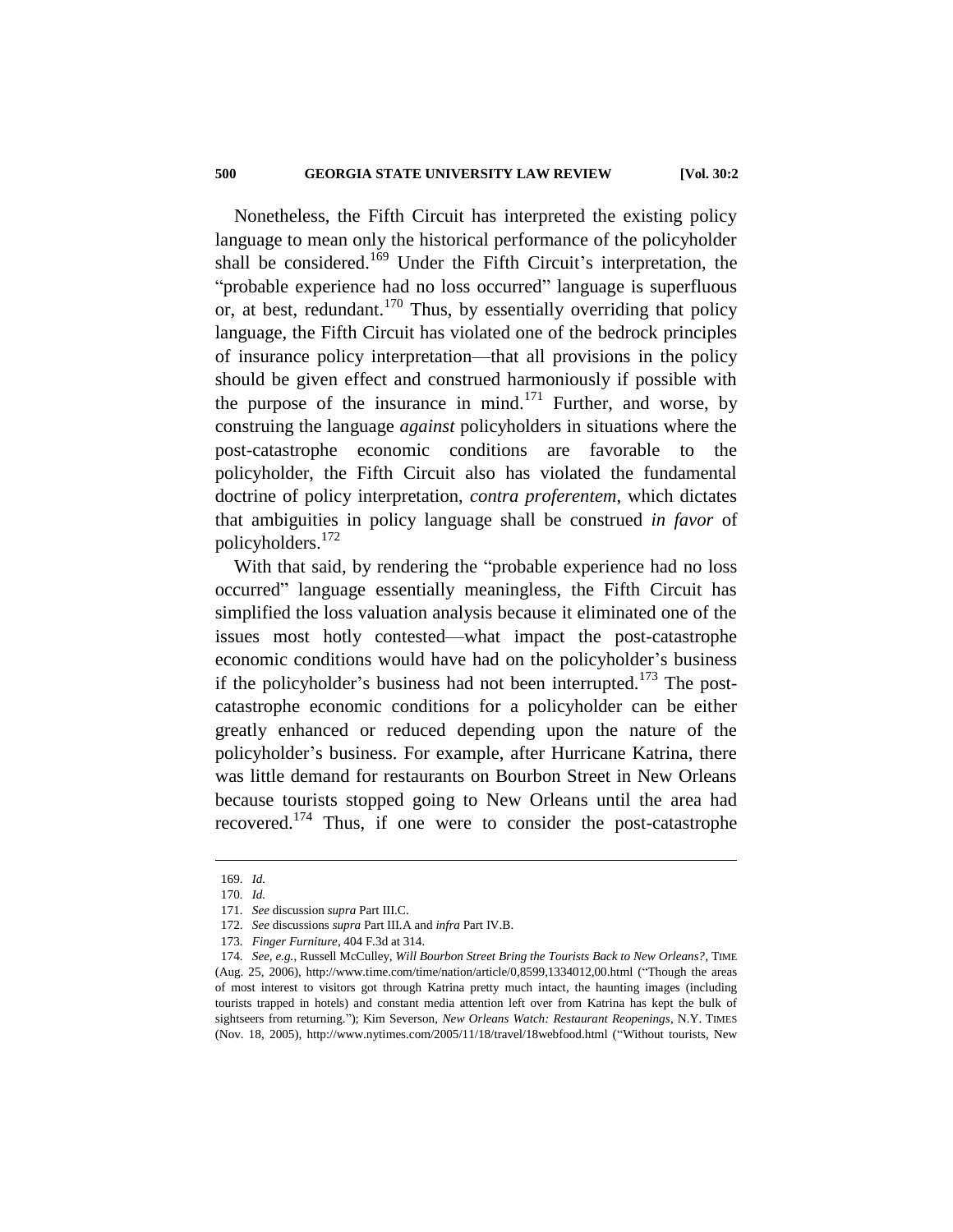Nonetheless, the Fifth Circuit has interpreted the existing policy language to mean only the historical performance of the policyholder shall be considered.[169] Under the Fifth Circuit's interpretation, the "probable experience had no loss occurred" language is superfluous or, at best, redundant.[170] Thus, by essentially overriding that policy language, the Fifth Circuit has violated one of the bedrock principles of insurance policy interpretation—that all provisions in the policy should be given effect and construed harmoniously if possible with the purpose of the insurance in mind.[171] Further, and worse, by construing the language *against* policyholders in situations where the post-catastrophe economic conditions are favorable to the policyholder, the Fifth Circuit also has violated the fundamental doctrine of policy interpretation, *contra proferentem*, which dictates that ambiguities in policy language shall be construed *in favor* of policyholders.[172]

With that said, by rendering the "probable experience had no loss occurred" language essentially meaningless, the Fifth Circuit has simplified the loss valuation analysis because it eliminated one of the issues most hotly contested—what impact the post-catastrophe economic conditions would have had on the policyholder's business if the policyholder's business had not been interrupted.[173] The post-catastrophe economic conditions for a policyholder can be either greatly enhanced or reduced depending upon the nature of the policyholder's business. For example, after Hurricane Katrina, there was little demand for restaurants on Bourbon Street in New Orleans because tourists stopped going to New Orleans until the area had recovered.[174] Thus, if one were to consider the post-catastrophe

---

169. *Id.*

170. *Id.*

171. *See* discussion *supra* Part III.C.

172. *See* discussions *supra* Part III.A and *infra* Part IV.B.

173. *Finger Furniture*, 404 F.3d at 314.

174. *See, e.g.*, Russell McCulley, *Will Bourbon Street Bring the Tourists Back to New Orleans?*, TIME (Aug. 25, 2006), http://www.time.com/time/nation/article/0,8599,1334012,00.html ("Though the areas of most interest to visitors got through Katrina pretty much intact, the haunting images (including tourists trapped in hotels) and constant media attention left over from Katrina has kept the bulk of sightseers from returning."); Kim Severson, *New Orleans Watch: Restaurant Reopenings*, N.Y. TIMES (Nov. 18, 2005), http://www.nytimes.com/2005/11/18/travel/18webfood.html ("Without tourists, New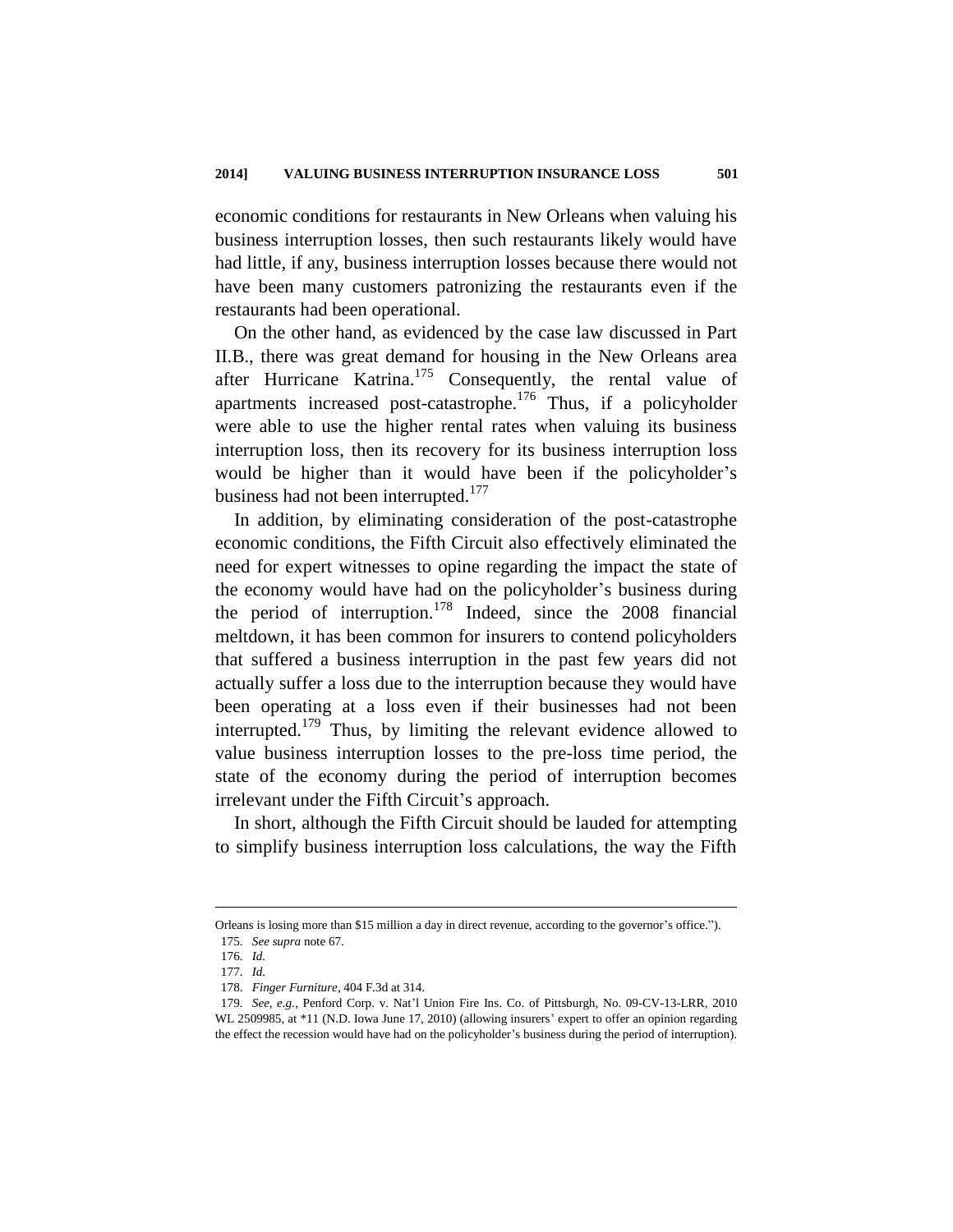economic conditions for restaurants in New Orleans when valuing his business interruption losses, then such restaurants likely would have had little, if any, business interruption losses because there would not have been many customers patronizing the restaurants even if the restaurants had been operational.

On the other hand, as evidenced by the case law discussed in Part II.B., there was great demand for housing in the New Orleans area after Hurricane Katrina.[175] Consequently, the rental value of apartments increased post-catastrophe.[176] Thus, if a policyholder were able to use the higher rental rates when valuing its business interruption loss, then its recovery for its business interruption loss would be higher than it would have been if the policyholder's business had not been interrupted.[177]

In addition, by eliminating consideration of the post-catastrophe economic conditions, the Fifth Circuit also effectively eliminated the need for expert witnesses to opine regarding the impact the state of the economy would have had on the policyholder's business during the period of interruption.[178] Indeed, since the 2008 financial meltdown, it has been common for insurers to contend policyholders that suffered a business interruption in the past few years did not actually suffer a loss due to the interruption because they would have been operating at a loss even if their businesses had not been interrupted.[179] Thus, by limiting the relevant evidence allowed to value business interruption losses to the pre-loss time period, the state of the economy during the period of interruption becomes irrelevant under the Fifth Circuit's approach.

In short, although the Fifth Circuit should be lauded for attempting to simplify business interruption loss calculations, the way the Fifth

---

Orleans is losing more than $15 million a day in direct revenue, according to the governor's office.").

175. *See supra* note 67.

176. *Id.*

177. *Id.*

178. *Finger Furniture*, 404 F.3d at 314.

179. *See, e.g.*, Penford Corp. v. Nat'l Union Fire Ins. Co. of Pittsburgh, No. 09-CV-13-LRR, 2010 WL 2509985, at *11 (N.D. Iowa June 17, 2010) (allowing insurers' expert to offer an opinion regarding the effect the recession would have had on the policyholder's business during the period of interruption).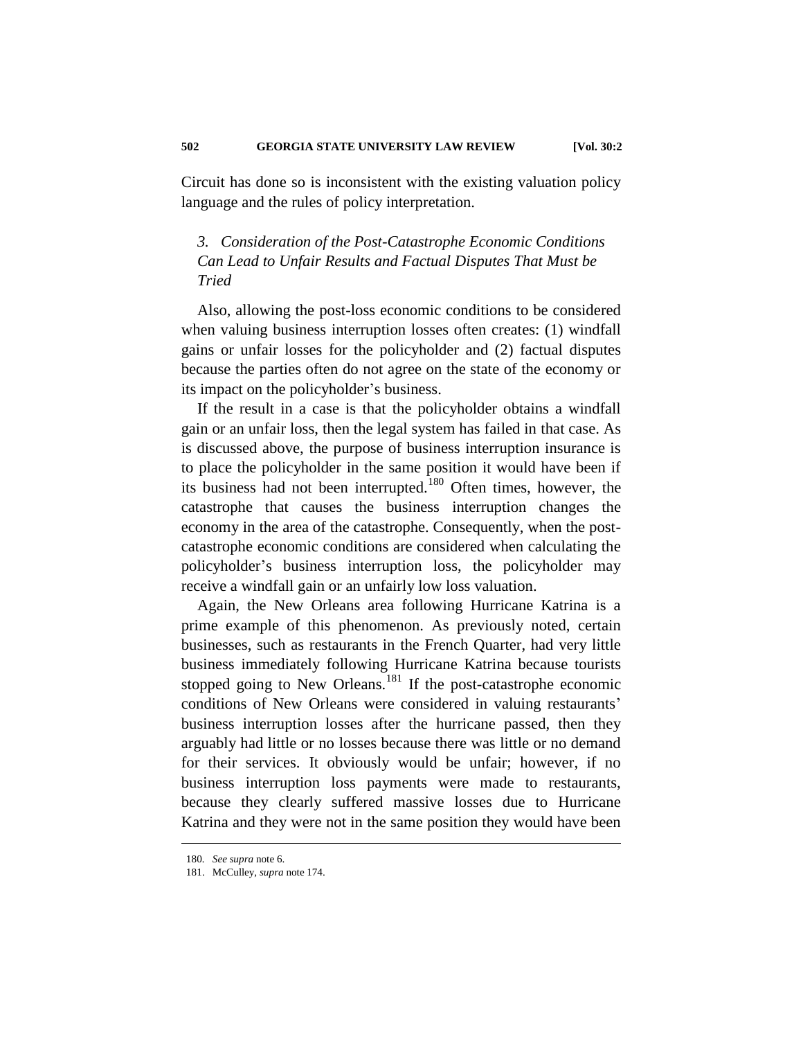Circuit has done so is inconsistent with the existing valuation policy language and the rules of policy interpretation.

### *3. Consideration of the Post-Catastrophe Economic Conditions Can Lead to Unfair Results and Factual Disputes That Must be Tried*

Also, allowing the post-loss economic conditions to be considered when valuing business interruption losses often creates: (1) windfall gains or unfair losses for the policyholder and (2) factual disputes because the parties often do not agree on the state of the economy or its impact on the policyholder's business.

If the result in a case is that the policyholder obtains a windfall gain or an unfair loss, then the legal system has failed in that case. As is discussed above, the purpose of business interruption insurance is to place the policyholder in the same position it would have been if its business had not been interrupted.[180] Often times, however, the catastrophe that causes the business interruption changes the economy in the area of the catastrophe. Consequently, when the post-catastrophe economic conditions are considered when calculating the policyholder's business interruption loss, the policyholder may receive a windfall gain or an unfairly low loss valuation.

Again, the New Orleans area following Hurricane Katrina is a prime example of this phenomenon. As previously noted, certain businesses, such as restaurants in the French Quarter, had very little business immediately following Hurricane Katrina because tourists stopped going to New Orleans.[181] If the post-catastrophe economic conditions of New Orleans were considered in valuing restaurants' business interruption losses after the hurricane passed, then they arguably had little or no losses because there was little or no demand for their services. It obviously would be unfair; however, if no business interruption loss payments were made to restaurants, because they clearly suffered massive losses due to Hurricane Katrina and they were not in the same position they would have been

---

180. *See supra* note 6.

181. McCulley, *supra* note 174.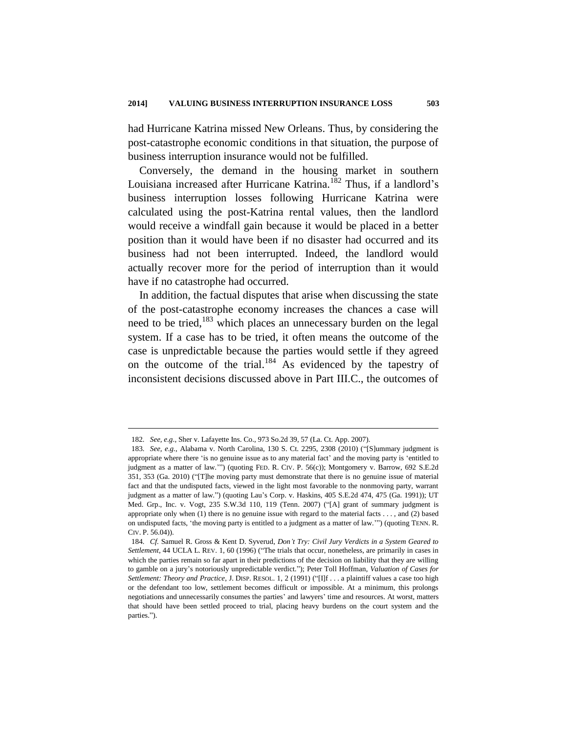had Hurricane Katrina missed New Orleans. Thus, by considering the post-catastrophe economic conditions in that situation, the purpose of business interruption insurance would not be fulfilled.

Conversely, the demand in the housing market in southern Louisiana increased after Hurricane Katrina.[182] Thus, if a landlord's business interruption losses following Hurricane Katrina were calculated using the post-Katrina rental values, then the landlord would receive a windfall gain because it would be placed in a better position than it would have been if no disaster had occurred and its business had not been interrupted. Indeed, the landlord would actually recover more for the period of interruption than it would have if no catastrophe had occurred.

In addition, the factual disputes that arise when discussing the state of the post-catastrophe economy increases the chances a case will need to be tried,[183] which places an unnecessary burden on the legal system. If a case has to be tried, it often means the outcome of the case is unpredictable because the parties would settle if they agreed on the outcome of the trial.[184] As evidenced by the tapestry of inconsistent decisions discussed above in Part III.C., the outcomes of

---

182. *See, e.g.*, Sher v. Lafayette Ins. Co., 973 So.2d 39, 57 (La. Ct. App. 2007).

183. *See, e.g.*, Alabama v. North Carolina, 130 S. Ct. 2295, 2308 (2010) ("[S]ummary judgment is appropriate where there 'is no genuine issue as to any material fact' and the moving party is 'entitled to judgment as a matter of law.'") (quoting FED. R. CIV. P. 56(c)); Montgomery v. Barrow, 692 S.E.2d 351, 353 (Ga. 2010) ("[T]he moving party must demonstrate that there is no genuine issue of material fact and that the undisputed facts, viewed in the light most favorable to the nonmoving party, warrant judgment as a matter of law.") (quoting Lau's Corp. v. Haskins, 405 S.E.2d 474, 475 (Ga. 1991)); UT Med. Grp., Inc. v. Vogt, 235 S.W.3d 110, 119 (Tenn. 2007) ("[A] grant of summary judgment is appropriate only when (1) there is no genuine issue with regard to the material facts . . . , and (2) based on undisputed facts, 'the moving party is entitled to a judgment as a matter of law.'") (quoting TENN. R. CIV. P. 56.04)).

184. *Cf.* Samuel R. Gross & Kent D. Syverud, *Don't Try: Civil Jury Verdicts in a System Geared to Settlement*, 44 UCLA L. REV. 1, 60 (1996) ("The trials that occur, nonetheless, are primarily in cases in which the parties remain so far apart in their predictions of the decision on liability that they are willing to gamble on a jury's notoriously unpredictable verdict."); Peter Toll Hoffman, *Valuation of Cases for Settlement: Theory and Practice*, J. DISP. RESOL. 1, 2 (1991) ("[I]f . . . a plaintiff values a case too high or the defendant too low, settlement becomes difficult or impossible. At a minimum, this prolongs negotiations and unnecessarily consumes the parties' and lawyers' time and resources. At worst, matters that should have been settled proceed to trial, placing heavy burdens on the court system and the parties.").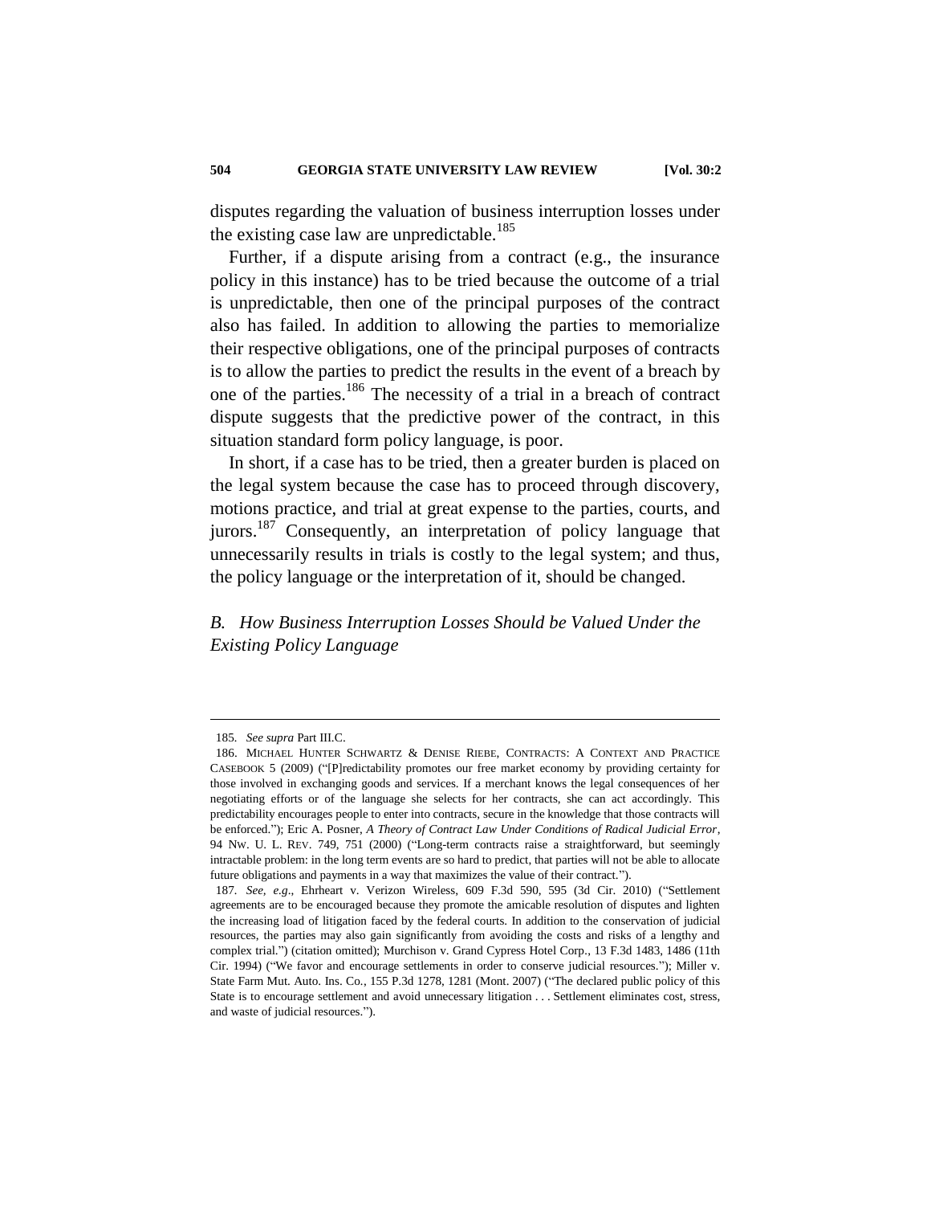disputes regarding the valuation of business interruption losses under the existing case law are unpredictable.[185]

Further, if a dispute arising from a contract (e.g., the insurance policy in this instance) has to be tried because the outcome of a trial is unpredictable, then one of the principal purposes of the contract also has failed. In addition to allowing the parties to memorialize their respective obligations, one of the principal purposes of contracts is to allow the parties to predict the results in the event of a breach by one of the parties.[186] The necessity of a trial in a breach of contract dispute suggests that the predictive power of the contract, in this situation standard form policy language, is poor.

In short, if a case has to be tried, then a greater burden is placed on the legal system because the case has to proceed through discovery, motions practice, and trial at great expense to the parties, courts, and jurors.[187] Consequently, an interpretation of policy language that unnecessarily results in trials is costly to the legal system; and thus, the policy language or the interpretation of it, should be changed.

### *B. How Business Interruption Losses Should be Valued Under the Existing Policy Language*

---

185. *See supra* Part III.C.

186. MICHAEL HUNTER SCHWARTZ & DENISE RIEBE, CONTRACTS: A CONTEXT AND PRACTICE CASEBOOK 5 (2009) ("[P]redictability promotes our free market economy by providing certainty for those involved in exchanging goods and services. If a merchant knows the legal consequences of her negotiating efforts or of the language she selects for her contracts, she can act accordingly. This predictability encourages people to enter into contracts, secure in the knowledge that those contracts will be enforced."); Eric A. Posner, *A Theory of Contract Law Under Conditions of Radical Judicial Error*, 94 NW. U. L. REV. 749, 751 (2000) ("Long-term contracts raise a straightforward, but seemingly intractable problem: in the long term events are so hard to predict, that parties will not be able to allocate future obligations and payments in a way that maximizes the value of their contract.").

187. *See, e.g*., Ehrheart v. Verizon Wireless, 609 F.3d 590, 595 (3d Cir. 2010) ("Settlement agreements are to be encouraged because they promote the amicable resolution of disputes and lighten the increasing load of litigation faced by the federal courts. In addition to the conservation of judicial resources, the parties may also gain significantly from avoiding the costs and risks of a lengthy and complex trial.") (citation omitted); Murchison v. Grand Cypress Hotel Corp., 13 F.3d 1483, 1486 (11th Cir. 1994) ("We favor and encourage settlements in order to conserve judicial resources."); Miller v. State Farm Mut. Auto. Ins. Co., 155 P.3d 1278, 1281 (Mont. 2007) ("The declared public policy of this State is to encourage settlement and avoid unnecessary litigation . . . Settlement eliminates cost, stress, and waste of judicial resources.").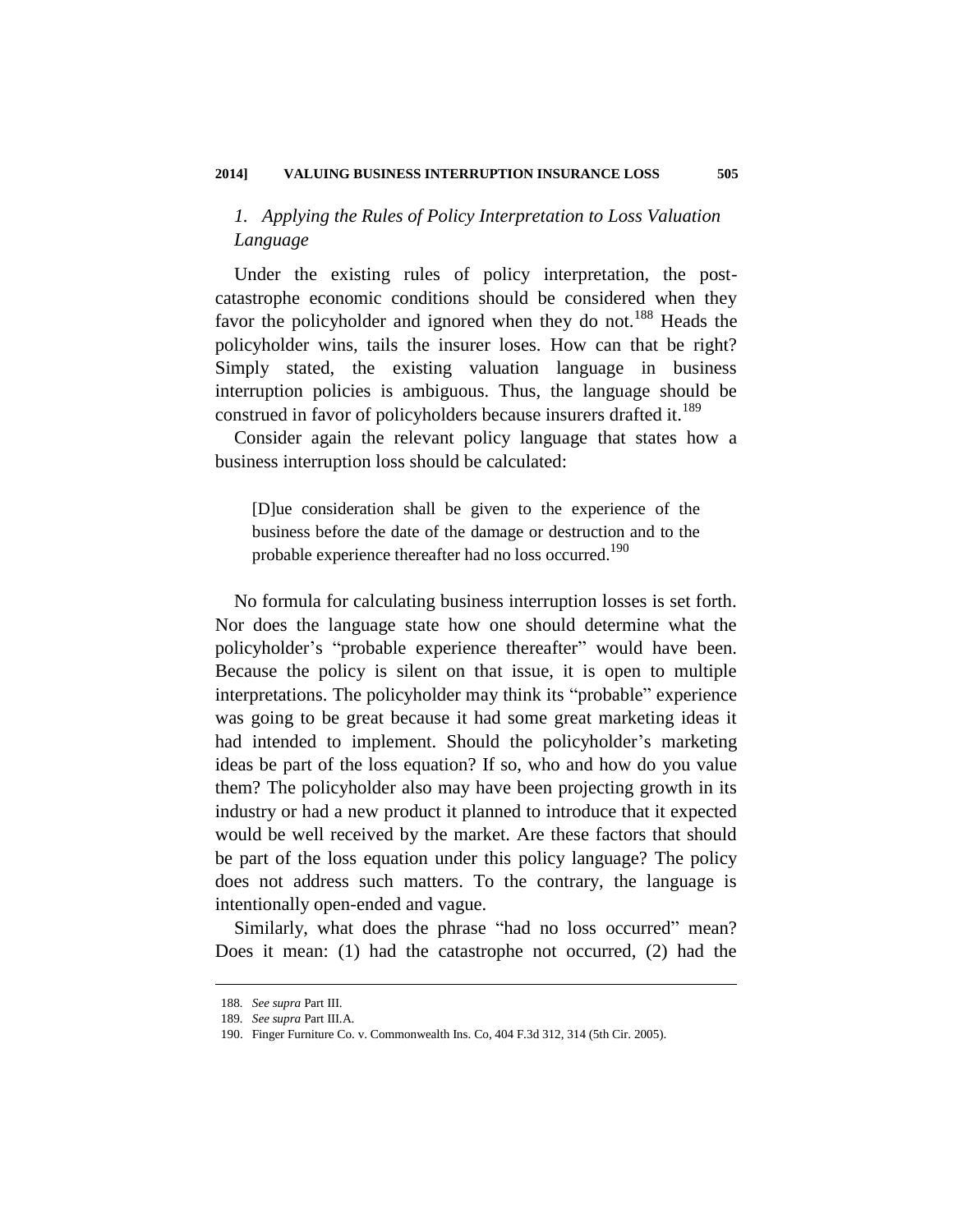### *1. Applying the Rules of Policy Interpretation to Loss Valuation Language*

Under the existing rules of policy interpretation, the post-catastrophe economic conditions should be considered when they favor the policyholder and ignored when they do not.[188] Heads the policyholder wins, tails the insurer loses. How can that be right? Simply stated, the existing valuation language in business interruption policies is ambiguous. Thus, the language should be construed in favor of policyholders because insurers drafted it.[189]

Consider again the relevant policy language that states how a business interruption loss should be calculated:

> [D]ue consideration shall be given to the experience of the business before the date of the damage or destruction and to the probable experience thereafter had no loss occurred.[190]

No formula for calculating business interruption losses is set forth. Nor does the language state how one should determine what the policyholder's "probable experience thereafter" would have been. Because the policy is silent on that issue, it is open to multiple interpretations. The policyholder may think its "probable" experience was going to be great because it had some great marketing ideas it had intended to implement. Should the policyholder's marketing ideas be part of the loss equation? If so, who and how do you value them? The policyholder also may have been projecting growth in its industry or had a new product it planned to introduce that it expected would be well received by the market. Are these factors that should be part of the loss equation under this policy language? The policy does not address such matters. To the contrary, the language is intentionally open-ended and vague.

Similarly, what does the phrase "had no loss occurred" mean? Does it mean: (1) had the catastrophe not occurred, (2) had the

---

188. *See supra* Part III.

189. *See supra* Part III.A.

190. Finger Furniture Co. v. Commonwealth Ins. Co, 404 F.3d 312, 314 (5th Cir. 2005).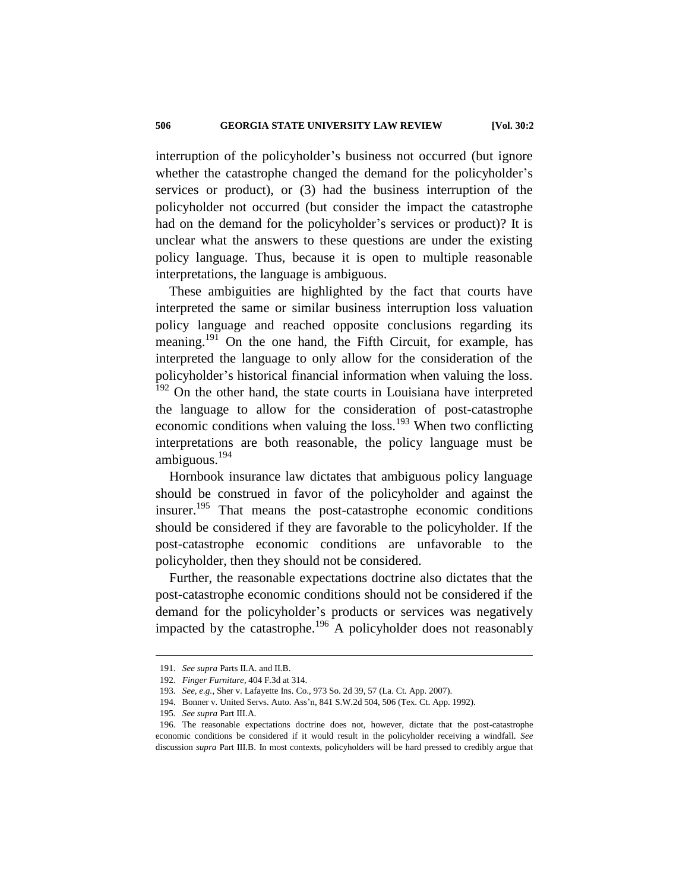interruption of the policyholder's business not occurred (but ignore whether the catastrophe changed the demand for the policyholder's services or product), or (3) had the business interruption of the policyholder not occurred (but consider the impact the catastrophe had on the demand for the policyholder's services or product)? It is unclear what the answers to these questions are under the existing policy language. Thus, because it is open to multiple reasonable interpretations, the language is ambiguous.

These ambiguities are highlighted by the fact that courts have interpreted the same or similar business interruption loss valuation policy language and reached opposite conclusions regarding its meaning.[191] On the one hand, the Fifth Circuit, for example, has interpreted the language to only allow for the consideration of the policyholder's historical financial information when valuing the loss.[192] On the other hand, the state courts in Louisiana have interpreted the language to allow for the consideration of post-catastrophe economic conditions when valuing the loss.[193] When two conflicting interpretations are both reasonable, the policy language must be ambiguous.[194]

Hornbook insurance law dictates that ambiguous policy language should be construed in favor of the policyholder and against the insurer.[195] That means the post-catastrophe economic conditions should be considered if they are favorable to the policyholder. If the post-catastrophe economic conditions are unfavorable to the policyholder, then they should not be considered.

Further, the reasonable expectations doctrine also dictates that the post-catastrophe economic conditions should not be considered if the demand for the policyholder's products or services was negatively impacted by the catastrophe.[196] A policyholder does not reasonably

---

191. *See supra* Parts II.A. and II.B.

192. *Finger Furniture*, 404 F.3d at 314.

193. *See, e.g.*, Sher v. Lafayette Ins. Co., 973 So. 2d 39, 57 (La. Ct. App. 2007).

194. Bonner v. United Servs. Auto. Ass'n, 841 S.W.2d 504, 506 (Tex. Ct. App. 1992).

195. *See supra* Part III.A.

196. The reasonable expectations doctrine does not, however, dictate that the post-catastrophe economic conditions be considered if it would result in the policyholder receiving a windfall. *See* discussion *supra* Part III.B. In most contexts, policyholders will be hard pressed to credibly argue that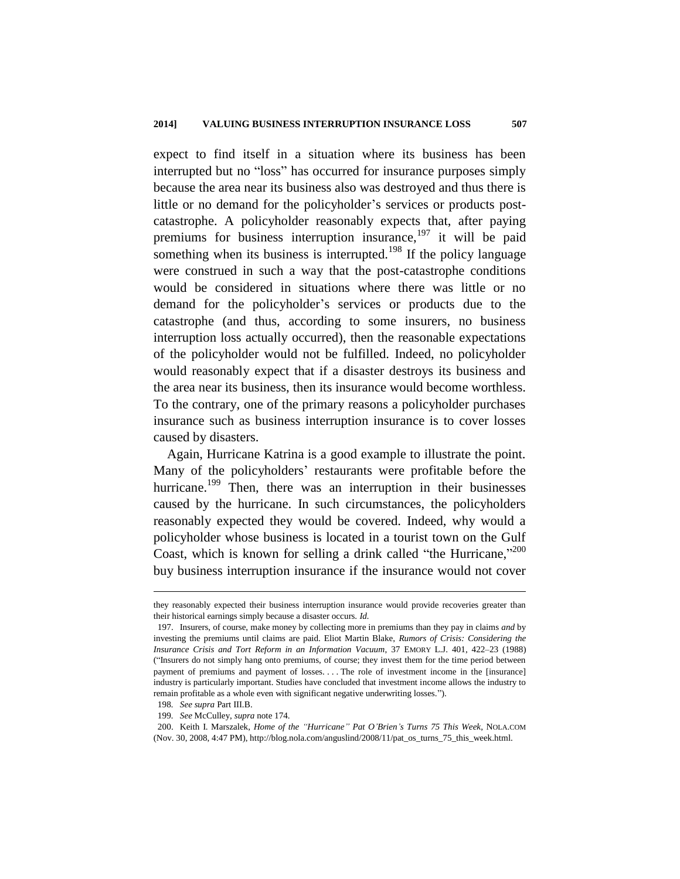expect to find itself in a situation where its business has been interrupted but no "loss" has occurred for insurance purposes simply because the area near its business also was destroyed and thus there is little or no demand for the policyholder's services or products post-catastrophe. A policyholder reasonably expects that, after paying premiums for business interruption insurance,[197] it will be paid something when its business is interrupted.[198] If the policy language were construed in such a way that the post-catastrophe conditions would be considered in situations where there was little or no demand for the policyholder's services or products due to the catastrophe (and thus, according to some insurers, no business interruption loss actually occurred), then the reasonable expectations of the policyholder would not be fulfilled. Indeed, no policyholder would reasonably expect that if a disaster destroys its business and the area near its business, then its insurance would become worthless. To the contrary, one of the primary reasons a policyholder purchases insurance such as business interruption insurance is to cover losses caused by disasters.

Again, Hurricane Katrina is a good example to illustrate the point. Many of the policyholders' restaurants were profitable before the hurricane.[199] Then, there was an interruption in their businesses caused by the hurricane. In such circumstances, the policyholders reasonably expected they would be covered. Indeed, why would a policyholder whose business is located in a tourist town on the Gulf Coast, which is known for selling a drink called "the Hurricane,"[200] buy business interruption insurance if the insurance would not cover

---

they reasonably expected their business interruption insurance would provide recoveries greater than their historical earnings simply because a disaster occurs. *Id.*

197. Insurers, of course, make money by collecting more in premiums than they pay in claims *and* by investing the premiums until claims are paid. Eliot Martin Blake, *Rumors of Crisis: Considering the Insurance Crisis and Tort Reform in an Information Vacuum*, 37 EMORY L.J. 401, 422–23 (1988) ("Insurers do not simply hang onto premiums, of course; they invest them for the time period between payment of premiums and payment of losses. . . . The role of investment income in the [insurance] industry is particularly important. Studies have concluded that investment income allows the industry to remain profitable as a whole even with significant negative underwriting losses.").

198. *See supra* Part III.B.

199. *See* McCulley, *supra* note 174.

200. Keith I. Marszalek, *Home of the "Hurricane" Pat O'Brien's Turns 75 This Week*, NOLA.COM (Nov. 30, 2008, 4:47 PM), http://blog.nola.com/anguslind/2008/11/pat_os_turns_75_this_week.html.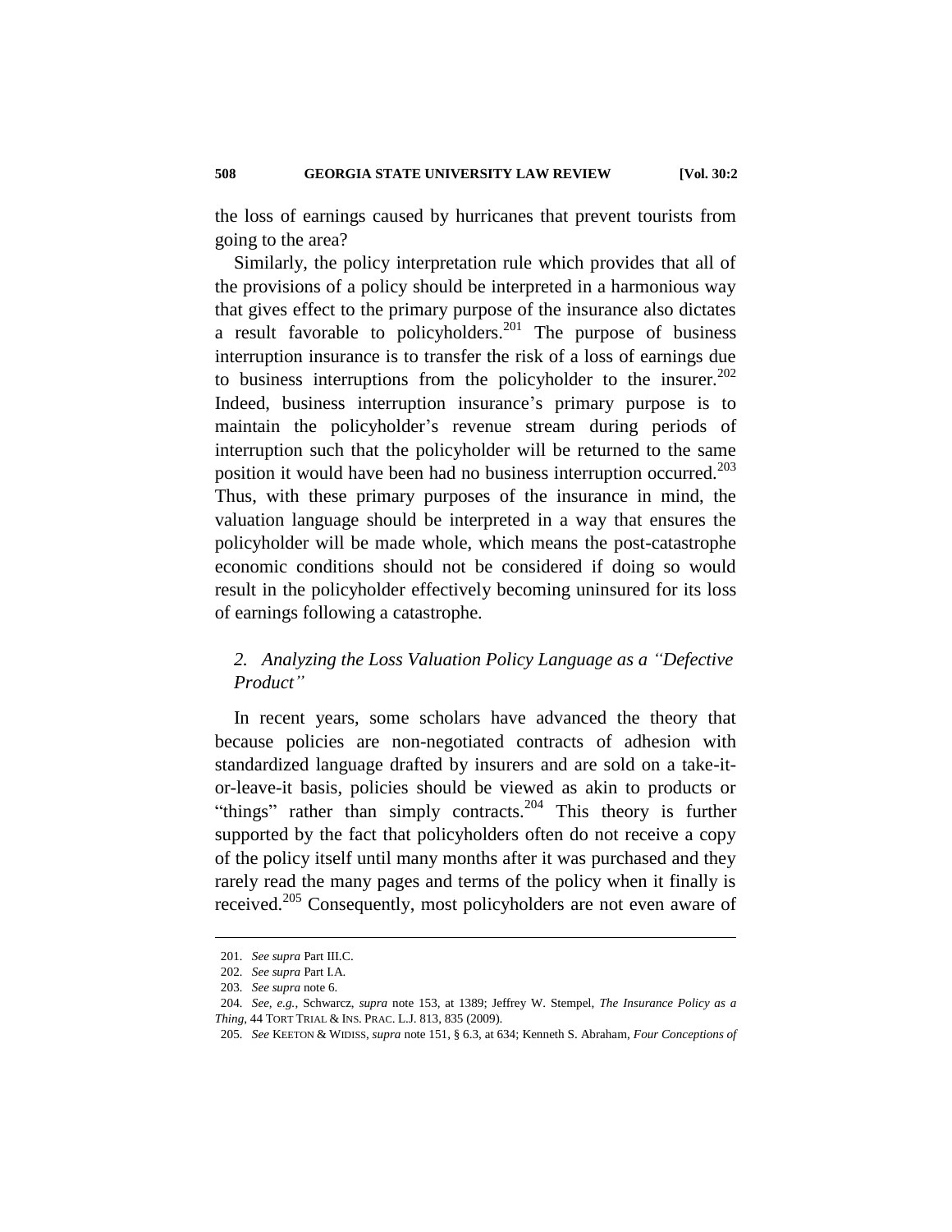the loss of earnings caused by hurricanes that prevent tourists from going to the area?

Similarly, the policy interpretation rule which provides that all of the provisions of a policy should be interpreted in a harmonious way that gives effect to the primary purpose of the insurance also dictates a result favorable to policyholders.[201] The purpose of business interruption insurance is to transfer the risk of a loss of earnings due to business interruptions from the policyholder to the insurer.[202] Indeed, business interruption insurance's primary purpose is to maintain the policyholder's revenue stream during periods of interruption such that the policyholder will be returned to the same position it would have been had no business interruption occurred.[203] Thus, with these primary purposes of the insurance in mind, the valuation language should be interpreted in a way that ensures the policyholder will be made whole, which means the post-catastrophe economic conditions should not be considered if doing so would result in the policyholder effectively becoming uninsured for its loss of earnings following a catastrophe.

### *2. Analyzing the Loss Valuation Policy Language as a "Defective Product"*

In recent years, some scholars have advanced the theory that because policies are non-negotiated contracts of adhesion with standardized language drafted by insurers and are sold on a take-it-or-leave-it basis, policies should be viewed as akin to products or "things" rather than simply contracts.[204] This theory is further supported by the fact that policyholders often do not receive a copy of the policy itself until many months after it was purchased and they rarely read the many pages and terms of the policy when it finally is received.[205] Consequently, most policyholders are not even aware of

---

201. *See supra* Part III.C.

202. *See supra* Part I.A.

203. *See supra* note 6.

204. *See, e.g.*, Schwarcz, *supra* note 153, at 1389; Jeffrey W. Stempel, *The Insurance Policy as a Thing*, 44 TORT TRIAL & INS. PRAC. L.J. 813, 835 (2009).

205. *See* KEETON & WIDISS, *supra* note 151, § 6.3, at 634; Kenneth S. Abraham, *Four Conceptions of*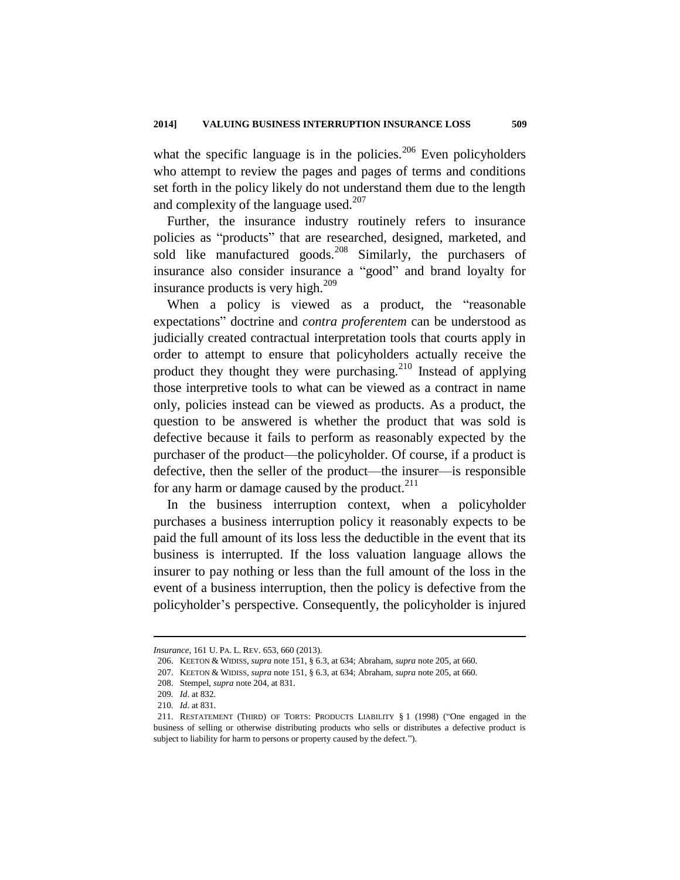what the specific language is in the policies.[206] Even policyholders who attempt to review the pages and pages of terms and conditions set forth in the policy likely do not understand them due to the length and complexity of the language used.[207]

Further, the insurance industry routinely refers to insurance policies as "products" that are researched, designed, marketed, and sold like manufactured goods.[208] Similarly, the purchasers of insurance also consider insurance a "good" and brand loyalty for insurance products is very high.[209]

When a policy is viewed as a product, the "reasonable expectations" doctrine and *contra proferentem* can be understood as judicially created contractual interpretation tools that courts apply in order to attempt to ensure that policyholders actually receive the product they thought they were purchasing.[210] Instead of applying those interpretive tools to what can be viewed as a contract in name only, policies instead can be viewed as products. As a product, the question to be answered is whether the product that was sold is defective because it fails to perform as reasonably expected by the purchaser of the product—the policyholder. Of course, if a product is defective, then the seller of the product—the insurer—is responsible for any harm or damage caused by the product.[211]

In the business interruption context, when a policyholder purchases a business interruption policy it reasonably expects to be paid the full amount of its loss less the deductible in the event that its business is interrupted. If the loss valuation language allows the insurer to pay nothing or less than the full amount of the loss in the event of a business interruption, then the policy is defective from the policyholder's perspective. Consequently, the policyholder is injured

---

*Insurance*, 161 U. PA. L. REV. 653, 660 (2013).

206. KEETON & WIDISS, *supra* note 151, § 6.3, at 634; Abraham, *supra* note 205, at 660.

207. KEETON & WIDISS, *supra* note 151, § 6.3, at 634; Abraham, *supra* note 205, at 660.

208. Stempel, *supra* note 204, at 831.

209. *Id*. at 832.

210. *Id*. at 831.

211. RESTATEMENT (THIRD) OF TORTS: PRODUCTS LIABILITY § 1 (1998) ("One engaged in the business of selling or otherwise distributing products who sells or distributes a defective product is subject to liability for harm to persons or property caused by the defect.").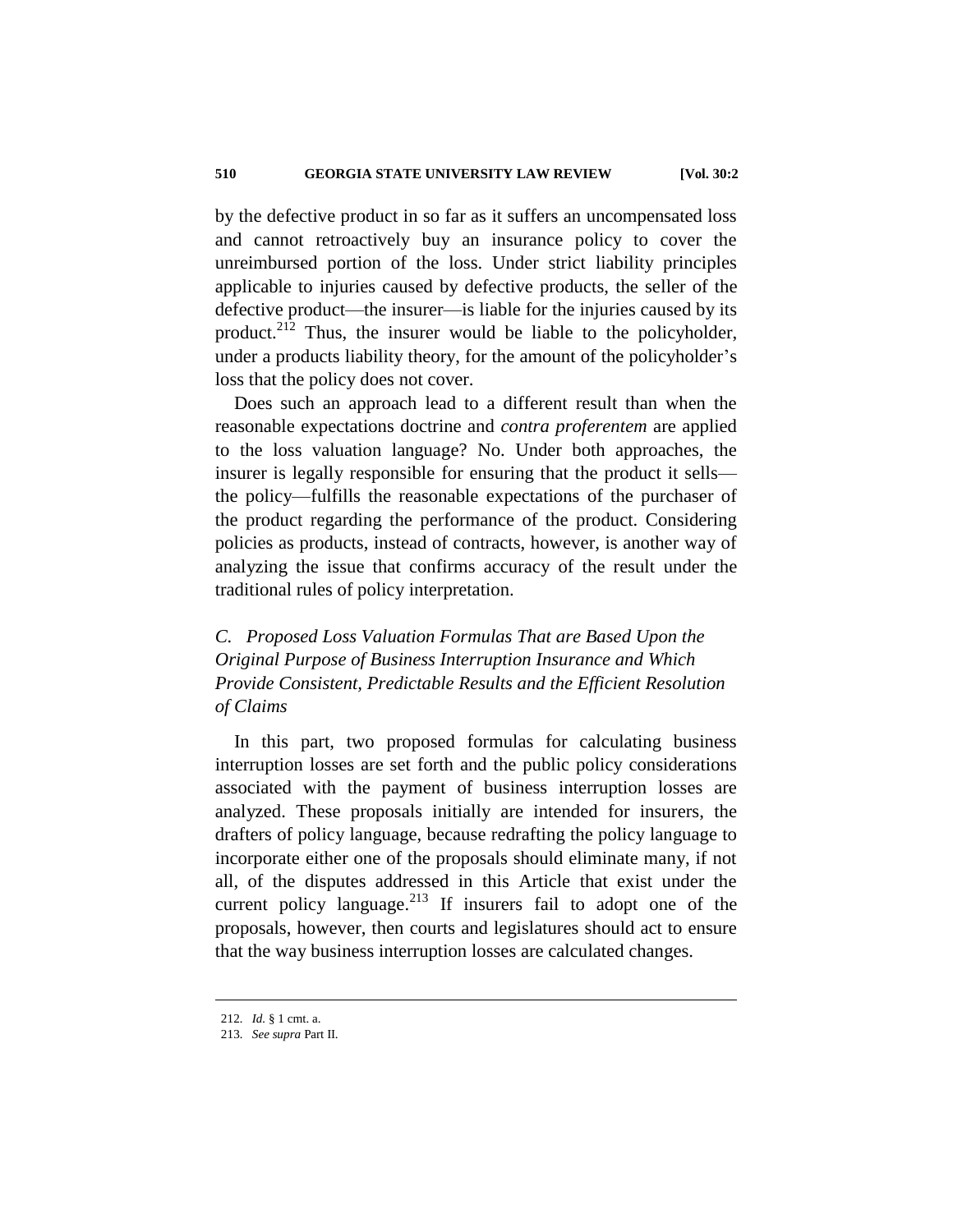by the defective product in so far as it suffers an uncompensated loss and cannot retroactively buy an insurance policy to cover the unreimbursed portion of the loss. Under strict liability principles applicable to injuries caused by defective products, the seller of the defective product—the insurer—is liable for the injuries caused by its product.[212] Thus, the insurer would be liable to the policyholder, under a products liability theory, for the amount of the policyholder's loss that the policy does not cover.

Does such an approach lead to a different result than when the reasonable expectations doctrine and *contra proferentem* are applied to the loss valuation language? No. Under both approaches, the insurer is legally responsible for ensuring that the product it sells—the policy—fulfills the reasonable expectations of the purchaser of the product regarding the performance of the product. Considering policies as products, instead of contracts, however, is another way of analyzing the issue that confirms accuracy of the result under the traditional rules of policy interpretation.

### *C. Proposed Loss Valuation Formulas That are Based Upon the Original Purpose of Business Interruption Insurance and Which Provide Consistent, Predictable Results and the Efficient Resolution of Claims*

In this part, two proposed formulas for calculating business interruption losses are set forth and the public policy considerations associated with the payment of business interruption losses are analyzed. These proposals initially are intended for insurers, the drafters of policy language, because redrafting the policy language to incorporate either one of the proposals should eliminate many, if not all, of the disputes addressed in this Article that exist under the current policy language.[213] If insurers fail to adopt one of the proposals, however, then courts and legislatures should act to ensure that the way business interruption losses are calculated changes.

---

212. *Id.* § 1 cmt. a.

213. *See supra* Part II.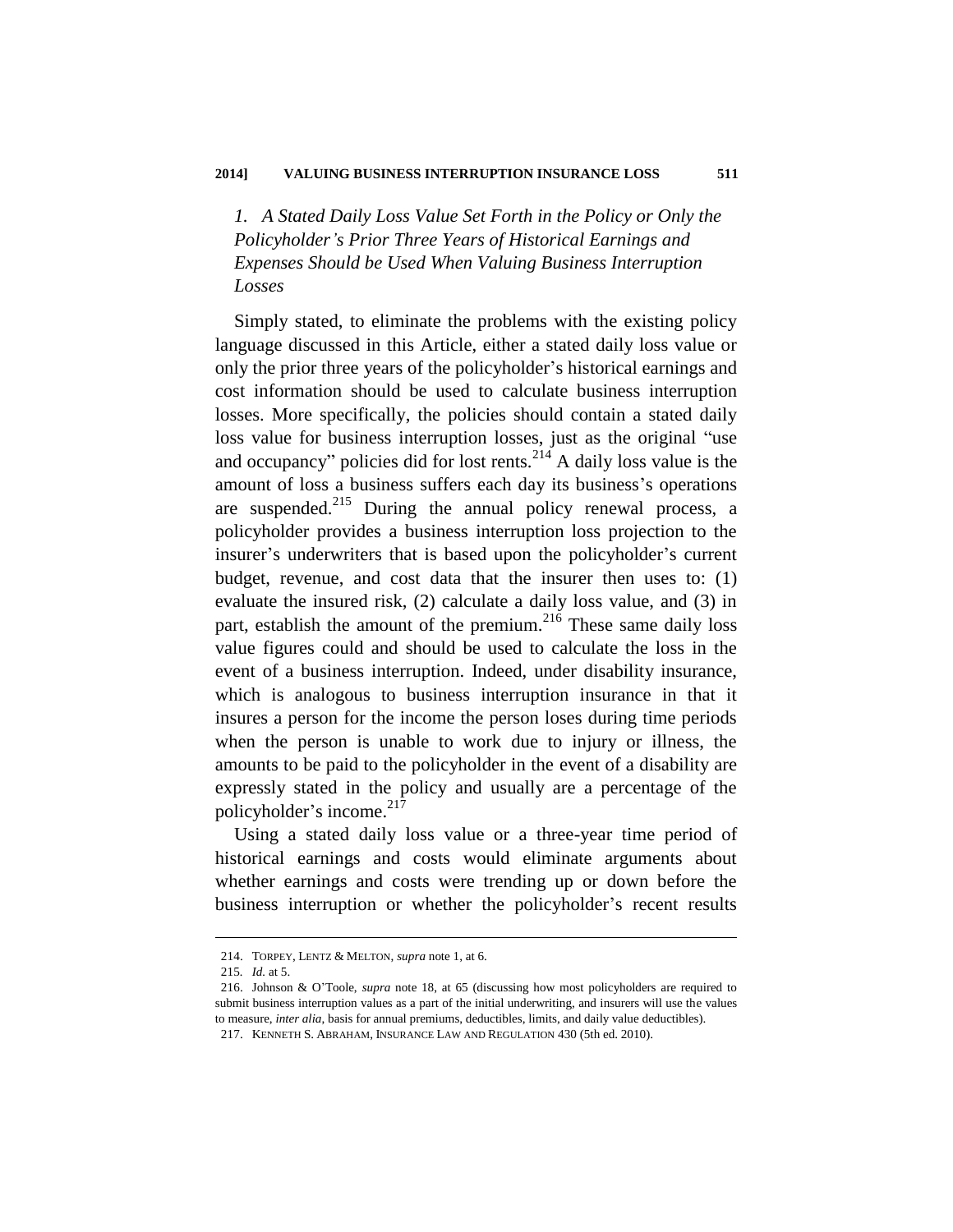### *1. A Stated Daily Loss Value Set Forth in the Policy or Only the Policyholder's Prior Three Years of Historical Earnings and Expenses Should be Used When Valuing Business Interruption Losses*

Simply stated, to eliminate the problems with the existing policy language discussed in this Article, either a stated daily loss value or only the prior three years of the policyholder's historical earnings and cost information should be used to calculate business interruption losses. More specifically, the policies should contain a stated daily loss value for business interruption losses, just as the original "use and occupancy" policies did for lost rents.[214] A daily loss value is the amount of loss a business suffers each day its business's operations are suspended.[215] During the annual policy renewal process, a policyholder provides a business interruption loss projection to the insurer's underwriters that is based upon the policyholder's current budget, revenue, and cost data that the insurer then uses to: (1) evaluate the insured risk, (2) calculate a daily loss value, and (3) in part, establish the amount of the premium.[216] These same daily loss value figures could and should be used to calculate the loss in the event of a business interruption. Indeed, under disability insurance, which is analogous to business interruption insurance in that it insures a person for the income the person loses during time periods when the person is unable to work due to injury or illness, the amounts to be paid to the policyholder in the event of a disability are expressly stated in the policy and usually are a percentage of the policyholder's income.[217]

Using a stated daily loss value or a three-year time period of historical earnings and costs would eliminate arguments about whether earnings and costs were trending up or down before the business interruption or whether the policyholder's recent results

---

214. TORPEY, LENTZ & MELTON, *supra* note 1, at 6.

215. *Id.* at 5.

216. Johnson & O'Toole, *supra* note 18, at 65 (discussing how most policyholders are required to submit business interruption values as a part of the initial underwriting, and insurers will use the values to measure, *inter alia*, basis for annual premiums, deductibles, limits, and daily value deductibles).

217. KENNETH S. ABRAHAM, INSURANCE LAW AND REGULATION 430 (5th ed. 2010).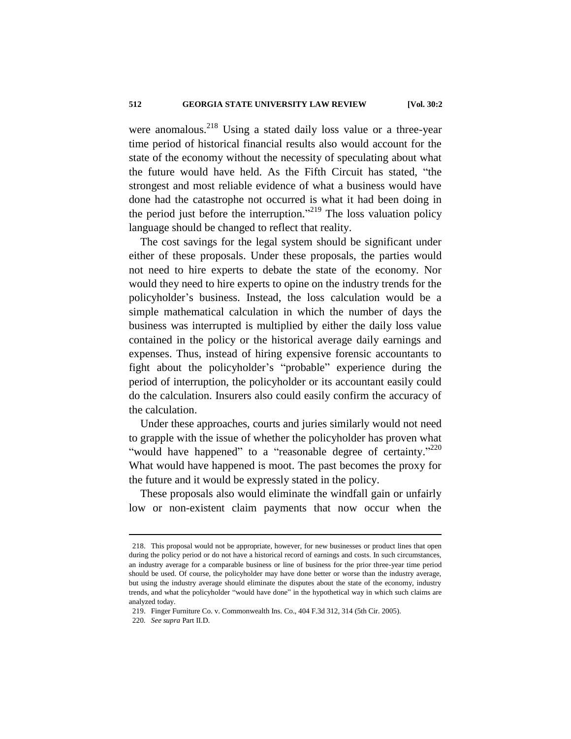were anomalous.[218] Using a stated daily loss value or a three-year time period of historical financial results also would account for the state of the economy without the necessity of speculating about what the future would have held. As the Fifth Circuit has stated, "the strongest and most reliable evidence of what a business would have done had the catastrophe not occurred is what it had been doing in the period just before the interruption."[219] The loss valuation policy language should be changed to reflect that reality.

The cost savings for the legal system should be significant under either of these proposals. Under these proposals, the parties would not need to hire experts to debate the state of the economy. Nor would they need to hire experts to opine on the industry trends for the policyholder's business. Instead, the loss calculation would be a simple mathematical calculation in which the number of days the business was interrupted is multiplied by either the daily loss value contained in the policy or the historical average daily earnings and expenses. Thus, instead of hiring expensive forensic accountants to fight about the policyholder's "probable" experience during the period of interruption, the policyholder or its accountant easily could do the calculation. Insurers also could easily confirm the accuracy of the calculation.

Under these approaches, courts and juries similarly would not need to grapple with the issue of whether the policyholder has proven what "would have happened" to a "reasonable degree of certainty."[220] What would have happened is moot. The past becomes the proxy for the future and it would be expressly stated in the policy.

These proposals also would eliminate the windfall gain or unfairly low or non-existent claim payments that now occur when the

---

218. This proposal would not be appropriate, however, for new businesses or product lines that open during the policy period or do not have a historical record of earnings and costs. In such circumstances, an industry average for a comparable business or line of business for the prior three-year time period should be used. Of course, the policyholder may have done better or worse than the industry average, but using the industry average should eliminate the disputes about the state of the economy, industry trends, and what the policyholder "would have done" in the hypothetical way in which such claims are analyzed today.

219. Finger Furniture Co. v. Commonwealth Ins. Co., 404 F.3d 312, 314 (5th Cir. 2005).

220. *See supra* Part II.D.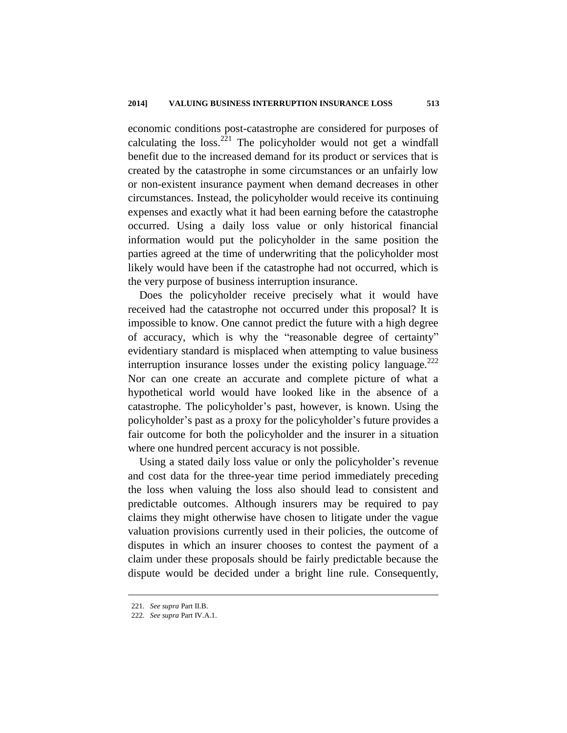economic conditions post-catastrophe are considered for purposes of calculating the loss.[221] The policyholder would not get a windfall benefit due to the increased demand for its product or services that is created by the catastrophe in some circumstances or an unfairly low or non-existent insurance payment when demand decreases in other circumstances. Instead, the policyholder would receive its continuing expenses and exactly what it had been earning before the catastrophe occurred. Using a daily loss value or only historical financial information would put the policyholder in the same position the parties agreed at the time of underwriting that the policyholder most likely would have been if the catastrophe had not occurred, which is the very purpose of business interruption insurance.

Does the policyholder receive precisely what it would have received had the catastrophe not occurred under this proposal? It is impossible to know. One cannot predict the future with a high degree of accuracy, which is why the "reasonable degree of certainty" evidentiary standard is misplaced when attempting to value business interruption insurance losses under the existing policy language.[222] Nor can one create an accurate and complete picture of what a hypothetical world would have looked like in the absence of a catastrophe. The policyholder's past, however, is known. Using the policyholder's past as a proxy for the policyholder's future provides a fair outcome for both the policyholder and the insurer in a situation where one hundred percent accuracy is not possible.

Using a stated daily loss value or only the policyholder's revenue and cost data for the three-year time period immediately preceding the loss when valuing the loss also should lead to consistent and predictable outcomes. Although insurers may be required to pay claims they might otherwise have chosen to litigate under the vague valuation provisions currently used in their policies, the outcome of disputes in which an insurer chooses to contest the payment of a claim under these proposals should be fairly predictable because the dispute would be decided under a bright line rule. Consequently,

---

221. *See supra* Part II.B.

222. *See supra* Part IV.A.1.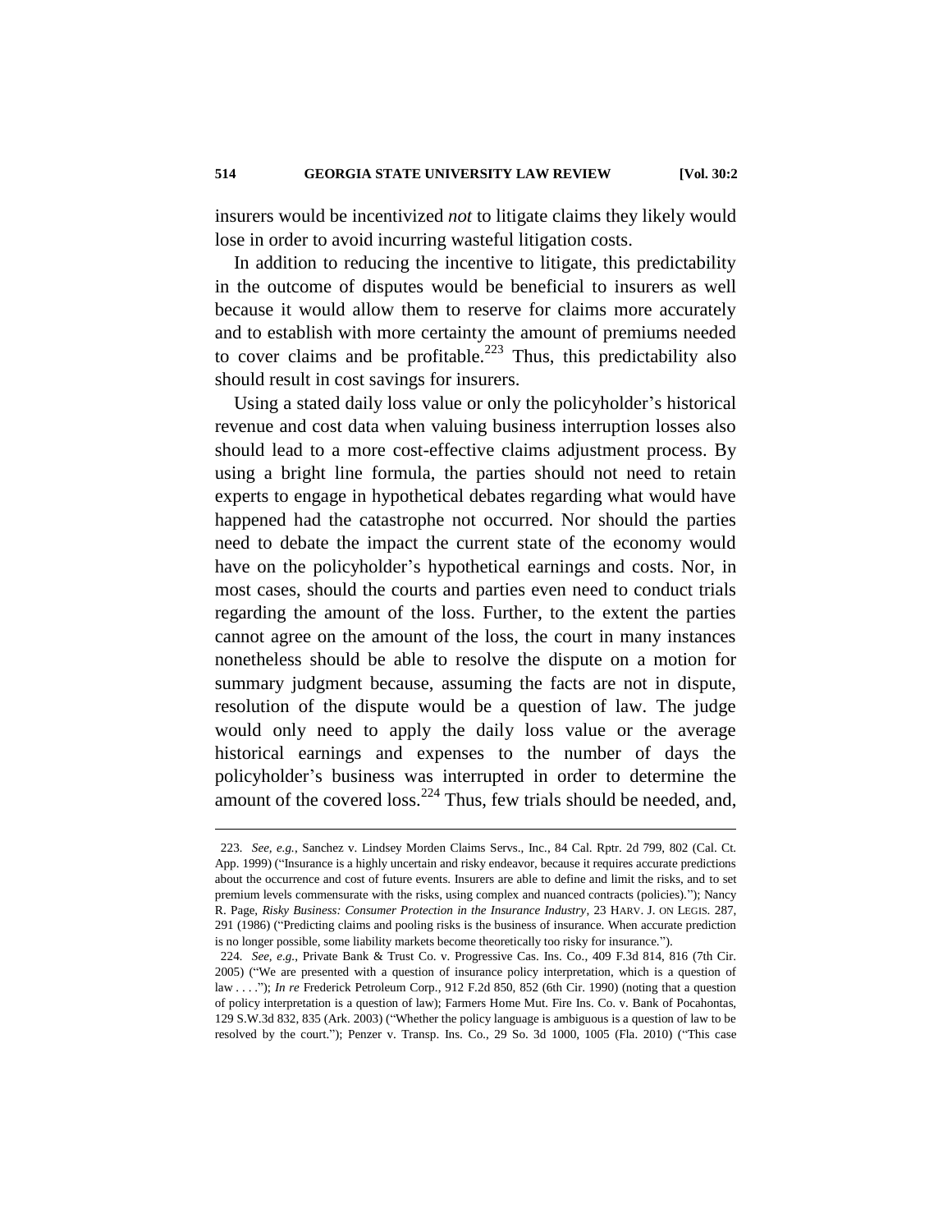insurers would be incentivized *not* to litigate claims they likely would lose in order to avoid incurring wasteful litigation costs.

In addition to reducing the incentive to litigate, this predictability in the outcome of disputes would be beneficial to insurers as well because it would allow them to reserve for claims more accurately and to establish with more certainty the amount of premiums needed to cover claims and be profitable.[223] Thus, this predictability also should result in cost savings for insurers.

Using a stated daily loss value or only the policyholder's historical revenue and cost data when valuing business interruption losses also should lead to a more cost-effective claims adjustment process. By using a bright line formula, the parties should not need to retain experts to engage in hypothetical debates regarding what would have happened had the catastrophe not occurred. Nor should the parties need to debate the impact the current state of the economy would have on the policyholder's hypothetical earnings and costs. Nor, in most cases, should the courts and parties even need to conduct trials regarding the amount of the loss. Further, to the extent the parties cannot agree on the amount of the loss, the court in many instances nonetheless should be able to resolve the dispute on a motion for summary judgment because, assuming the facts are not in dispute, resolution of the dispute would be a question of law. The judge would only need to apply the daily loss value or the average historical earnings and expenses to the number of days the policyholder's business was interrupted in order to determine the amount of the covered loss.[224] Thus, few trials should be needed, and,

---

223. *See, e.g.*, Sanchez v. Lindsey Morden Claims Servs., Inc., 84 Cal. Rptr. 2d 799, 802 (Cal. Ct. App. 1999) ("Insurance is a highly uncertain and risky endeavor, because it requires accurate predictions about the occurrence and cost of future events. Insurers are able to define and limit the risks, and to set premium levels commensurate with the risks, using complex and nuanced contracts (policies)."); Nancy R. Page, *Risky Business: Consumer Protection in the Insurance Industry*, 23 HARV. J. ON LEGIS. 287, 291 (1986) ("Predicting claims and pooling risks is the business of insurance. When accurate prediction is no longer possible, some liability markets become theoretically too risky for insurance.").

224. *See, e.g.*, Private Bank & Trust Co. v. Progressive Cas. Ins. Co., 409 F.3d 814, 816 (7th Cir. 2005) ("We are presented with a question of insurance policy interpretation, which is a question of law . . . ."); *In re* Frederick Petroleum Corp., 912 F.2d 850, 852 (6th Cir. 1990) (noting that a question of policy interpretation is a question of law); Farmers Home Mut. Fire Ins. Co. v. Bank of Pocahontas, 129 S.W.3d 832, 835 (Ark. 2003) ("Whether the policy language is ambiguous is a question of law to be resolved by the court."); Penzer v. Transp. Ins. Co., 29 So. 3d 1000, 1005 (Fla. 2010) ("This case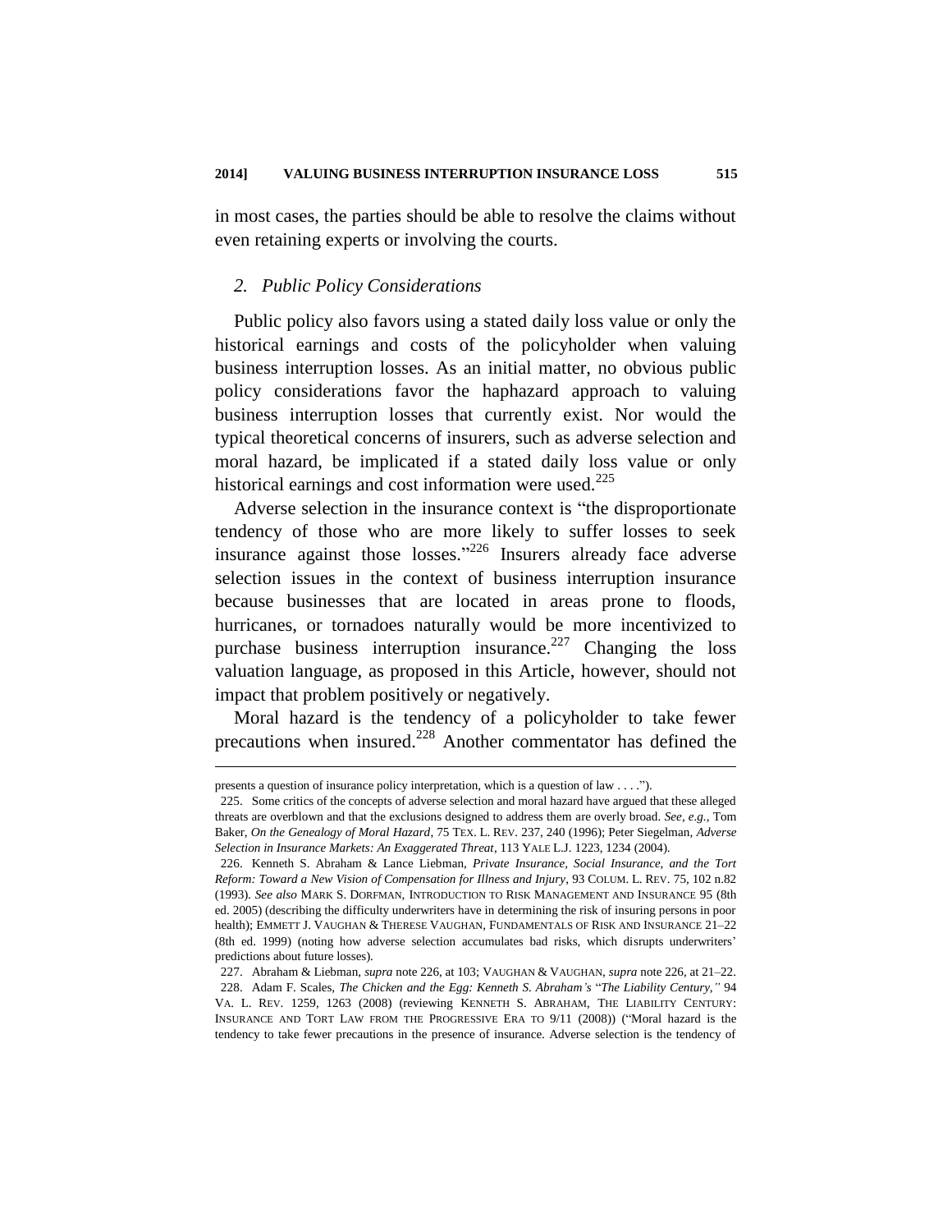in most cases, the parties should be able to resolve the claims without even retaining experts or involving the courts.

### *2. Public Policy Considerations*

Public policy also favors using a stated daily loss value or only the historical earnings and costs of the policyholder when valuing business interruption losses. As an initial matter, no obvious public policy considerations favor the haphazard approach to valuing business interruption losses that currently exist. Nor would the typical theoretical concerns of insurers, such as adverse selection and moral hazard, be implicated if a stated daily loss value or only historical earnings and cost information were used.[225]

Adverse selection in the insurance context is "the disproportionate tendency of those who are more likely to suffer losses to seek insurance against those losses."[226] Insurers already face adverse selection issues in the context of business interruption insurance because businesses that are located in areas prone to floods, hurricanes, or tornadoes naturally would be more incentivized to purchase business interruption insurance.[227] Changing the loss valuation language, as proposed in this Article, however, should not impact that problem positively or negatively.

Moral hazard is the tendency of a policyholder to take fewer precautions when insured.[228] Another commentator has defined the

---

presents a question of insurance policy interpretation, which is a question of law . . . .").

225. Some critics of the concepts of adverse selection and moral hazard have argued that these alleged threats are overblown and that the exclusions designed to address them are overly broad. *See, e.g.*, Tom Baker, *On the Genealogy of Moral Hazard*, 75 TEX. L. REV. 237, 240 (1996); Peter Siegelman, *Adverse Selection in Insurance Markets: An Exaggerated Threat*, 113 YALE L.J. 1223, 1234 (2004).

226. Kenneth S. Abraham & Lance Liebman, *Private Insurance, Social Insurance, and the Tort Reform: Toward a New Vision of Compensation for Illness and Injury*, 93 COLUM. L. REV. 75, 102 n.82 (1993). *See also* MARK S. DORFMAN, INTRODUCTION TO RISK MANAGEMENT AND INSURANCE 95 (8th ed. 2005) (describing the difficulty underwriters have in determining the risk of insuring persons in poor health); EMMETT J. VAUGHAN & THERESE VAUGHAN, FUNDAMENTALS OF RISK AND INSURANCE 21–22 (8th ed. 1999) (noting how adverse selection accumulates bad risks, which disrupts underwriters' predictions about future losses).

227. Abraham & Liebman, *supra* note 226, at 103; VAUGHAN & VAUGHAN, *supra* note 226, at 21–22.

228. Adam F. Scales, *The Chicken and the Egg: Kenneth S. Abraham's "The Liability Century,"* 94 VA. L. REV. 1259, 1263 (2008) (reviewing KENNETH S. ABRAHAM, THE LIABILITY CENTURY: INSURANCE AND TORT LAW FROM THE PROGRESSIVE ERA TO 9/11 (2008)) ("Moral hazard is the tendency to take fewer precautions in the presence of insurance. Adverse selection is the tendency of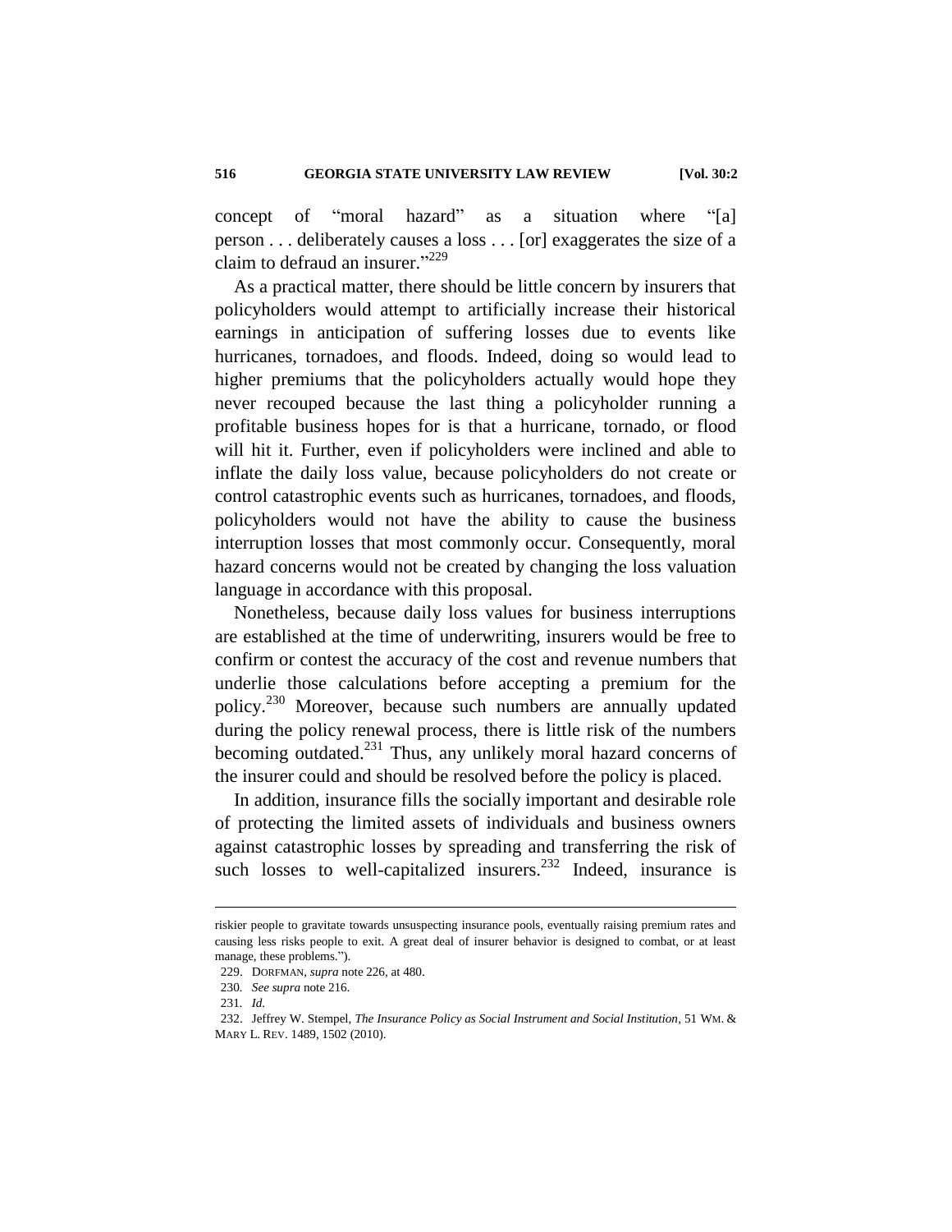concept of "moral hazard" as a situation where "[a] person . . . deliberately causes a loss . . . [or] exaggerates the size of a claim to defraud an insurer."[229]

As a practical matter, there should be little concern by insurers that policyholders would attempt to artificially increase their historical earnings in anticipation of suffering losses due to events like hurricanes, tornadoes, and floods. Indeed, doing so would lead to higher premiums that the policyholders actually would hope they never recouped because the last thing a policyholder running a profitable business hopes for is that a hurricane, tornado, or flood will hit it. Further, even if policyholders were inclined and able to inflate the daily loss value, because policyholders do not create or control catastrophic events such as hurricanes, tornadoes, and floods, policyholders would not have the ability to cause the business interruption losses that most commonly occur. Consequently, moral hazard concerns would not be created by changing the loss valuation language in accordance with this proposal.

Nonetheless, because daily loss values for business interruptions are established at the time of underwriting, insurers would be free to confirm or contest the accuracy of the cost and revenue numbers that underlie those calculations before accepting a premium for the policy.[230] Moreover, because such numbers are annually updated during the policy renewal process, there is little risk of the numbers becoming outdated.[231] Thus, any unlikely moral hazard concerns of the insurer could and should be resolved before the policy is placed.

In addition, insurance fills the socially important and desirable role of protecting the limited assets of individuals and business owners against catastrophic losses by spreading and transferring the risk of such losses to well-capitalized insurers.[232] Indeed, insurance is

---

riskier people to gravitate towards unsuspecting insurance pools, eventually raising premium rates and causing less risks people to exit. A great deal of insurer behavior is designed to combat, or at least manage, these problems.").

229. DORFMAN, *supra* note 226, at 480.

230. *See supra* note 216.

231. *Id.*

232. Jeffrey W. Stempel, *The Insurance Policy as Social Instrument and Social Institution*, 51 WM. & MARY L. REV. 1489, 1502 (2010).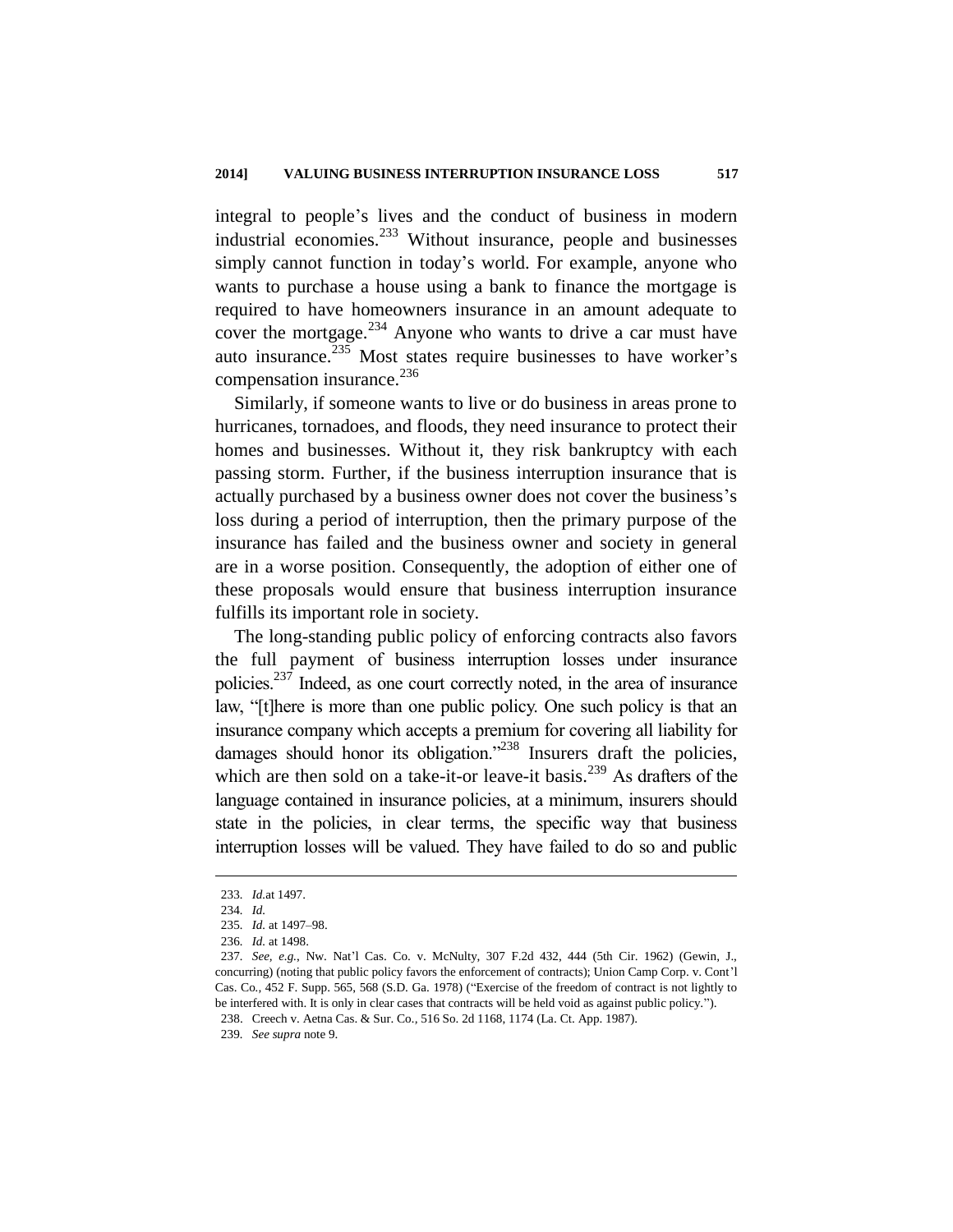integral to people's lives and the conduct of business in modern industrial economies.[233] Without insurance, people and businesses simply cannot function in today's world. For example, anyone who wants to purchase a house using a bank to finance the mortgage is required to have homeowners insurance in an amount adequate to cover the mortgage.[234] Anyone who wants to drive a car must have auto insurance.[235] Most states require businesses to have worker's compensation insurance.[236]

Similarly, if someone wants to live or do business in areas prone to hurricanes, tornadoes, and floods, they need insurance to protect their homes and businesses. Without it, they risk bankruptcy with each passing storm. Further, if the business interruption insurance that is actually purchased by a business owner does not cover the business's loss during a period of interruption, then the primary purpose of the insurance has failed and the business owner and society in general are in a worse position. Consequently, the adoption of either one of these proposals would ensure that business interruption insurance fulfills its important role in society.

The long-standing public policy of enforcing contracts also favors the full payment of business interruption losses under insurance policies.[237] Indeed, as one court correctly noted, in the area of insurance law, "[t]here is more than one public policy. One such policy is that an insurance company which accepts a premium for covering all liability for damages should honor its obligation."[238] Insurers draft the policies, which are then sold on a take-it-or leave-it basis.[239] As drafters of the language contained in insurance policies, at a minimum, insurers should state in the policies, in clear terms, the specific way that business interruption losses will be valued. They have failed to do so and public

---

233. *Id.*at 1497.

234. *Id.*

235. *Id.* at 1497–98.

236. *Id.* at 1498.

237. *See, e.g.*, Nw. Nat'l Cas. Co. v. McNulty, 307 F.2d 432, 444 (5th Cir. 1962) (Gewin, J., concurring) (noting that public policy favors the enforcement of contracts); Union Camp Corp. v. Cont'l Cas. Co., 452 F. Supp. 565, 568 (S.D. Ga. 1978) ("Exercise of the freedom of contract is not lightly to be interfered with. It is only in clear cases that contracts will be held void as against public policy.").

238. Creech v. Aetna Cas. & Sur. Co., 516 So. 2d 1168, 1174 (La. Ct. App. 1987).

239. *See supra* note 9.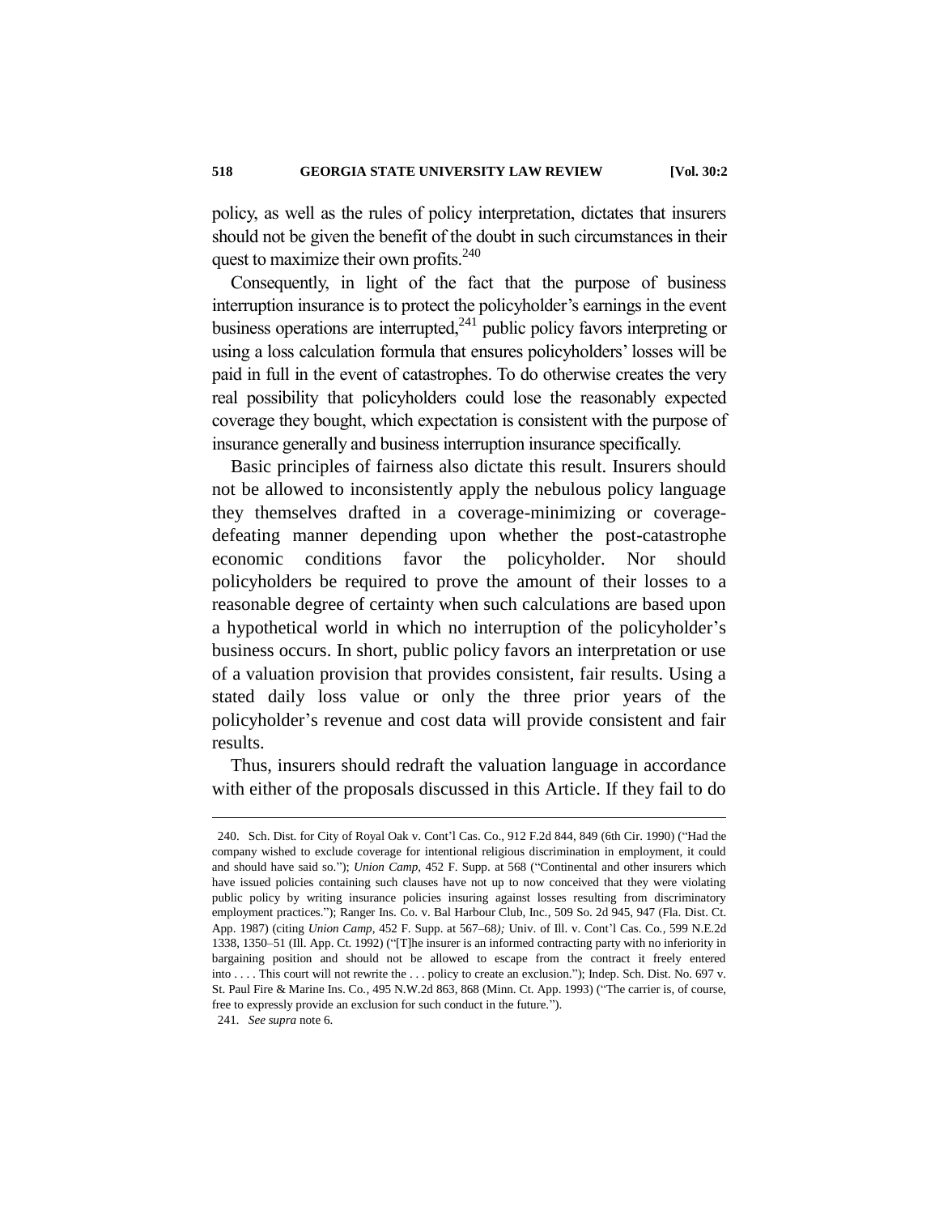policy, as well as the rules of policy interpretation, dictates that insurers should not be given the benefit of the doubt in such circumstances in their quest to maximize their own profits.[240]

Consequently, in light of the fact that the purpose of business interruption insurance is to protect the policyholder's earnings in the event business operations are interrupted,[241] public policy favors interpreting or using a loss calculation formula that ensures policyholders' losses will be paid in full in the event of catastrophes. To do otherwise creates the very real possibility that policyholders could lose the reasonably expected coverage they bought, which expectation is consistent with the purpose of insurance generally and business interruption insurance specifically.

Basic principles of fairness also dictate this result. Insurers should not be allowed to inconsistently apply the nebulous policy language they themselves drafted in a coverage-minimizing or coverage-defeating manner depending upon whether the post-catastrophe economic conditions favor the policyholder. Nor should policyholders be required to prove the amount of their losses to a reasonable degree of certainty when such calculations are based upon a hypothetical world in which no interruption of the policyholder's business occurs. In short, public policy favors an interpretation or use of a valuation provision that provides consistent, fair results. Using a stated daily loss value or only the three prior years of the policyholder's revenue and cost data will provide consistent and fair results.

Thus, insurers should redraft the valuation language in accordance with either of the proposals discussed in this Article. If they fail to do

---

240. Sch. Dist. for City of Royal Oak v. Cont'l Cas. Co., 912 F.2d 844, 849 (6th Cir. 1990) ("Had the company wished to exclude coverage for intentional religious discrimination in employment, it could and should have said so."); *Union Camp*, 452 F. Supp. at 568 ("Continental and other insurers which have issued policies containing such clauses have not up to now conceived that they were violating public policy by writing insurance policies insuring against losses resulting from discriminatory employment practices."); Ranger Ins. Co. v. Bal Harbour Club, Inc., 509 So. 2d 945, 947 (Fla. Dist. Ct. App. 1987) (citing *Union Camp*, 452 F. Supp. at 567–68); Univ. of Ill. v. Cont'l Cas. Co., 599 N.E.2d 1338, 1350–51 (Ill. App. Ct. 1992) ("[T]he insurer is an informed contracting party with no inferiority in bargaining position and should not be allowed to escape from the contract it freely entered into . . . . This court will not rewrite the . . . policy to create an exclusion."); Indep. Sch. Dist. No. 697 v. St. Paul Fire & Marine Ins. Co., 495 N.W.2d 863, 868 (Minn. Ct. App. 1993) ("The carrier is, of course, free to expressly provide an exclusion for such conduct in the future.").

241. *See supra* note 6.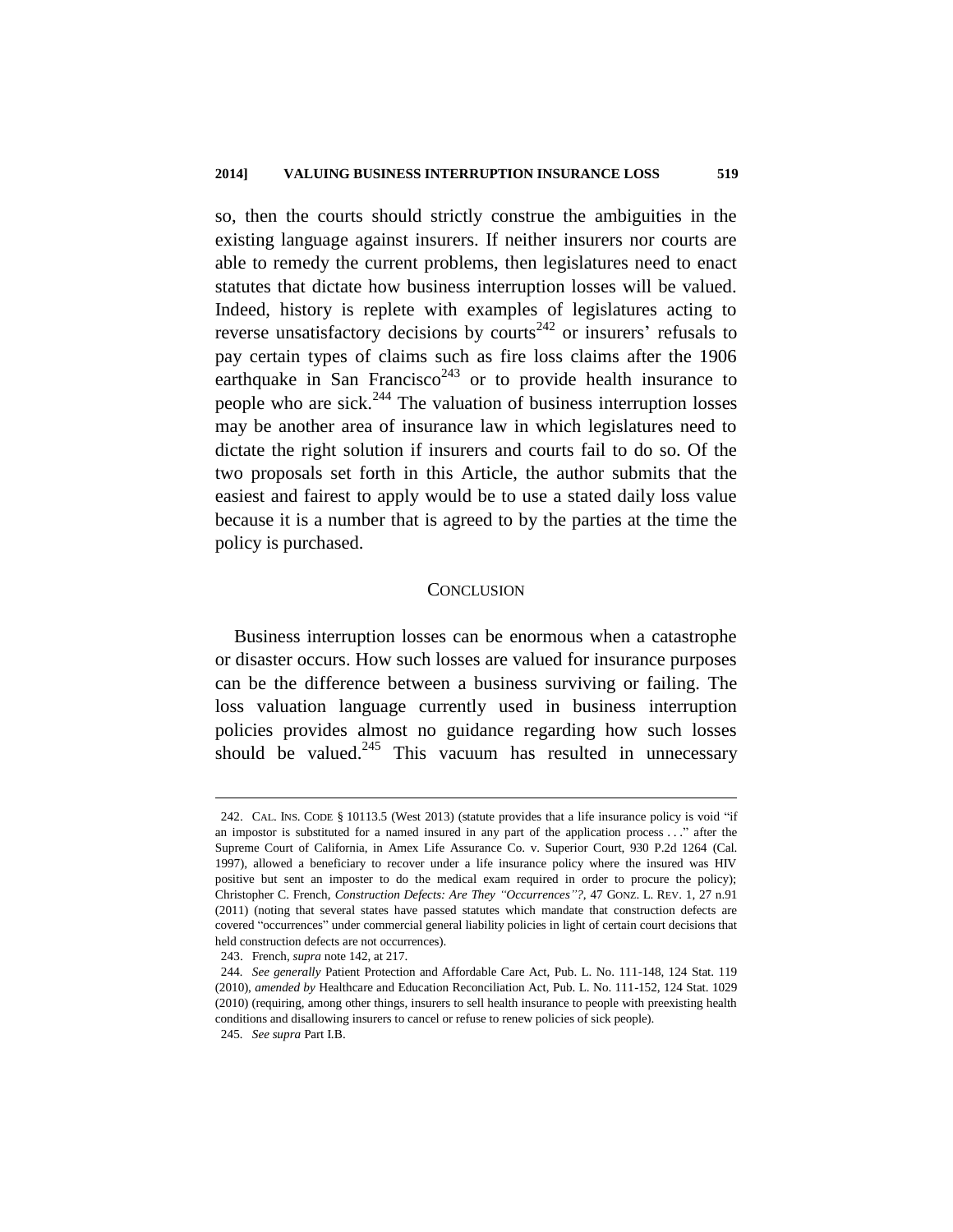so, then the courts should strictly construe the ambiguities in the existing language against insurers. If neither insurers nor courts are able to remedy the current problems, then legislatures need to enact statutes that dictate how business interruption losses will be valued. Indeed, history is replete with examples of legislatures acting to reverse unsatisfactory decisions by courts[242] or insurers' refusals to pay certain types of claims such as fire loss claims after the 1906 earthquake in San Francisco[243] or to provide health insurance to people who are sick.[244] The valuation of business interruption losses may be another area of insurance law in which legislatures need to dictate the right solution if insurers and courts fail to do so. Of the two proposals set forth in this Article, the author submits that the easiest and fairest to apply would be to use a stated daily loss value because it is a number that is agreed to by the parties at the time the policy is purchased.

## CONCLUSION

Business interruption losses can be enormous when a catastrophe or disaster occurs. How such losses are valued for insurance purposes can be the difference between a business surviving or failing. The loss valuation language currently used in business interruption policies provides almost no guidance regarding how such losses should be valued.[245] This vacuum has resulted in unnecessary

---

242. CAL. INS. CODE § 10113.5 (West 2013) (statute provides that a life insurance policy is void "if an impostor is substituted for a named insured in any part of the application process . . ." after the Supreme Court of California, in Amex Life Assurance Co. v. Superior Court, 930 P.2d 1264 (Cal. 1997), allowed a beneficiary to recover under a life insurance policy where the insured was HIV positive but sent an imposter to do the medical exam required in order to procure the policy); Christopher C. French, *Construction Defects: Are They "Occurrences"?*, 47 GONZ. L. REV. 1, 27 n.91 (2011) (noting that several states have passed statutes which mandate that construction defects are covered "occurrences" under commercial general liability policies in light of certain court decisions that held construction defects are not occurrences).

243. French, *supra* note 142, at 217.

244. *See generally* Patient Protection and Affordable Care Act, Pub. L. No. 111-148, 124 Stat. 119 (2010), *amended by* Healthcare and Education Reconciliation Act, Pub. L. No. 111-152, 124 Stat. 1029 (2010) (requiring, among other things, insurers to sell health insurance to people with preexisting health conditions and disallowing insurers to cancel or refuse to renew policies of sick people).

245. *See supra* Part I.B.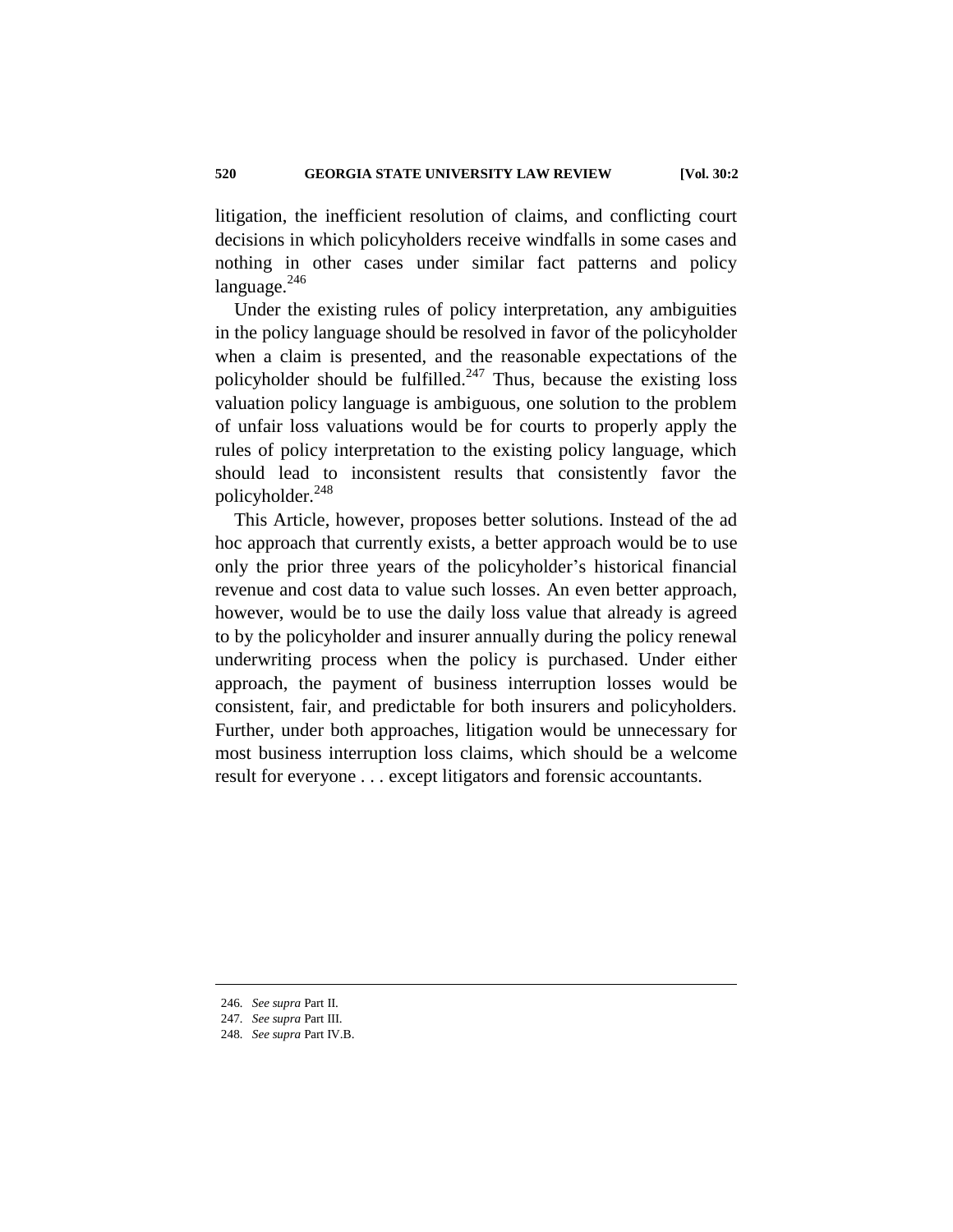litigation, the inefficient resolution of claims, and conflicting court decisions in which policyholders receive windfalls in some cases and nothing in other cases under similar fact patterns and policy language.[246]

Under the existing rules of policy interpretation, any ambiguities in the policy language should be resolved in favor of the policyholder when a claim is presented, and the reasonable expectations of the policyholder should be fulfilled.[247] Thus, because the existing loss valuation policy language is ambiguous, one solution to the problem of unfair loss valuations would be for courts to properly apply the rules of policy interpretation to the existing policy language, which should lead to inconsistent results that consistently favor the policyholder.[248]

This Article, however, proposes better solutions. Instead of the ad hoc approach that currently exists, a better approach would be to use only the prior three years of the policyholder's historical financial revenue and cost data to value such losses. An even better approach, however, would be to use the daily loss value that already is agreed to by the policyholder and insurer annually during the policy renewal underwriting process when the policy is purchased. Under either approach, the payment of business interruption losses would be consistent, fair, and predictable for both insurers and policyholders. Further, under both approaches, litigation would be unnecessary for most business interruption loss claims, which should be a welcome result for everyone . . . except litigators and forensic accountants.

---

246. *See supra* Part II.

247. *See supra* Part III.

248. *See supra* Part IV.B.